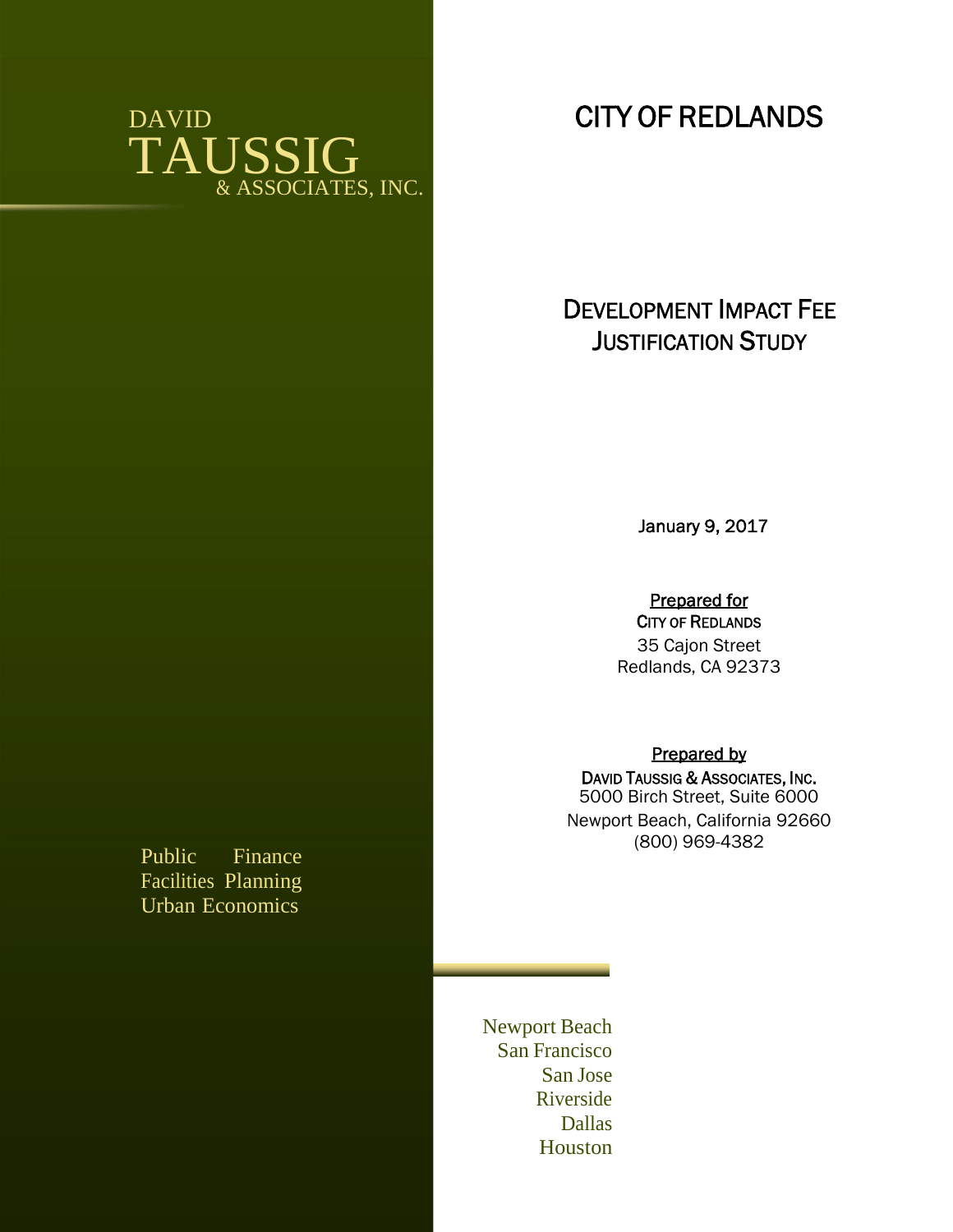DAVID
TAUSSIG
& ASSOCIATES, INC.

# CITY OF REDLANDS

## DEVELOPMENT IMPACT FEE JUSTIFICATION STUDY

January 9, 2017

Prepared for
CITY OF REDLANDS
35 Cajon Street
Redlands, CA 92373

Prepared by
DAVID TAUSSIG & ASSOCIATES, INC.
5000 Birch Street, Suite 6000
Newport Beach, California 92660
(800) 969-4382

Public Finance
Facilities Planning
Urban Economics

Newport Beach
San Francisco
San Jose
Riverside
Dallas
Houston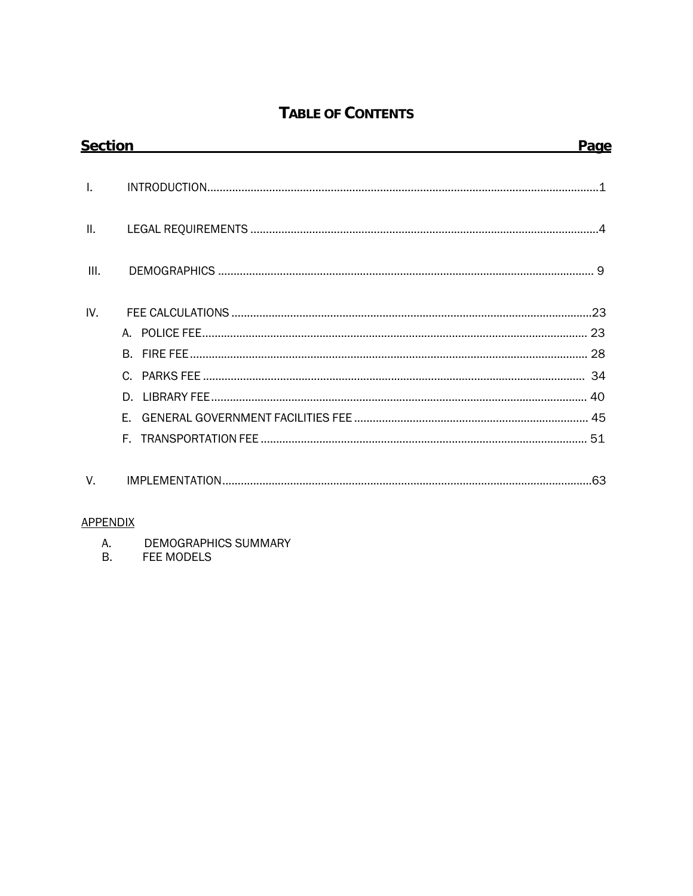# TABLE OF CONTENTS

| Section | | Page |
|---|---|---|
| I. | INTRODUCTION | 1 |
| II. | LEGAL REQUIREMENTS | 4 |
| III. | DEMOGRAPHICS | 9 |
| IV. | FEE CALCULATIONS | 23 |
| | A. POLICE FEE | 23 |
| | B. FIRE FEE | 28 |
| | C. PARKS FEE | 34 |
| | D. LIBRARY FEE | 40 |
| | E. GENERAL GOVERNMENT FACILITIES FEE | 45 |
| | F. TRANSPORTATION FEE | 51 |
| V. | IMPLEMENTATION | 63 |

APPENDIX

A. DEMOGRAPHICS SUMMARY
B. FEE MODELS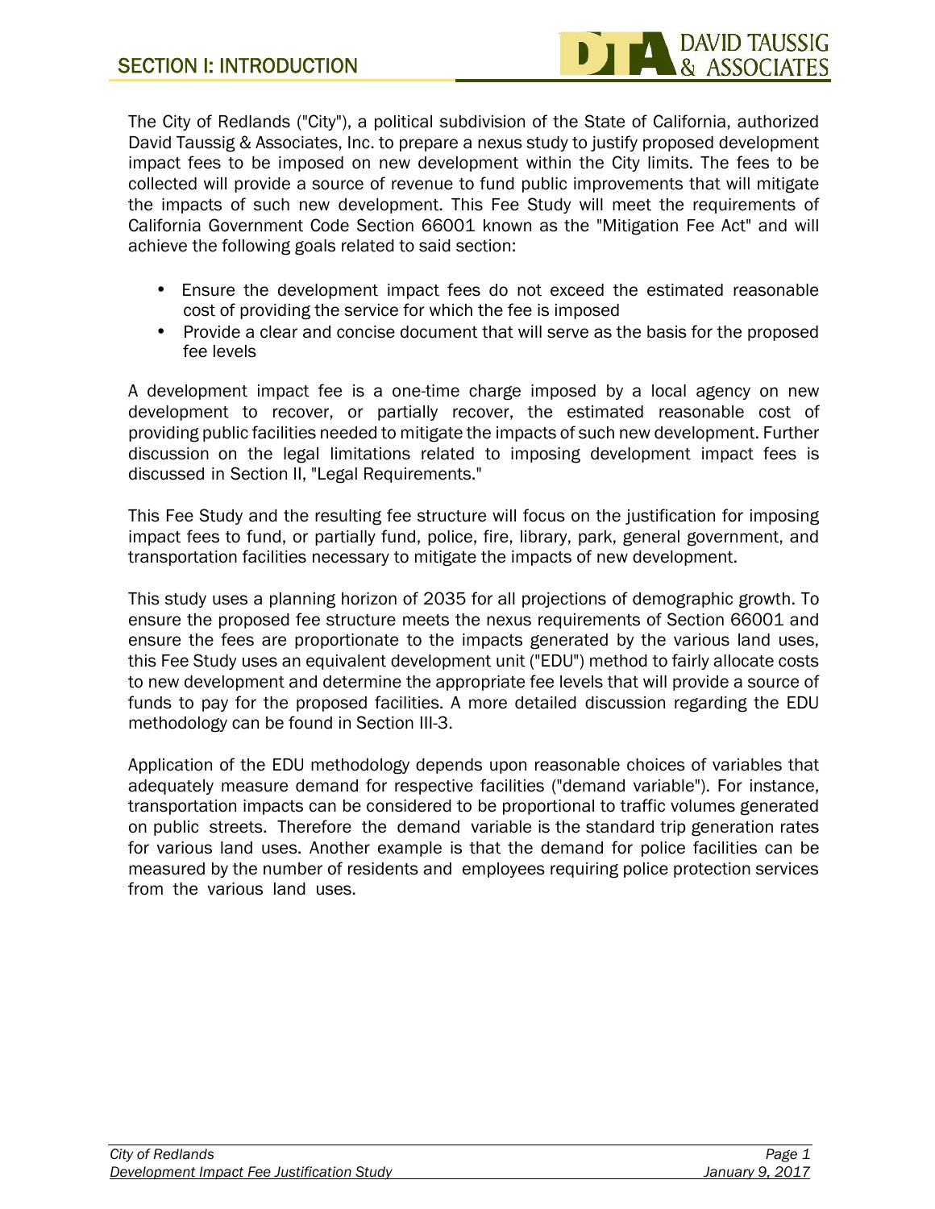# SECTION I: INTRODUCTION

The City of Redlands ("City"), a political subdivision of the State of California, authorized David Taussig & Associates, Inc. to prepare a nexus study to justify proposed development impact fees to be imposed on new development within the City limits. The fees to be collected will provide a source of revenue to fund public improvements that will mitigate the impacts of such new development. This Fee Study will meet the requirements of California Government Code Section 66001 known as the "Mitigation Fee Act" and will achieve the following goals related to said section:

- Ensure the development impact fees do not exceed the estimated reasonable cost of providing the service for which the fee is imposed
- Provide a clear and concise document that will serve as the basis for the proposed fee levels

A development impact fee is a one-time charge imposed by a local agency on new development to recover, or partially recover, the estimated reasonable cost of providing public facilities needed to mitigate the impacts of such new development. Further discussion on the legal limitations related to imposing development impact fees is discussed in Section II, "Legal Requirements."

This Fee Study and the resulting fee structure will focus on the justification for imposing impact fees to fund, or partially fund, police, fire, library, park, general government, and transportation facilities necessary to mitigate the impacts of new development.

This study uses a planning horizon of 2035 for all projections of demographic growth. To ensure the proposed fee structure meets the nexus requirements of Section 66001 and ensure the fees are proportionate to the impacts generated by the various land uses, this Fee Study uses an equivalent development unit ("EDU") method to fairly allocate costs to new development and determine the appropriate fee levels that will provide a source of funds to pay for the proposed facilities. A more detailed discussion regarding the EDU methodology can be found in Section III-3.

Application of the EDU methodology depends upon reasonable choices of variables that adequately measure demand for respective facilities ("demand variable"). For instance, transportation impacts can be considered to be proportional to traffic volumes generated on public streets. Therefore the demand variable is the standard trip generation rates for various land uses. Another example is that the demand for police facilities can be measured by the number of residents and employees requiring police protection services from the various land uses.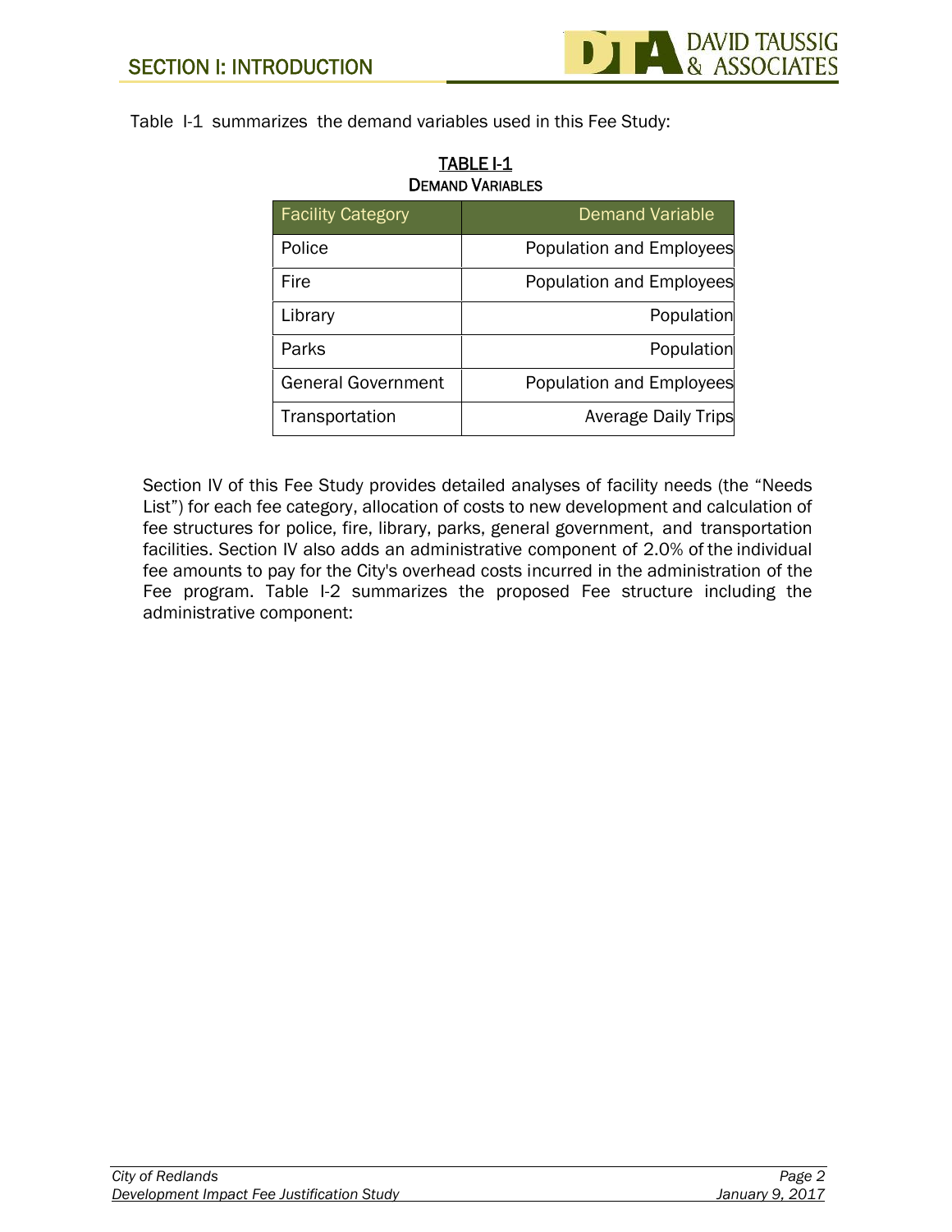Table I-1 summarizes the demand variables used in this Fee Study:

**TABLE I-1**
**DEMAND VARIABLES**

| Facility Category | Demand Variable |
|---|---|
| Police | Population and Employees |
| Fire | Population and Employees |
| Library | Population |
| Parks | Population |
| General Government | Population and Employees |
| Transportation | Average Daily Trips |

Section IV of this Fee Study provides detailed analyses of facility needs (the "Needs List") for each fee category, allocation of costs to new development and calculation of fee structures for police, fire, library, parks, general government, and transportation facilities. Section IV also adds an administrative component of 2.0% of the individual fee amounts to pay for the City's overhead costs incurred in the administration of the Fee program. Table I-2 summarizes the proposed Fee structure including the administrative component: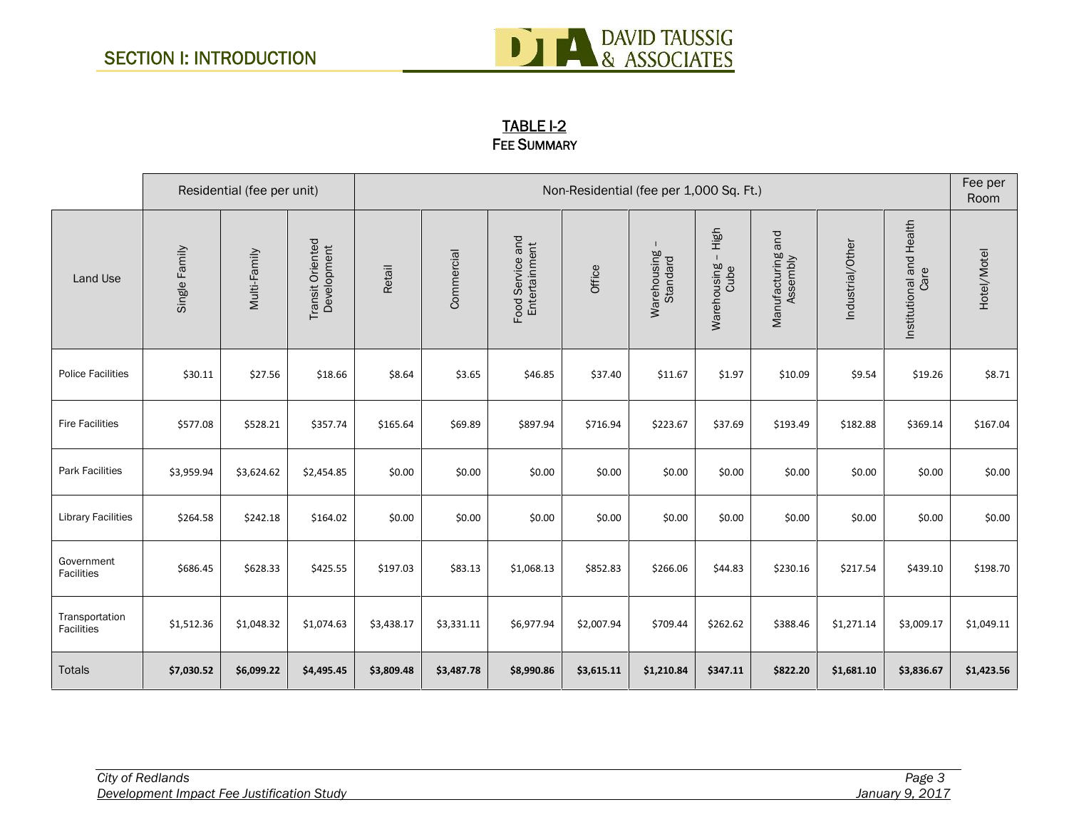## TABLE I-2
### FEE SUMMARY

| Land Use | Residential (fee per unit) | | | Non-Residential (fee per 1,000 Sq. Ft.) | | | | | | | | | Fee per Room |
|---|---|---|---|---|---|---|---|---|---|---|---|---|---|
| | Single Family | Multi-Family | Transit Oriented Development | Retail | Commercial | Food Service and Entertainment | Office | Warehousing – Standard | Warehousing – High Cube | Manufacturing and Assembly | Industrial/Other | Institutional and Health Care | Hotel/Motel |
| Police Facilities | $30.11 | $27.56 | $18.66 | $8.64 | $3.65 | $46.85 | $37.40 | $11.67 | $1.97 | $10.09 | $9.54 | $19.26 | $8.71 |
| Fire Facilities | $577.08 | $528.21 | $357.74 | $165.64 | $69.89 | $897.94 | $716.94 | $223.67 | $37.69 | $193.49 | $182.88 | $369.14 | $167.04 |
| Park Facilities | $3,959.94 | $3,624.62 | $2,454.85 | $0.00 | $0.00 | $0.00 | $0.00 | $0.00 | $0.00 | $0.00 | $0.00 | $0.00 | $0.00 |
| Library Facilities | $264.58 | $242.18 | $164.02 | $0.00 | $0.00 | $0.00 | $0.00 | $0.00 | $0.00 | $0.00 | $0.00 | $0.00 | $0.00 |
| Government Facilities | $686.45 | $628.33 | $425.55 | $197.03 | $83.13 | $1,068.13 | $852.83 | $266.06 | $44.83 | $230.16 | $217.54 | $439.10 | $198.70 |
| Transportation Facilities | $1,512.36 | $1,048.32 | $1,074.63 | $3,438.17 | $3,331.11 | $6,977.94 | $2,007.94 | $709.44 | $262.62 | $388.46 | $1,271.14 | $3,009.17 | $1,049.11 |
| Totals | **$7,030.52** | **$6,099.22** | **$4,495.45** | **$3,809.48** | **$3,487.78** | **$8,990.86** | **$3,615.11** | **$1,210.84** | **$347.11** | **$822.20** | **$1,681.10** | **$3,836.67** | **$1,423.56** |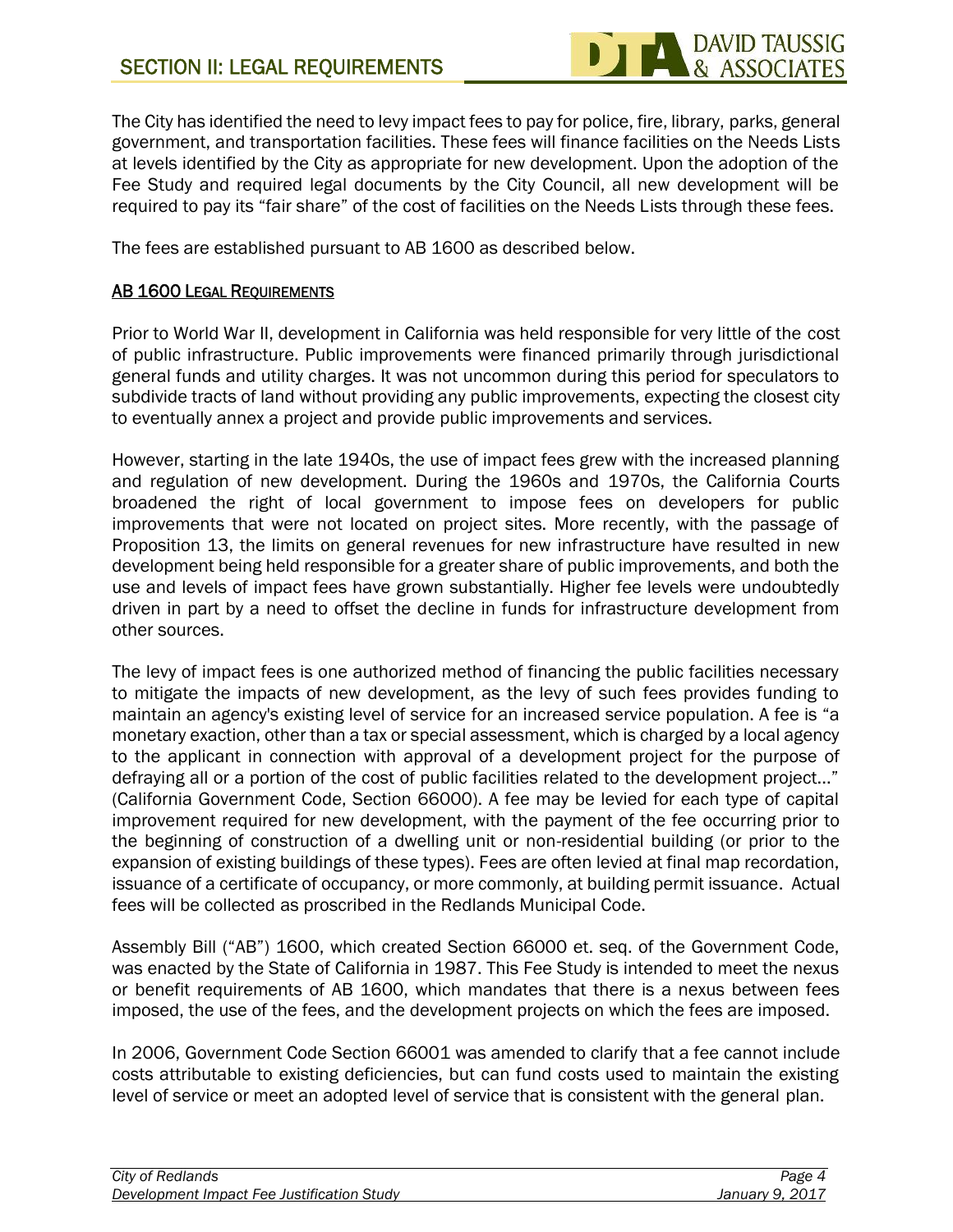The City has identified the need to levy impact fees to pay for police, fire, library, parks, general government, and transportation facilities. These fees will finance facilities on the Needs Lists at levels identified by the City as appropriate for new development. Upon the adoption of the Fee Study and required legal documents by the City Council, all new development will be required to pay its "fair share" of the cost of facilities on the Needs Lists through these fees.

The fees are established pursuant to AB 1600 as described below.

## AB 1600 LEGAL REQUIREMENTS

Prior to World War II, development in California was held responsible for very little of the cost of public infrastructure. Public improvements were financed primarily through jurisdictional general funds and utility charges. It was not uncommon during this period for speculators to subdivide tracts of land without providing any public improvements, expecting the closest city to eventually annex a project and provide public improvements and services.

However, starting in the late 1940s, the use of impact fees grew with the increased planning and regulation of new development. During the 1960s and 1970s, the California Courts broadened the right of local government to impose fees on developers for public improvements that were not located on project sites. More recently, with the passage of Proposition 13, the limits on general revenues for new infrastructure have resulted in new development being held responsible for a greater share of public improvements, and both the use and levels of impact fees have grown substantially. Higher fee levels were undoubtedly driven in part by a need to offset the decline in funds for infrastructure development from other sources.

The levy of impact fees is one authorized method of financing the public facilities necessary to mitigate the impacts of new development, as the levy of such fees provides funding to maintain an agency's existing level of service for an increased service population. A fee is "a monetary exaction, other than a tax or special assessment, which is charged by a local agency to the applicant in connection with approval of a development project for the purpose of defraying all or a portion of the cost of public facilities related to the development project…" (California Government Code, Section 66000). A fee may be levied for each type of capital improvement required for new development, with the payment of the fee occurring prior to the beginning of construction of a dwelling unit or non-residential building (or prior to the expansion of existing buildings of these types). Fees are often levied at final map recordation, issuance of a certificate of occupancy, or more commonly, at building permit issuance. Actual fees will be collected as proscribed in the Redlands Municipal Code.

Assembly Bill ("AB") 1600, which created Section 66000 et. seq. of the Government Code, was enacted by the State of California in 1987. This Fee Study is intended to meet the nexus or benefit requirements of AB 1600, which mandates that there is a nexus between fees imposed, the use of the fees, and the development projects on which the fees are imposed.

In 2006, Government Code Section 66001 was amended to clarify that a fee cannot include costs attributable to existing deficiencies, but can fund costs used to maintain the existing level of service or meet an adopted level of service that is consistent with the general plan.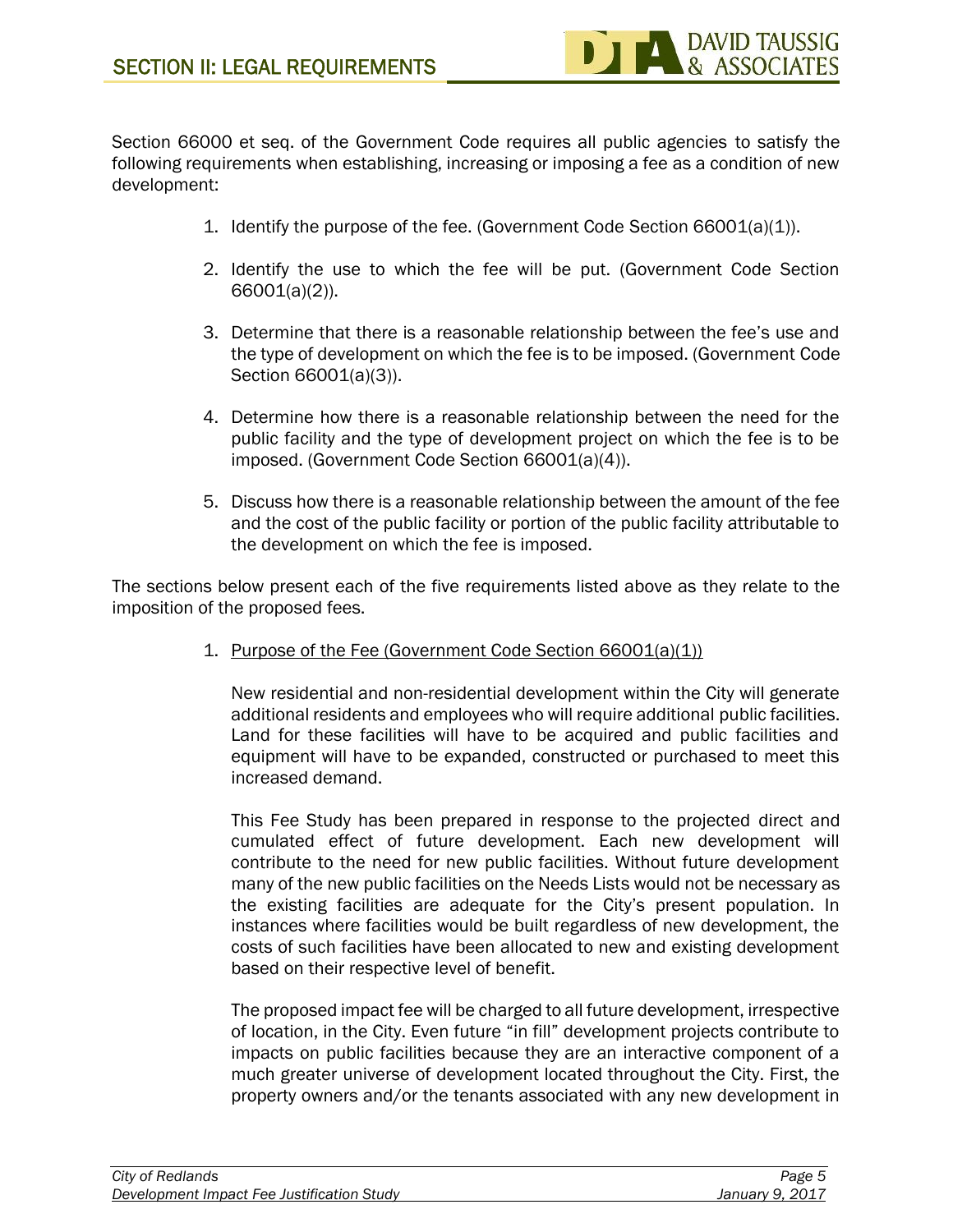## SECTION II: LEGAL REQUIREMENTS

Section 66000 et seq. of the Government Code requires all public agencies to satisfy the following requirements when establishing, increasing or imposing a fee as a condition of new development:

1. Identify the purpose of the fee. (Government Code Section 66001(a)(1)).
2. Identify the use to which the fee will be put. (Government Code Section 66001(a)(2)).
3. Determine that there is a reasonable relationship between the fee's use and the type of development on which the fee is to be imposed. (Government Code Section 66001(a)(3)).
4. Determine how there is a reasonable relationship between the need for the public facility and the type of development project on which the fee is to be imposed. (Government Code Section 66001(a)(4)).
5. Discuss how there is a reasonable relationship between the amount of the fee and the cost of the public facility or portion of the public facility attributable to the development on which the fee is imposed.

The sections below present each of the five requirements listed above as they relate to the imposition of the proposed fees.

1. Purpose of the Fee (Government Code Section 66001(a)(1))

   New residential and non-residential development within the City will generate additional residents and employees who will require additional public facilities. Land for these facilities will have to be acquired and public facilities and equipment will have to be expanded, constructed or purchased to meet this increased demand.

   This Fee Study has been prepared in response to the projected direct and cumulated effect of future development. Each new development will contribute to the need for new public facilities. Without future development many of the new public facilities on the Needs Lists would not be necessary as the existing facilities are adequate for the City's present population. In instances where facilities would be built regardless of new development, the costs of such facilities have been allocated to new and existing development based on their respective level of benefit.

   The proposed impact fee will be charged to all future development, irrespective of location, in the City. Even future "in fill" development projects contribute to impacts on public facilities because they are an interactive component of a much greater universe of development located throughout the City. First, the property owners and/or the tenants associated with any new development in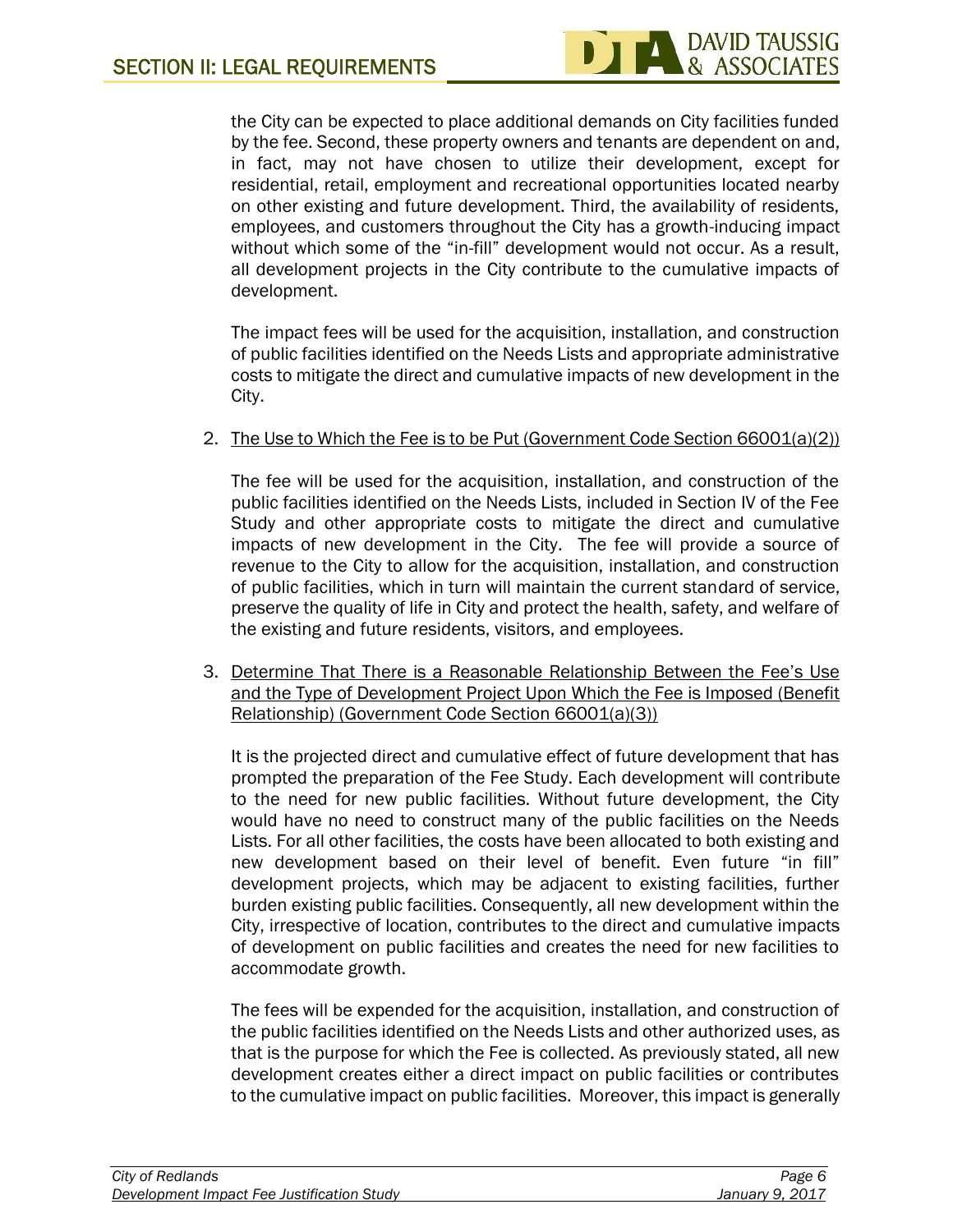the City can be expected to place additional demands on City facilities funded by the fee. Second, these property owners and tenants are dependent on and, in fact, may not have chosen to utilize their development, except for residential, retail, employment and recreational opportunities located nearby on other existing and future development. Third, the availability of residents, employees, and customers throughout the City has a growth-inducing impact without which some of the "in-fill" development would not occur. As a result, all development projects in the City contribute to the cumulative impacts of development.

The impact fees will be used for the acquisition, installation, and construction of public facilities identified on the Needs Lists and appropriate administrative costs to mitigate the direct and cumulative impacts of new development in the City.

2. <u>The Use to Which the Fee is to be Put (Government Code Section 66001(a)(2))</u>

   The fee will be used for the acquisition, installation, and construction of the public facilities identified on the Needs Lists, included in Section IV of the Fee Study and other appropriate costs to mitigate the direct and cumulative impacts of new development in the City. The fee will provide a source of revenue to the City to allow for the acquisition, installation, and construction of public facilities, which in turn will maintain the current standard of service, preserve the quality of life in City and protect the health, safety, and welfare of the existing and future residents, visitors, and employees.

3. <u>Determine That There is a Reasonable Relationship Between the Fee's Use and the Type of Development Project Upon Which the Fee is Imposed (Benefit Relationship) (Government Code Section 66001(a)(3))</u>

   It is the projected direct and cumulative effect of future development that has prompted the preparation of the Fee Study. Each development will contribute to the need for new public facilities. Without future development, the City would have no need to construct many of the public facilities on the Needs Lists. For all other facilities, the costs have been allocated to both existing and new development based on their level of benefit. Even future "in fill" development projects, which may be adjacent to existing facilities, further burden existing public facilities. Consequently, all new development within the City, irrespective of location, contributes to the direct and cumulative impacts of development on public facilities and creates the need for new facilities to accommodate growth.

   The fees will be expended for the acquisition, installation, and construction of the public facilities identified on the Needs Lists and other authorized uses, as that is the purpose for which the Fee is collected. As previously stated, all new development creates either a direct impact on public facilities or contributes to the cumulative impact on public facilities. Moreover, this impact is generally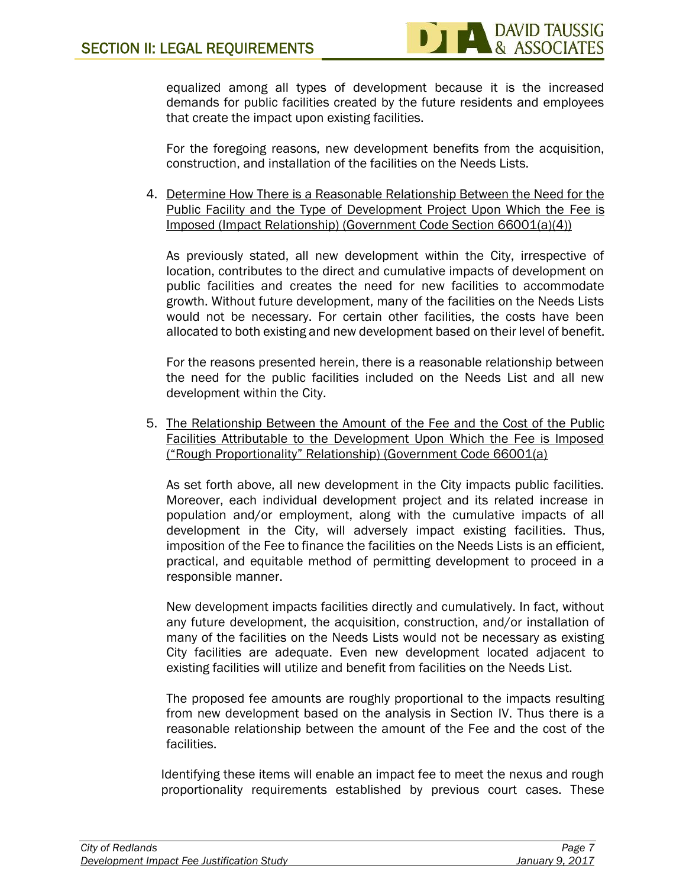equalized among all types of development because it is the increased demands for public facilities created by the future residents and employees that create the impact upon existing facilities.

For the foregoing reasons, new development benefits from the acquisition, construction, and installation of the facilities on the Needs Lists.

4. Determine How There is a Reasonable Relationship Between the Need for the Public Facility and the Type of Development Project Upon Which the Fee is Imposed (Impact Relationship) (Government Code Section 66001(a)(4))

   As previously stated, all new development within the City, irrespective of location, contributes to the direct and cumulative impacts of development on public facilities and creates the need for new facilities to accommodate growth. Without future development, many of the facilities on the Needs Lists would not be necessary. For certain other facilities, the costs have been allocated to both existing and new development based on their level of benefit.

   For the reasons presented herein, there is a reasonable relationship between the need for the public facilities included on the Needs List and all new development within the City.

5. The Relationship Between the Amount of the Fee and the Cost of the Public Facilities Attributable to the Development Upon Which the Fee is Imposed ("Rough Proportionality" Relationship) (Government Code 66001(a)

   As set forth above, all new development in the City impacts public facilities. Moreover, each individual development project and its related increase in population and/or employment, along with the cumulative impacts of all development in the City, will adversely impact existing facilities. Thus, imposition of the Fee to finance the facilities on the Needs Lists is an efficient, practical, and equitable method of permitting development to proceed in a responsible manner.

   New development impacts facilities directly and cumulatively. In fact, without any future development, the acquisition, construction, and/or installation of many of the facilities on the Needs Lists would not be necessary as existing City facilities are adequate. Even new development located adjacent to existing facilities will utilize and benefit from facilities on the Needs List.

   The proposed fee amounts are roughly proportional to the impacts resulting from new development based on the analysis in Section IV. Thus there is a reasonable relationship between the amount of the Fee and the cost of the facilities.

Identifying these items will enable an impact fee to meet the nexus and rough proportionality requirements established by previous court cases. These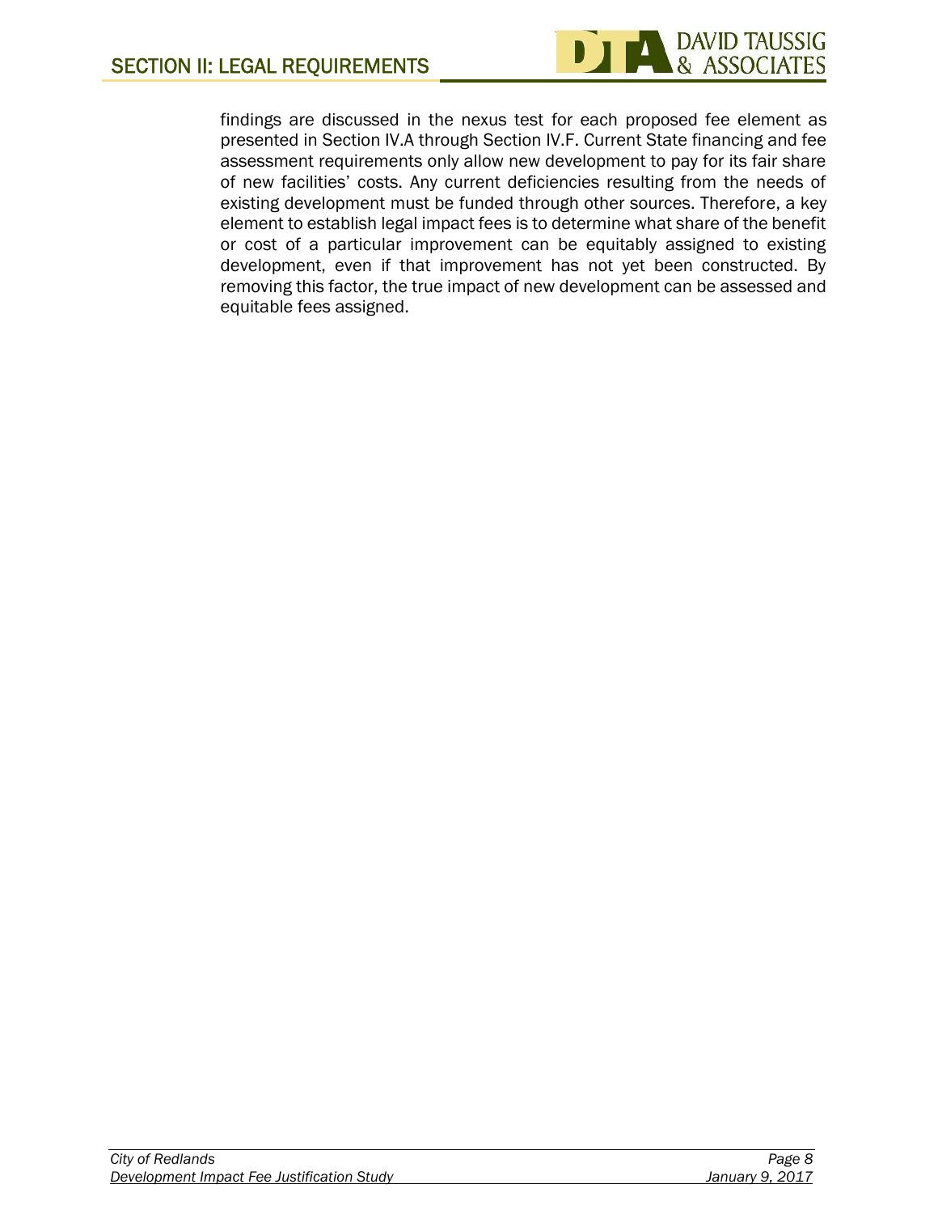findings are discussed in the nexus test for each proposed fee element as presented in Section IV.A through Section IV.F. Current State financing and fee assessment requirements only allow new development to pay for its fair share of new facilities' costs. Any current deficiencies resulting from the needs of existing development must be funded through other sources. Therefore, a key element to establish legal impact fees is to determine what share of the benefit or cost of a particular improvement can be equitably assigned to existing development, even if that improvement has not yet been constructed. By removing this factor, the true impact of new development can be assessed and equitable fees assigned.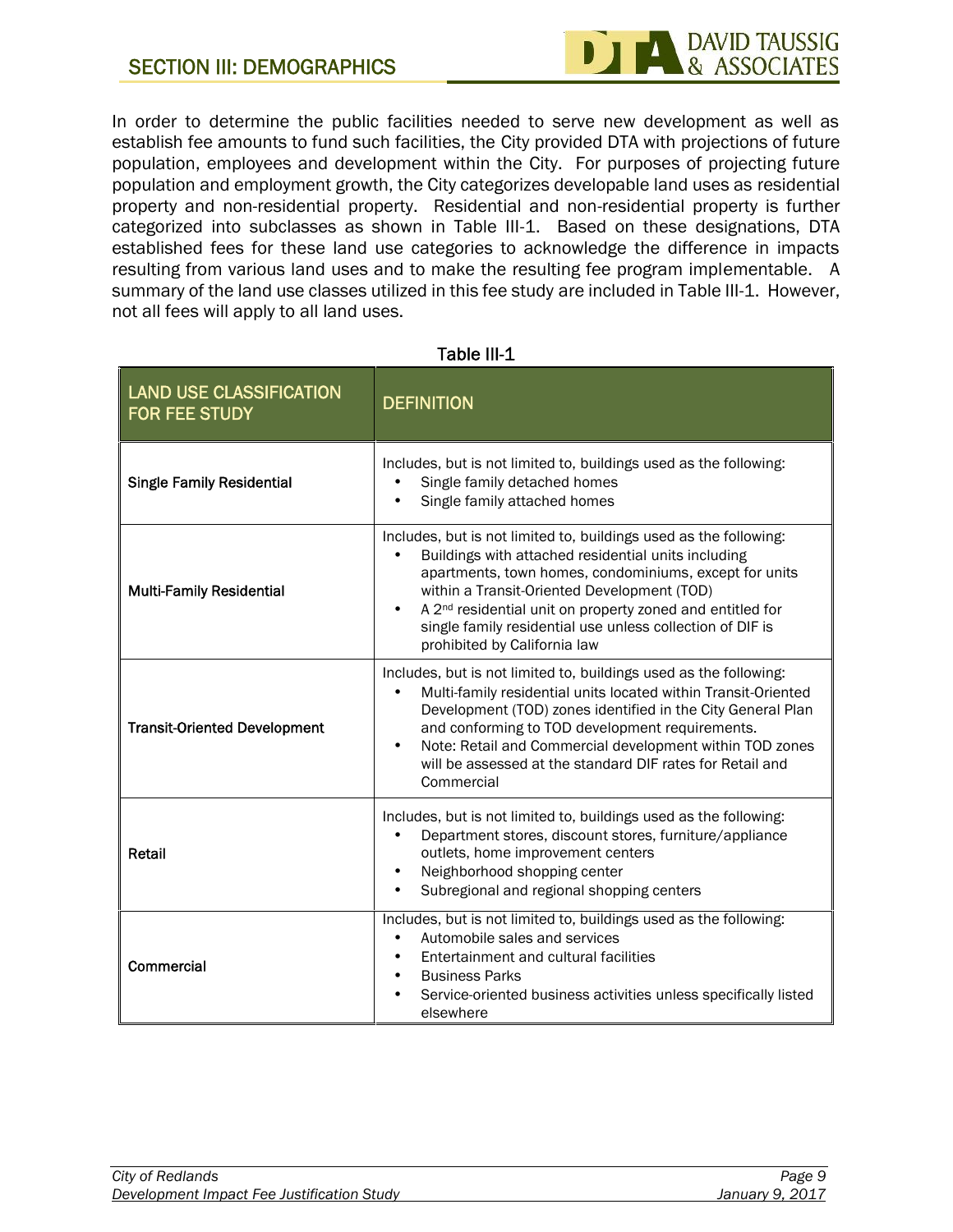## SECTION III: DEMOGRAPHICS

In order to determine the public facilities needed to serve new development as well as establish fee amounts to fund such facilities, the City provided DTA with projections of future population, employees and development within the City. For purposes of projecting future population and employment growth, the City categorizes developable land uses as residential property and non-residential property. Residential and non-residential property is further categorized into subclasses as shown in Table III-1. Based on these designations, DTA established fees for these land use categories to acknowledge the difference in impacts resulting from various land uses and to make the resulting fee program implementable. A summary of the land use classes utilized in this fee study are included in Table III-1. However, not all fees will apply to all land uses.

Table III-1

| LAND USE CLASSIFICATION FOR FEE STUDY | DEFINITION |
|---|---|
| **Single Family Residential** | Includes, but is not limited to, buildings used as the following:<br>• Single family detached homes<br>• Single family attached homes |
| **Multi-Family Residential** | Includes, but is not limited to, buildings used as the following:<br>• Buildings with attached residential units including apartments, town homes, condominiums, except for units within a Transit-Oriented Development (TOD)<br>• A 2nd residential unit on property zoned and entitled for single family residential use unless collection of DIF is prohibited by California law |
| **Transit-Oriented Development** | Includes, but is not limited to, buildings used as the following:<br>• Multi-family residential units located within Transit-Oriented Development (TOD) zones identified in the City General Plan and conforming to TOD development requirements.<br>• Note: Retail and Commercial development within TOD zones will be assessed at the standard DIF rates for Retail and Commercial |
| **Retail** | Includes, but is not limited to, buildings used as the following:<br>• Department stores, discount stores, furniture/appliance outlets, home improvement centers<br>• Neighborhood shopping center<br>• Subregional and regional shopping centers |
| **Commercial** | Includes, but is not limited to, buildings used as the following:<br>• Automobile sales and services<br>• Entertainment and cultural facilities<br>• Business Parks<br>• Service-oriented business activities unless specifically listed elsewhere |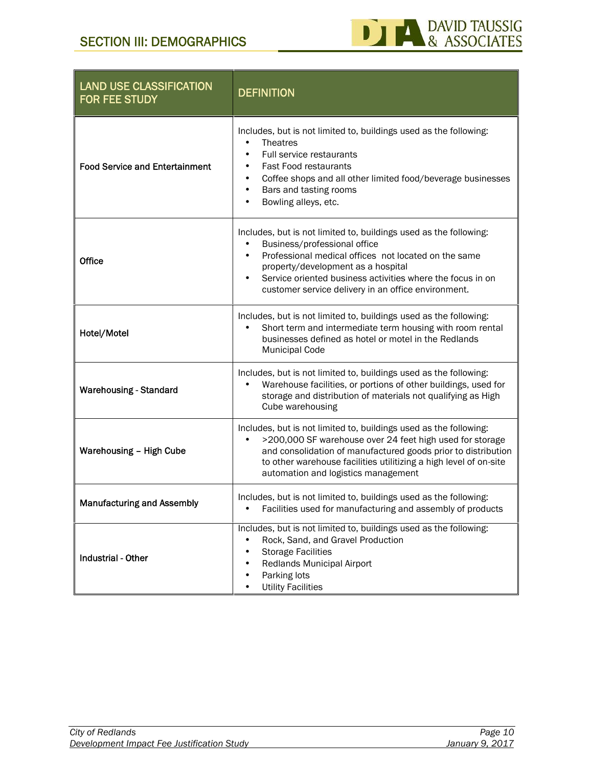| LAND USE CLASSIFICATION FOR FEE STUDY | DEFINITION |
|---|---|
| **Food Service and Entertainment** | Includes, but is not limited to, buildings used as the following:<br>• Theatres<br>• Full service restaurants<br>• Fast Food restaurants<br>• Coffee shops and all other limited food/beverage businesses<br>• Bars and tasting rooms<br>• Bowling alleys, etc. |
| **Office** | Includes, but is not limited to, buildings used as the following:<br>• Business/professional office<br>• Professional medical offices not located on the same property/development as a hospital<br>• Service oriented business activities where the focus in on customer service delivery in an office environment. |
| **Hotel/Motel** | Includes, but is not limited to, buildings used as the following:<br>• Short term and intermediate term housing with room rental businesses defined as hotel or motel in the Redlands Municipal Code |
| **Warehousing - Standard** | Includes, but is not limited to, buildings used as the following:<br>• Warehouse facilities, or portions of other buildings, used for storage and distribution of materials not qualifying as High Cube warehousing |
| **Warehousing – High Cube** | Includes, but is not limited to, buildings used as the following:<br>• >200,000 SF warehouse over 24 feet high used for storage and consolidation of manufactured goods prior to distribution to other warehouse facilities utilitizing a high level of on-site automation and logistics management |
| **Manufacturing and Assembly** | Includes, but is not limited to, buildings used as the following:<br>• Facilities used for manufacturing and assembly of products |
| **Industrial - Other** | Includes, but is not limited to, buildings used as the following:<br>• Rock, Sand, and Gravel Production<br>• Storage Facilities<br>• Redlands Municipal Airport<br>• Parking lots<br>• Utility Facilities |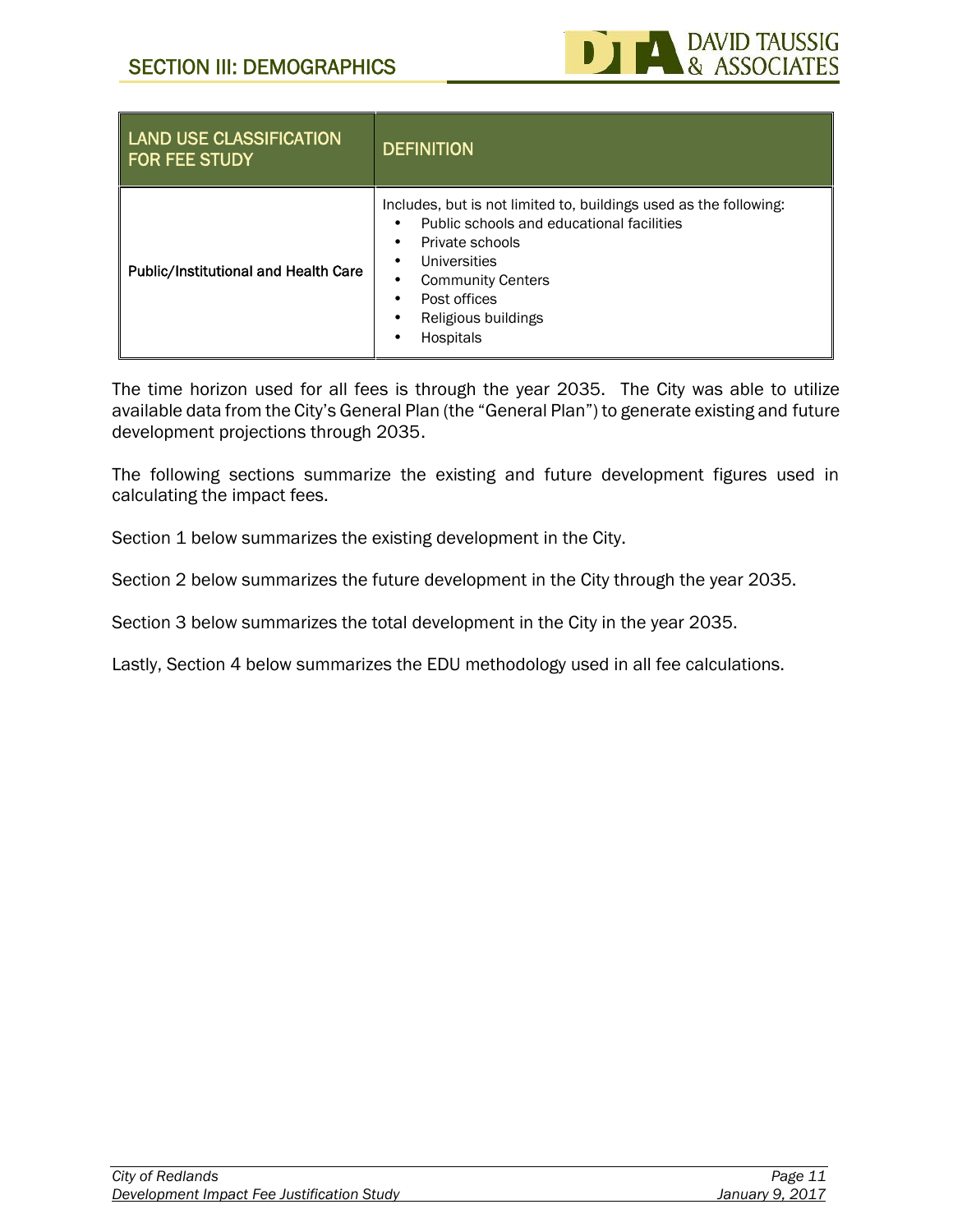| LAND USE CLASSIFICATION FOR FEE STUDY | DEFINITION |
|---|---|
| **Public/Institutional and Health Care** | Includes, but is not limited to, buildings used as the following:<br>• Public schools and educational facilities<br>• Private schools<br>• Universities<br>• Community Centers<br>• Post offices<br>• Religious buildings<br>• Hospitals |

The time horizon used for all fees is through the year 2035. The City was able to utilize available data from the City's General Plan (the "General Plan") to generate existing and future development projections through 2035.

The following sections summarize the existing and future development figures used in calculating the impact fees.

Section 1 below summarizes the existing development in the City.

Section 2 below summarizes the future development in the City through the year 2035.

Section 3 below summarizes the total development in the City in the year 2035.

Lastly, Section 4 below summarizes the EDU methodology used in all fee calculations.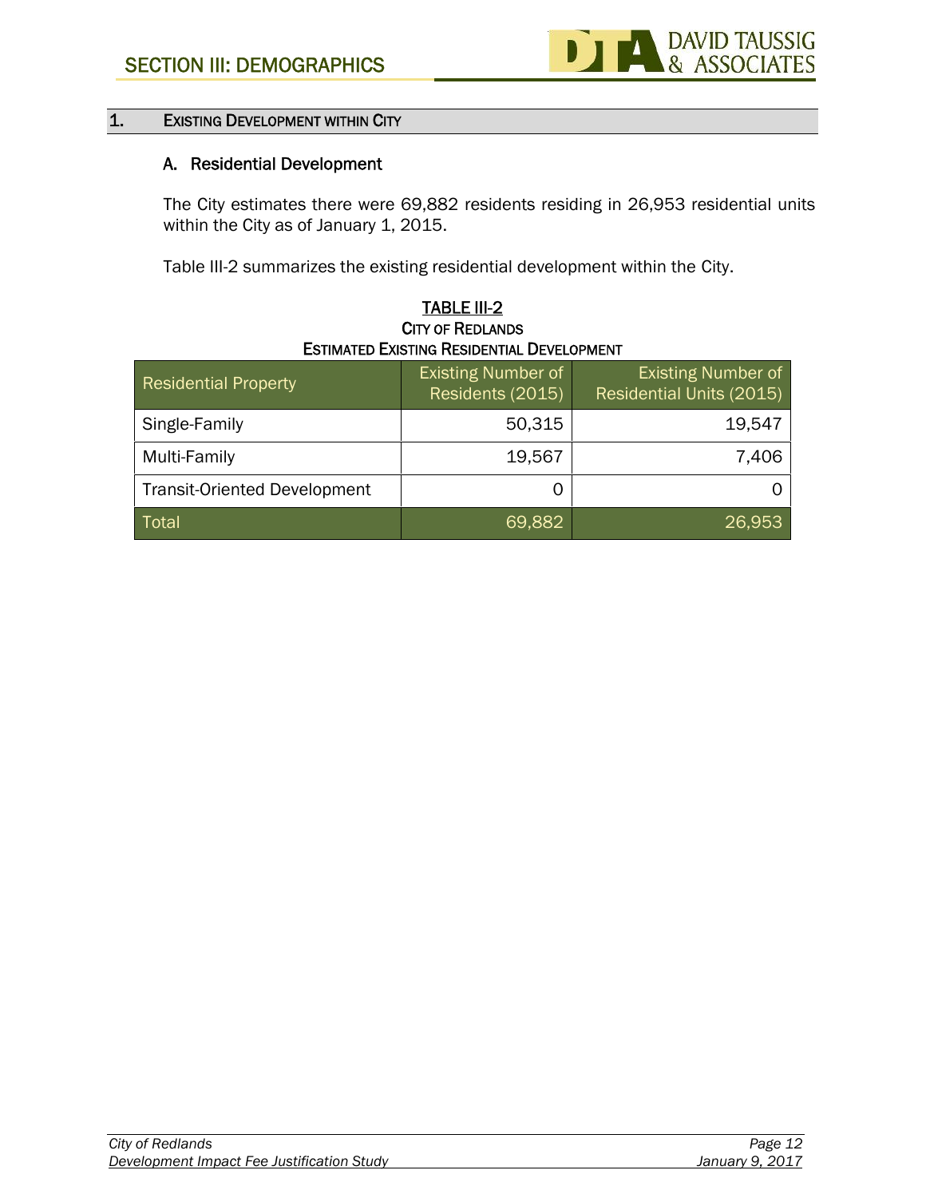## 1. Existing Development within City

### A. Residential Development

The City estimates there were 69,882 residents residing in 26,953 residential units within the City as of January 1, 2015.

Table III-2 summarizes the existing residential development within the City.

**TABLE III-2**
**City of Redlands**
**Estimated Existing Residential Development**

| Residential Property | Existing Number of Residents (2015) | Existing Number of Residential Units (2015) |
|---|---|---|
| Single-Family | 50,315 | 19,547 |
| Multi-Family | 19,567 | 7,406 |
| Transit-Oriented Development | 0 | 0 |
| Total | 69,882 | 26,953 |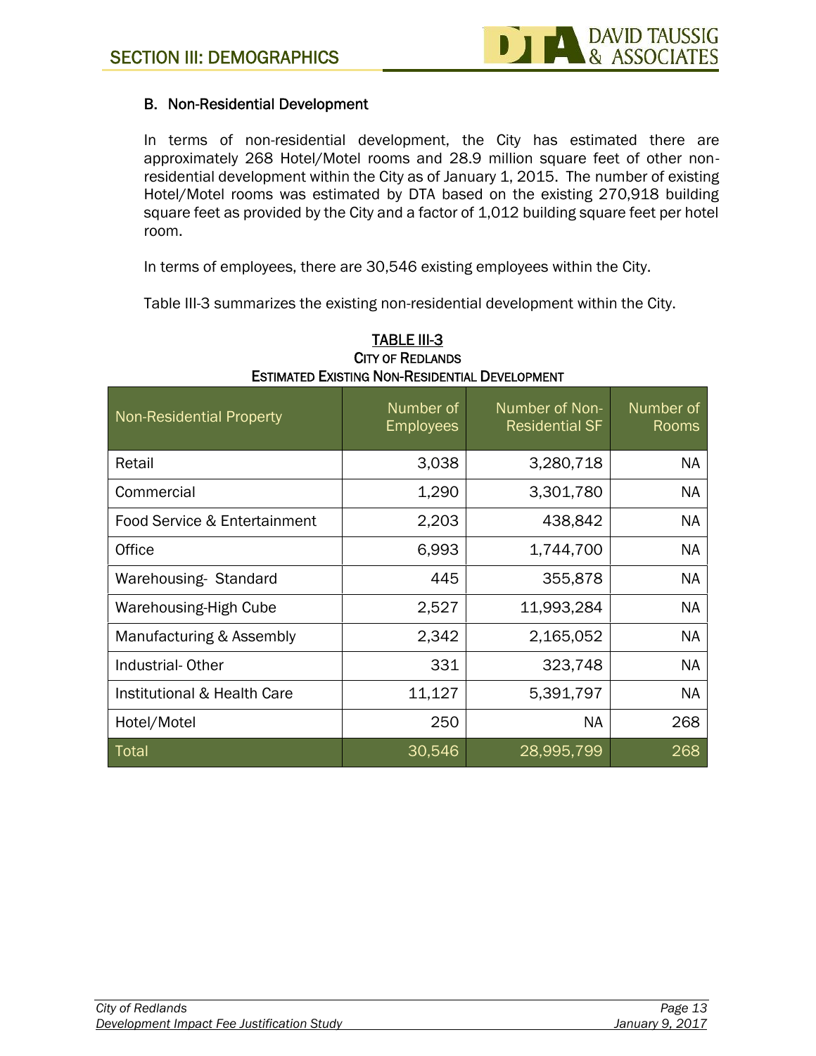## B. Non-Residential Development

In terms of non-residential development, the City has estimated there are approximately 268 Hotel/Motel rooms and 28.9 million square feet of other non-residential development within the City as of January 1, 2015. The number of existing Hotel/Motel rooms was estimated by DTA based on the existing 270,918 building square feet as provided by the City and a factor of 1,012 building square feet per hotel room.

In terms of employees, there are 30,546 existing employees within the City.

Table III-3 summarizes the existing non-residential development within the City.

**TABLE III-3**
**CITY OF REDLANDS**
**ESTIMATED EXISTING NON-RESIDENTIAL DEVELOPMENT**

| Non-Residential Property | Number of Employees | Number of Non-Residential SF | Number of Rooms |
|---|---|---|---|
| Retail | 3,038 | 3,280,718 | NA |
| Commercial | 1,290 | 3,301,780 | NA |
| Food Service & Entertainment | 2,203 | 438,842 | NA |
| Office | 6,993 | 1,744,700 | NA |
| Warehousing- Standard | 445 | 355,878 | NA |
| Warehousing-High Cube | 2,527 | 11,993,284 | NA |
| Manufacturing & Assembly | 2,342 | 2,165,052 | NA |
| Industrial- Other | 331 | 323,748 | NA |
| Institutional & Health Care | 11,127 | 5,391,797 | NA |
| Hotel/Motel | 250 | NA | 268 |
| Total | 30,546 | 28,995,799 | 268 |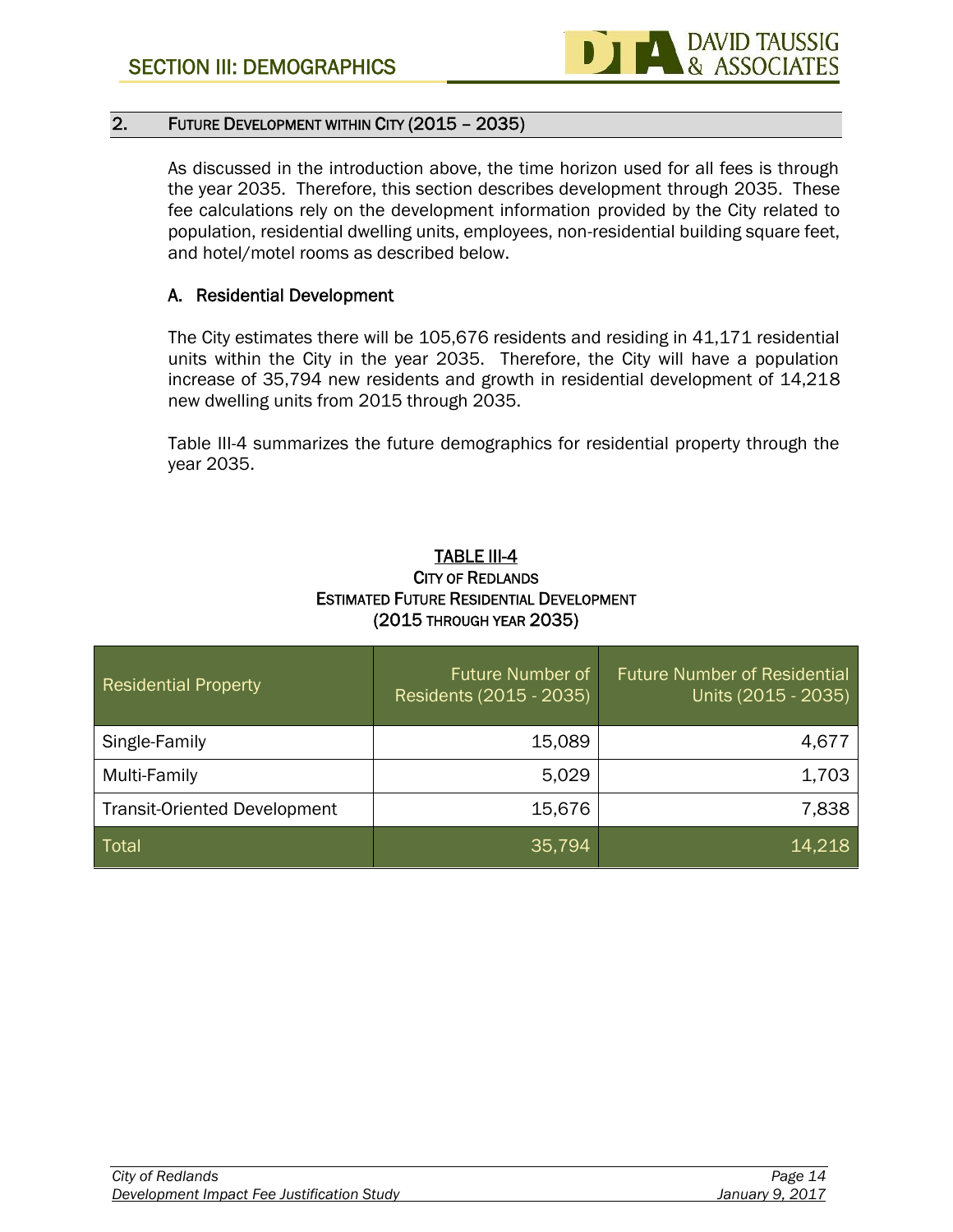## 2. Future Development within City (2015 – 2035)

As discussed in the introduction above, the time horizon used for all fees is through the year 2035. Therefore, this section describes development through 2035. These fee calculations rely on the development information provided by the City related to population, residential dwelling units, employees, non-residential building square feet, and hotel/motel rooms as described below.

### A. Residential Development

The City estimates there will be 105,676 residents and residing in 41,171 residential units within the City in the year 2035. Therefore, the City will have a population increase of 35,794 new residents and growth in residential development of 14,218 new dwelling units from 2015 through 2035.

Table III-4 summarizes the future demographics for residential property through the year 2035.

**TABLE III-4**
**City of Redlands**
**Estimated Future Residential Development**
**(2015 through year 2035)**

| Residential Property | Future Number of Residents (2015 - 2035) | Future Number of Residential Units (2015 - 2035) |
|---|---:|---:|
| Single-Family | 15,089 | 4,677 |
| Multi-Family | 5,029 | 1,703 |
| Transit-Oriented Development | 15,676 | 7,838 |
| Total | 35,794 | 14,218 |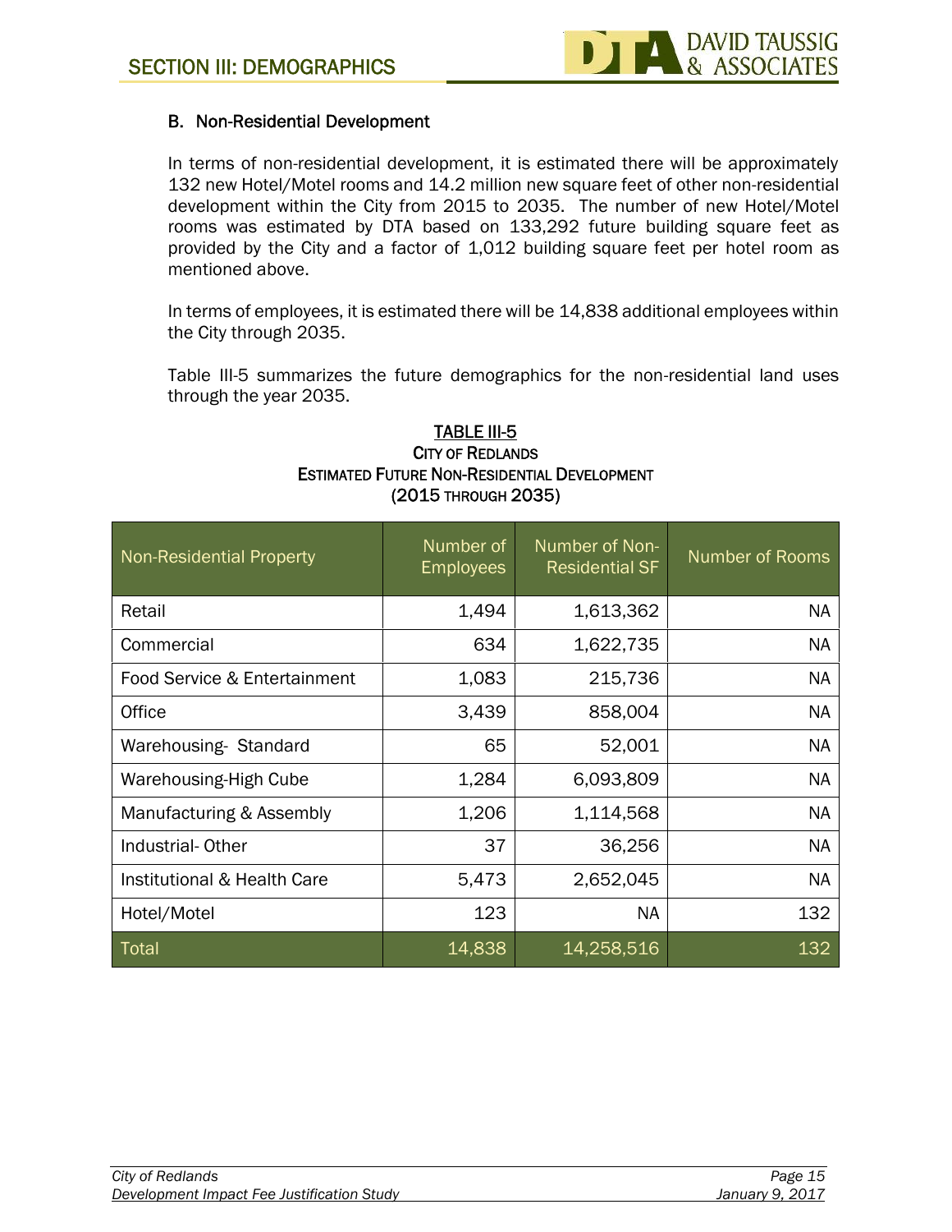### B. Non-Residential Development

In terms of non-residential development, it is estimated there will be approximately 132 new Hotel/Motel rooms and 14.2 million new square feet of other non-residential development within the City from 2015 to 2035. The number of new Hotel/Motel rooms was estimated by DTA based on 133,292 future building square feet as provided by the City and a factor of 1,012 building square feet per hotel room as mentioned above.

In terms of employees, it is estimated there will be 14,838 additional employees within the City through 2035.

Table III-5 summarizes the future demographics for the non-residential land uses through the year 2035.

**TABLE III-5**
**CITY OF REDLANDS**
**ESTIMATED FUTURE NON-RESIDENTIAL DEVELOPMENT**
**(2015 THROUGH 2035)**

| Non-Residential Property | Number of Employees | Number of Non-Residential SF | Number of Rooms |
|---|---|---|---|
| Retail | 1,494 | 1,613,362 | NA |
| Commercial | 634 | 1,622,735 | NA |
| Food Service & Entertainment | 1,083 | 215,736 | NA |
| Office | 3,439 | 858,004 | NA |
| Warehousing- Standard | 65 | 52,001 | NA |
| Warehousing-High Cube | 1,284 | 6,093,809 | NA |
| Manufacturing & Assembly | 1,206 | 1,114,568 | NA |
| Industrial- Other | 37 | 36,256 | NA |
| Institutional & Health Care | 5,473 | 2,652,045 | NA |
| Hotel/Motel | 123 | NA | 132 |
| Total | 14,838 | 14,258,516 | 132 |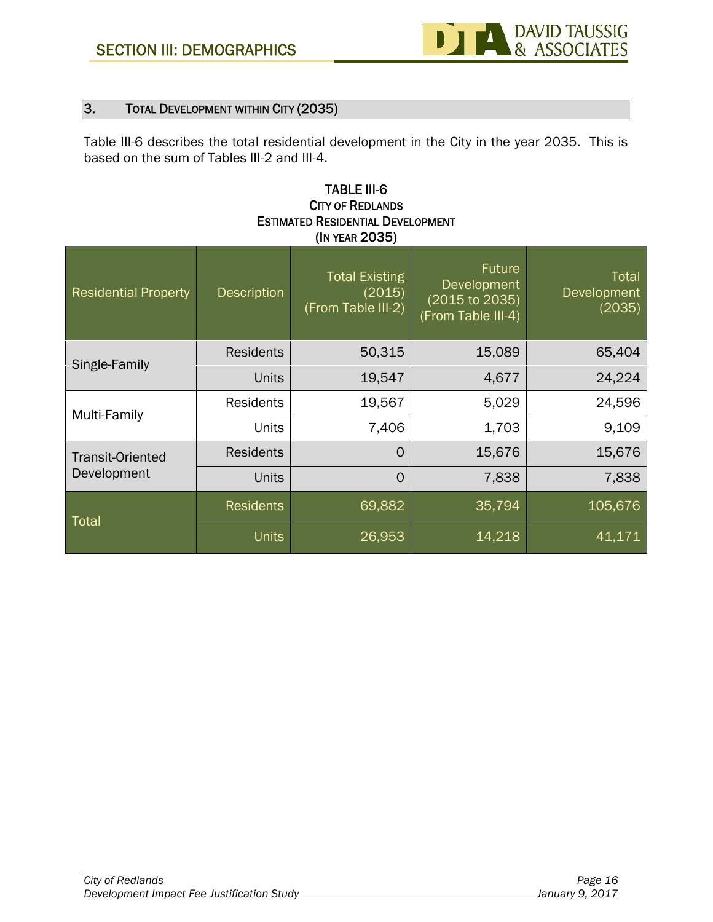### 3. TOTAL DEVELOPMENT WITHIN CITY (2035)

Table III-6 describes the total residential development in the City in the year 2035. This is based on the sum of Tables III-2 and III-4.

TABLE III-6
CITY OF REDLANDS
ESTIMATED RESIDENTIAL DEVELOPMENT
(IN YEAR 2035)

| Residential Property | Description | Total Existing (2015) (From Table III-2) | Future Development (2015 to 2035) (From Table III-4) | Total Development (2035) |
|---|---|---|---|---|
| Single-Family | Residents | 50,315 | 15,089 | 65,404 |
| | Units | 19,547 | 4,677 | 24,224 |
| Multi-Family | Residents | 19,567 | 5,029 | 24,596 |
| | Units | 7,406 | 1,703 | 9,109 |
| Transit-Oriented Development | Residents | 0 | 15,676 | 15,676 |
| | Units | 0 | 7,838 | 7,838 |
| Total | Residents | 69,882 | 35,794 | 105,676 |
| | Units | 26,953 | 14,218 | 41,171 |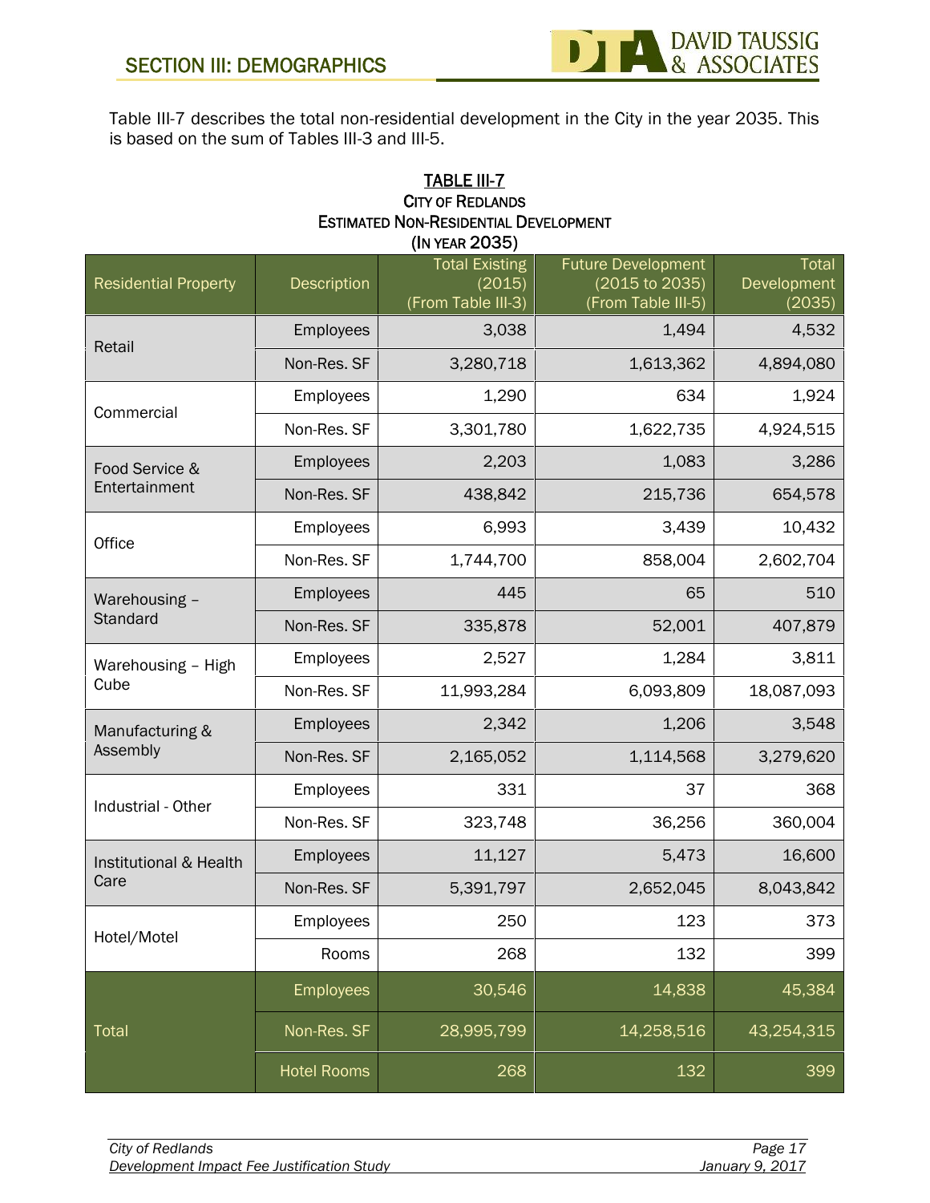Table III-7 describes the total non-residential development in the City in the year 2035. This is based on the sum of Tables III-3 and III-5.

**TABLE III-7**
**CITY OF REDLANDS**
**ESTIMATED NON-RESIDENTIAL DEVELOPMENT**
**(IN YEAR 2035)**

| Residential Property | Description | Total Existing (2015) (From Table III-3) | Future Development (2015 to 2035) (From Table III-5) | Total Development (2035) |
|---|---|---|---|---|
| Retail | Employees | 3,038 | 1,494 | 4,532 |
| | Non-Res. SF | 3,280,718 | 1,613,362 | 4,894,080 |
| Commercial | Employees | 1,290 | 634 | 1,924 |
| | Non-Res. SF | 3,301,780 | 1,622,735 | 4,924,515 |
| Food Service & Entertainment | Employees | 2,203 | 1,083 | 3,286 |
| | Non-Res. SF | 438,842 | 215,736 | 654,578 |
| Office | Employees | 6,993 | 3,439 | 10,432 |
| | Non-Res. SF | 1,744,700 | 858,004 | 2,602,704 |
| Warehousing – Standard | Employees | 445 | 65 | 510 |
| | Non-Res. SF | 335,878 | 52,001 | 407,879 |
| Warehousing – High Cube | Employees | 2,527 | 1,284 | 3,811 |
| | Non-Res. SF | 11,993,284 | 6,093,809 | 18,087,093 |
| Manufacturing & Assembly | Employees | 2,342 | 1,206 | 3,548 |
| | Non-Res. SF | 2,165,052 | 1,114,568 | 3,279,620 |
| Industrial - Other | Employees | 331 | 37 | 368 |
| | Non-Res. SF | 323,748 | 36,256 | 360,004 |
| Institutional & Health Care | Employees | 11,127 | 5,473 | 16,600 |
| | Non-Res. SF | 5,391,797 | 2,652,045 | 8,043,842 |
| Hotel/Motel | Employees | 250 | 123 | 373 |
| | Rooms | 268 | 132 | 399 |
| Total | Employees | 30,546 | 14,838 | 45,384 |
| | Non-Res. SF | 28,995,799 | 14,258,516 | 43,254,315 |
| | Hotel Rooms | 268 | 132 | 399 |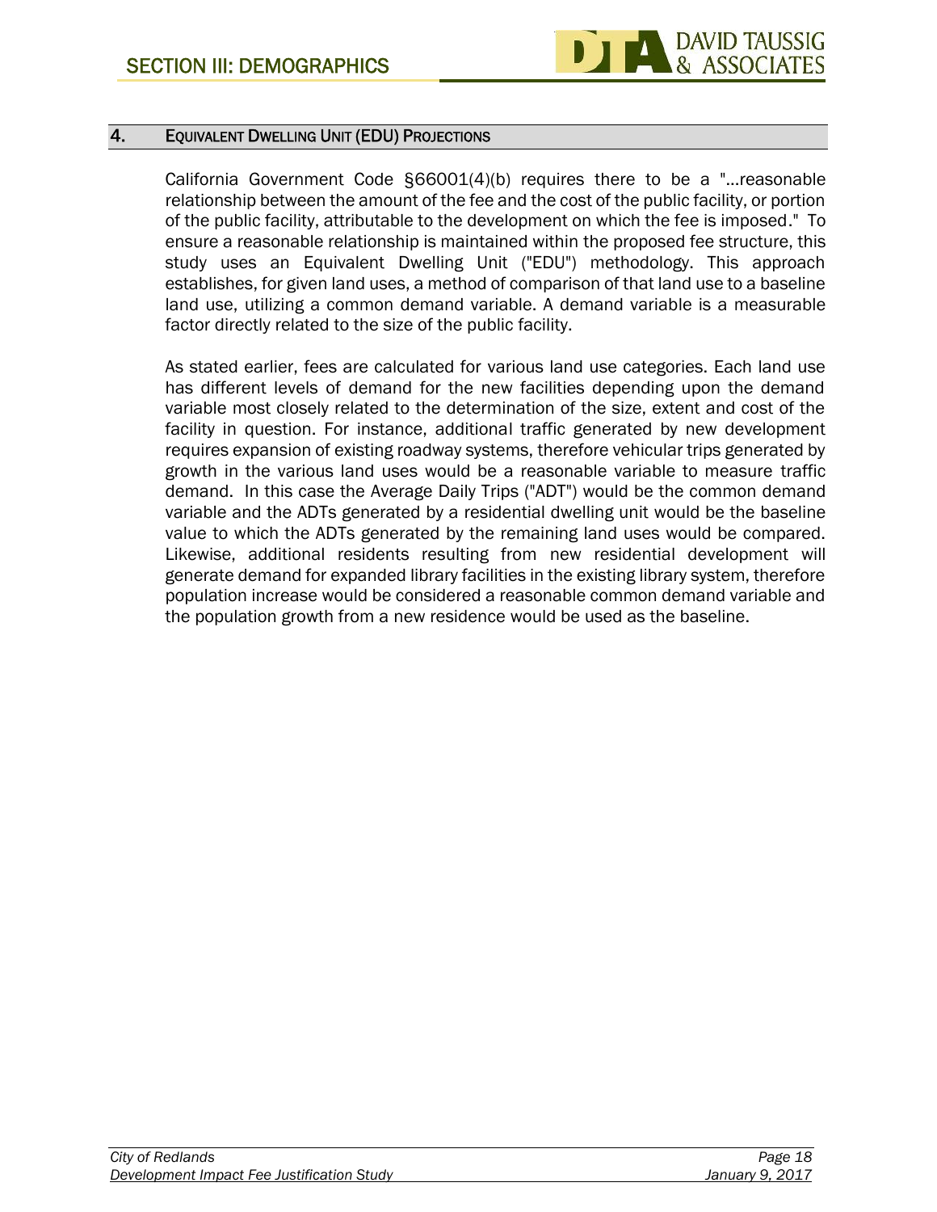## 4. Equivalent Dwelling Unit (EDU) Projections

California Government Code §66001(4)(b) requires there to be a "…reasonable relationship between the amount of the fee and the cost of the public facility, or portion of the public facility, attributable to the development on which the fee is imposed." To ensure a reasonable relationship is maintained within the proposed fee structure, this study uses an Equivalent Dwelling Unit ("EDU") methodology. This approach establishes, for given land uses, a method of comparison of that land use to a baseline land use, utilizing a common demand variable. A demand variable is a measurable factor directly related to the size of the public facility.

As stated earlier, fees are calculated for various land use categories. Each land use has different levels of demand for the new facilities depending upon the demand variable most closely related to the determination of the size, extent and cost of the facility in question. For instance, additional traffic generated by new development requires expansion of existing roadway systems, therefore vehicular trips generated by growth in the various land uses would be a reasonable variable to measure traffic demand. In this case the Average Daily Trips ("ADT") would be the common demand variable and the ADTs generated by a residential dwelling unit would be the baseline value to which the ADTs generated by the remaining land uses would be compared. Likewise, additional residents resulting from new residential development will generate demand for expanded library facilities in the existing library system, therefore population increase would be considered a reasonable common demand variable and the population growth from a new residence would be used as the baseline.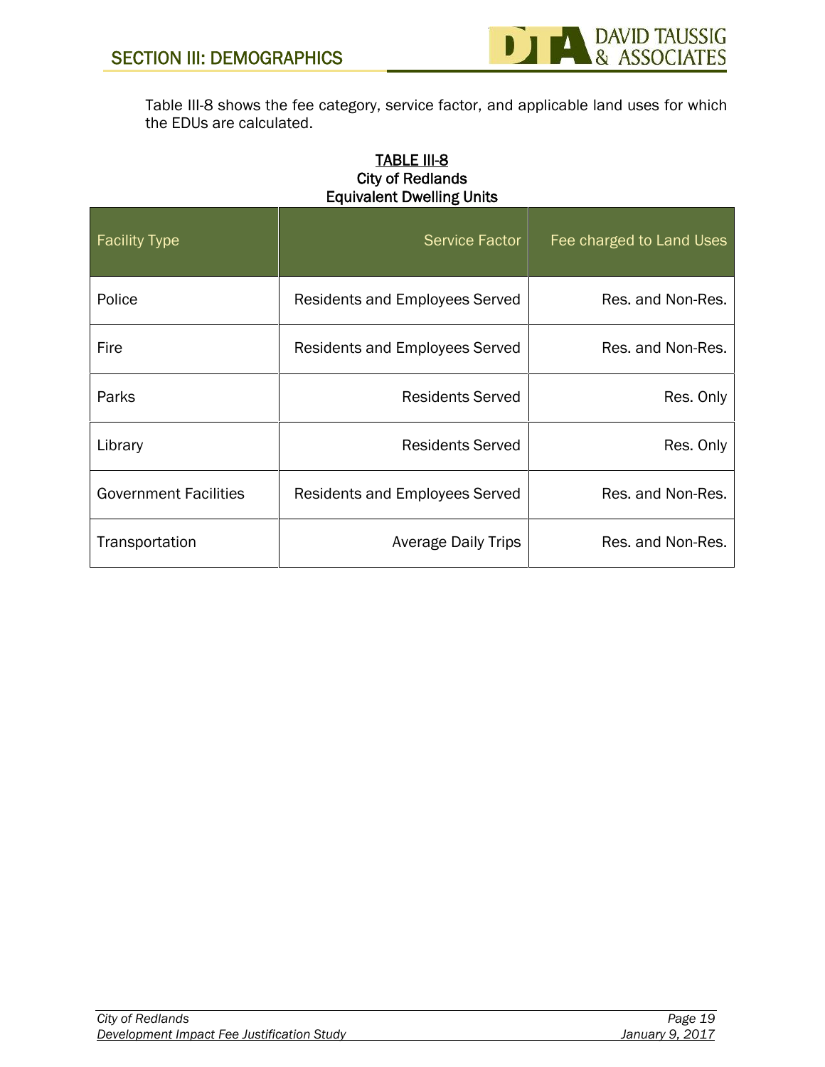Table III-8 shows the fee category, service factor, and applicable land uses for which the EDUs are calculated.

**TABLE III-8**
**City of Redlands**
**Equivalent Dwelling Units**

| Facility Type | Service Factor | Fee charged to Land Uses |
|---|---|---|
| Police | Residents and Employees Served | Res. and Non-Res. |
| Fire | Residents and Employees Served | Res. and Non-Res. |
| Parks | Residents Served | Res. Only |
| Library | Residents Served | Res. Only |
| Government Facilities | Residents and Employees Served | Res. and Non-Res. |
| Transportation | Average Daily Trips | Res. and Non-Res. |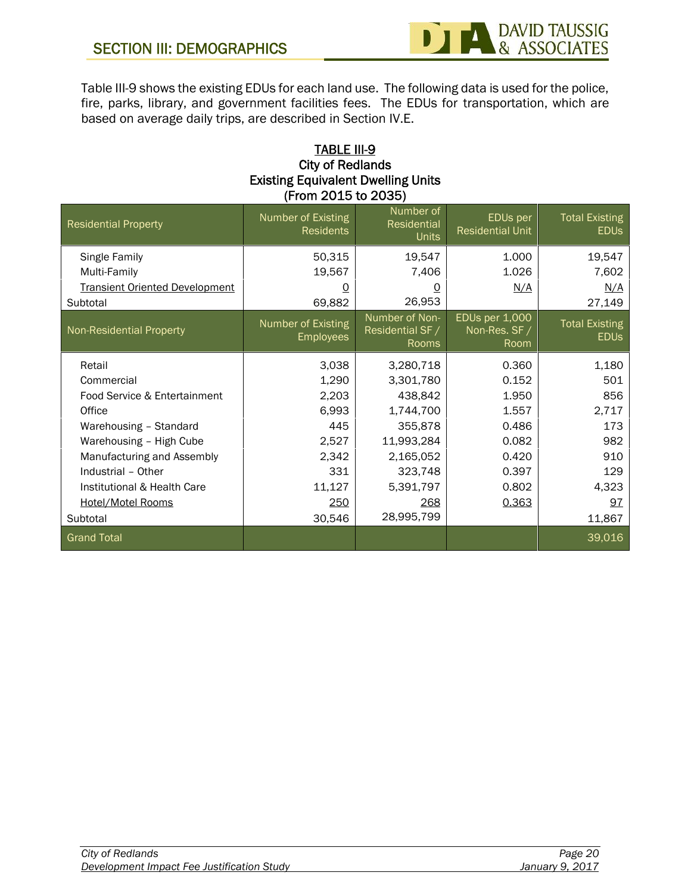Table III-9 shows the existing EDUs for each land use. The following data is used for the police, fire, parks, library, and government facilities fees. The EDUs for transportation, which are based on average daily trips, are described in Section IV.E.

**TABLE III-9**
**City of Redlands**
**Existing Equivalent Dwelling Units**
**(From 2015 to 2035)**

| Residential Property | Number of Existing Residents | Number of Residential Units | EDUs per Residential Unit | Total Existing EDUs |
|---|---|---|---|---|
| Single Family | 50,315 | 19,547 | 1.000 | 19,547 |
| Multi-Family | 19,567 | 7,406 | 1.026 | 7,602 |
| Transient Oriented Development | 0 | 0 | N/A | N/A |
| Subtotal | 69,882 | 26,953 | | 27,149 |
| **Non-Residential Property** | **Number of Existing Employees** | **Number of Non-Residential SF / Rooms** | **EDUs per 1,000 Non-Res. SF / Room** | **Total Existing EDUs** |
| Retail | 3,038 | 3,280,718 | 0.360 | 1,180 |
| Commercial | 1,290 | 3,301,780 | 0.152 | 501 |
| Food Service & Entertainment | 2,203 | 438,842 | 1.950 | 856 |
| Office | 6,993 | 1,744,700 | 1.557 | 2,717 |
| Warehousing – Standard | 445 | 355,878 | 0.486 | 173 |
| Warehousing – High Cube | 2,527 | 11,993,284 | 0.082 | 982 |
| Manufacturing and Assembly | 2,342 | 2,165,052 | 0.420 | 910 |
| Industrial – Other | 331 | 323,748 | 0.397 | 129 |
| Institutional & Health Care | 11,127 | 5,391,797 | 0.802 | 4,323 |
| Hotel/Motel Rooms | 250 | 268 | 0.363 | 97 |
| Subtotal | 30,546 | 28,995,799 | | 11,867 |
| **Grand Total** | | | | **39,016** |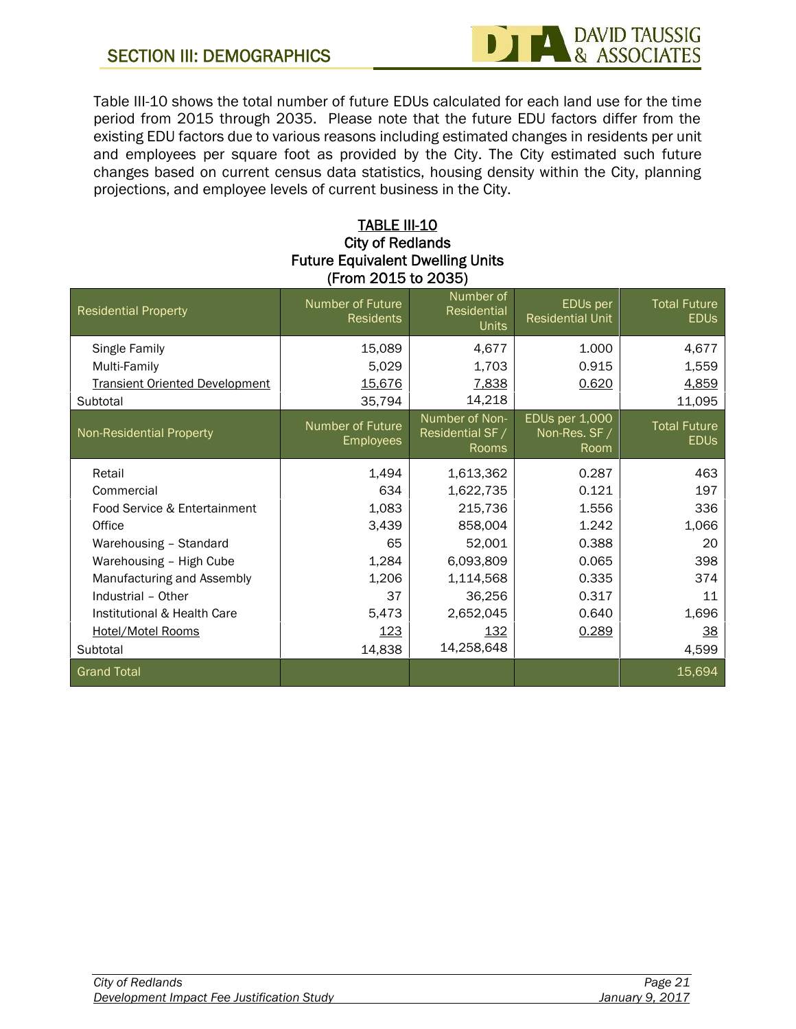Table III-10 shows the total number of future EDUs calculated for each land use for the time period from 2015 through 2035. Please note that the future EDU factors differ from the existing EDU factors due to various reasons including estimated changes in residents per unit and employees per square foot as provided by the City. The City estimated such future changes based on current census data statistics, housing density within the City, planning projections, and employee levels of current business in the City.

**TABLE III-10**
**City of Redlands**
**Future Equivalent Dwelling Units**
**(From 2015 to 2035)**

| Residential Property | Number of Future Residents | Number of Residential Units | EDUs per Residential Unit | Total Future EDUs |
|---|---|---|---|---|
| Single Family | 15,089 | 4,677 | 1.000 | 4,677 |
| Multi-Family | 5,029 | 1,703 | 0.915 | 1,559 |
| Transient Oriented Development | 15,676 | 7,838 | 0.620 | 4,859 |
| Subtotal | 35,794 | 14,218 | | 11,095 |
| **Non-Residential Property** | **Number of Future Employees** | **Number of Non-Residential SF / Rooms** | **EDUs per 1,000 Non-Res. SF / Room** | **Total Future EDUs** |
| Retail | 1,494 | 1,613,362 | 0.287 | 463 |
| Commercial | 634 | 1,622,735 | 0.121 | 197 |
| Food Service & Entertainment | 1,083 | 215,736 | 1.556 | 336 |
| Office | 3,439 | 858,004 | 1.242 | 1,066 |
| Warehousing – Standard | 65 | 52,001 | 0.388 | 20 |
| Warehousing – High Cube | 1,284 | 6,093,809 | 0.065 | 398 |
| Manufacturing and Assembly | 1,206 | 1,114,568 | 0.335 | 374 |
| Industrial – Other | 37 | 36,256 | 0.317 | 11 |
| Institutional & Health Care | 5,473 | 2,652,045 | 0.640 | 1,696 |
| Hotel/Motel Rooms | 123 | 132 | 0.289 | 38 |
| Subtotal | 14,838 | 14,258,648 | | 4,599 |
| Grand Total | | | | 15,694 |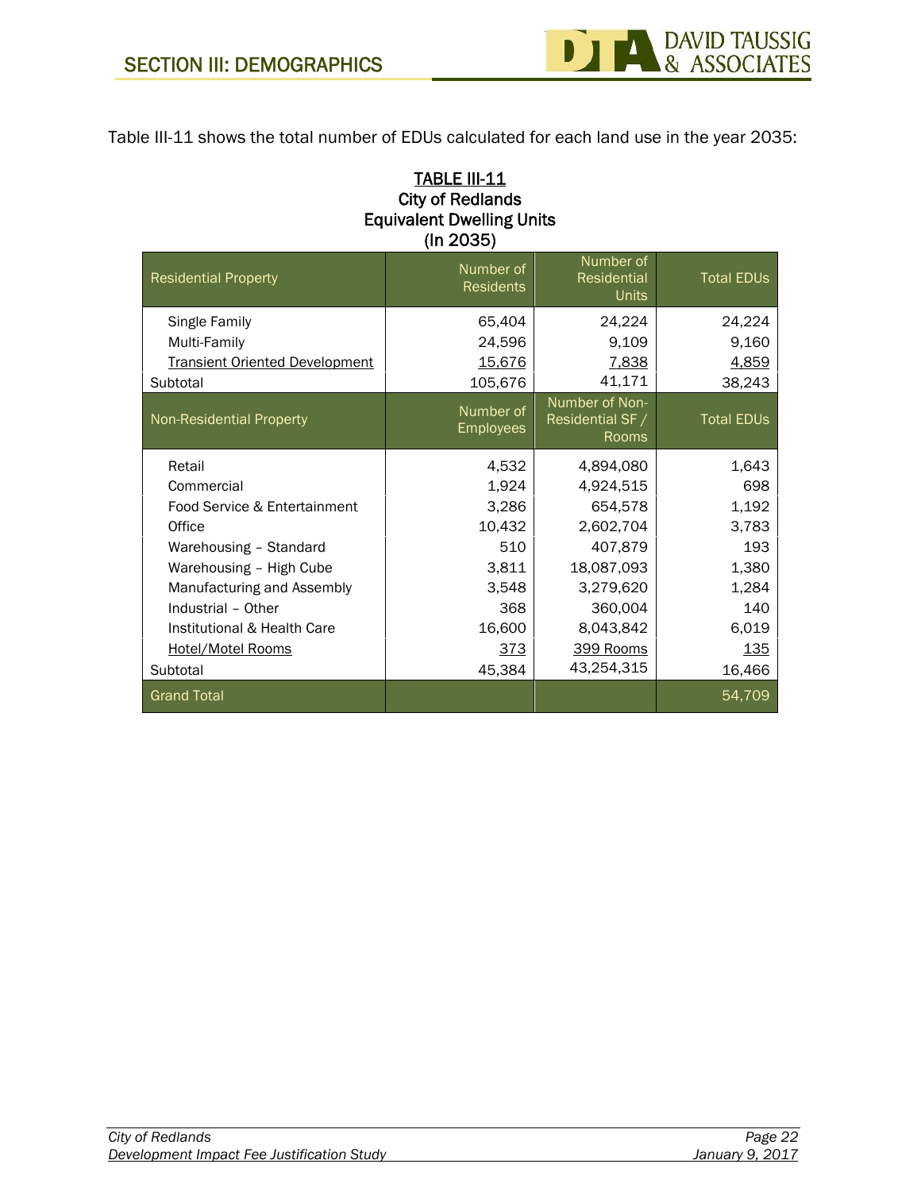Table III-11 shows the total number of EDUs calculated for each land use in the year 2035:

**TABLE III-11**
**City of Redlands**
**Equivalent Dwelling Units**
**(In 2035)**

| Residential Property | Number of Residents | Number of Residential Units | Total EDUs |
|---|---|---|---|
| Single Family | 65,404 | 24,224 | 24,224 |
| Multi-Family | 24,596 | 9,109 | 9,160 |
| Transient Oriented Development | 15,676 | 7,838 | 4,859 |
| Subtotal | 105,676 | 41,171 | 38,243 |
| **Non-Residential Property** | **Number of Employees** | **Number of Non-Residential SF / Rooms** | **Total EDUs** |
| Retail | 4,532 | 4,894,080 | 1,643 |
| Commercial | 1,924 | 4,924,515 | 698 |
| Food Service & Entertainment | 3,286 | 654,578 | 1,192 |
| Office | 10,432 | 2,602,704 | 3,783 |
| Warehousing – Standard | 510 | 407,879 | 193 |
| Warehousing – High Cube | 3,811 | 18,087,093 | 1,380 |
| Manufacturing and Assembly | 3,548 | 3,279,620 | 1,284 |
| Industrial – Other | 368 | 360,004 | 140 |
| Institutional & Health Care | 16,600 | 8,043,842 | 6,019 |
| Hotel/Motel Rooms | 373 | 399 Rooms | 135 |
| Subtotal | 45,384 | 43,254,315 | 16,466 |
| Grand Total | | | 54,709 |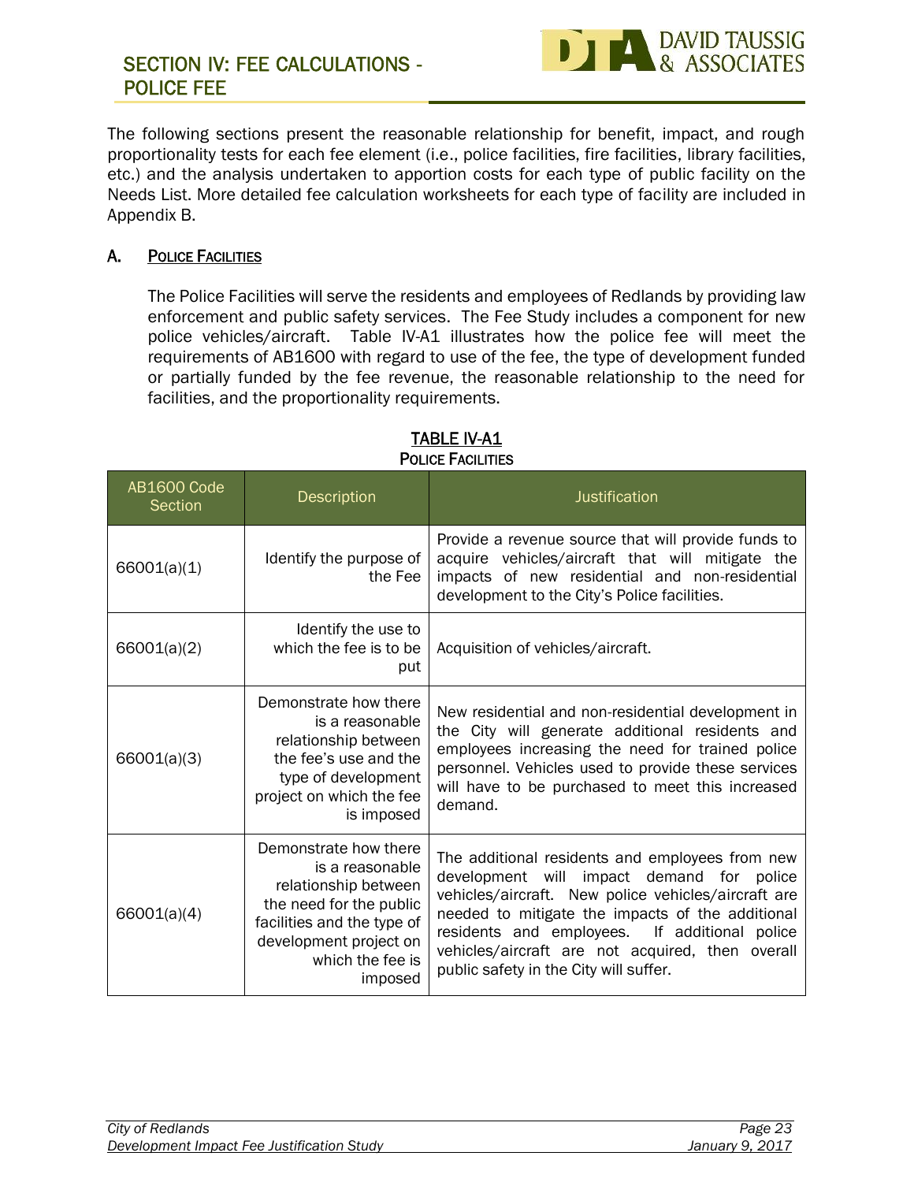# SECTION IV: FEE CALCULATIONS - POLICE FEE

The following sections present the reasonable relationship for benefit, impact, and rough proportionality tests for each fee element (i.e., police facilities, fire facilities, library facilities, etc.) and the analysis undertaken to apportion costs for each type of public facility on the Needs List. More detailed fee calculation worksheets for each type of facility are included in Appendix B.

## A. POLICE FACILITIES

The Police Facilities will serve the residents and employees of Redlands by providing law enforcement and public safety services. The Fee Study includes a component for new police vehicles/aircraft. Table IV-A1 illustrates how the police fee will meet the requirements of AB1600 with regard to use of the fee, the type of development funded or partially funded by the fee revenue, the reasonable relationship to the need for facilities, and the proportionality requirements.

**TABLE IV-A1**
**POLICE FACILITIES**

| AB1600 Code Section | Description | Justification |
|---|---|---|
| 66001(a)(1) | Identify the purpose of the Fee | Provide a revenue source that will provide funds to acquire vehicles/aircraft that will mitigate the impacts of new residential and non-residential development to the City's Police facilities. |
| 66001(a)(2) | Identify the use to which the fee is to be put | Acquisition of vehicles/aircraft. |
| 66001(a)(3) | Demonstrate how there is a reasonable relationship between the fee's use and the type of development project on which the fee is imposed | New residential and non-residential development in the City will generate additional residents and employees increasing the need for trained police personnel. Vehicles used to provide these services will have to be purchased to meet this increased demand. |
| 66001(a)(4) | Demonstrate how there is a reasonable relationship between the need for the public facilities and the type of development project on which the fee is imposed | The additional residents and employees from new development will impact demand for police vehicles/aircraft. New police vehicles/aircraft are needed to mitigate the impacts of the additional residents and employees. If additional police vehicles/aircraft are not acquired, then overall public safety in the City will suffer. |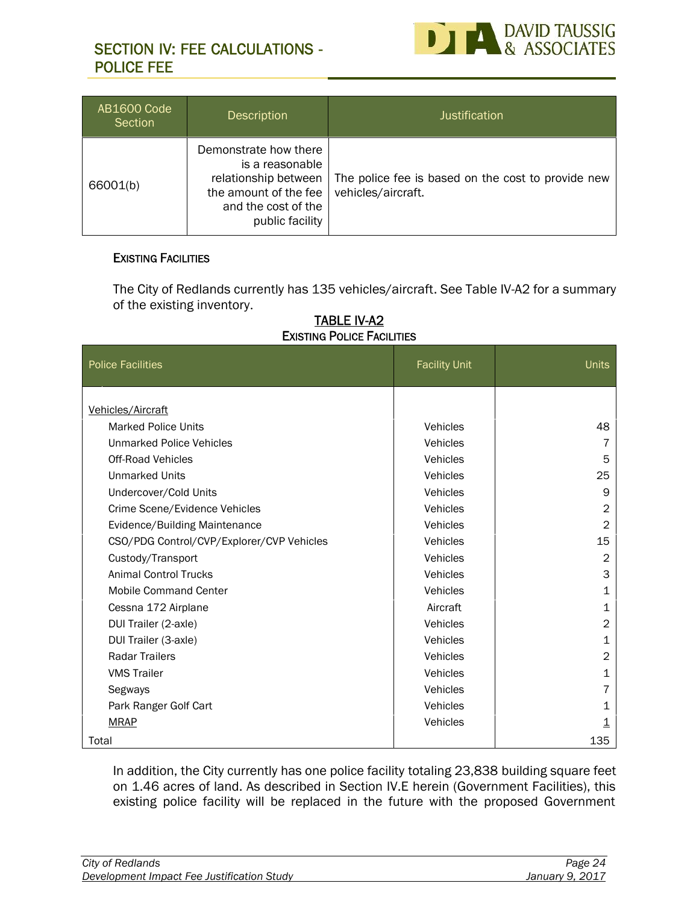| AB1600 Code Section | Description | Justification |
|---|---|---|
| 66001(b) | Demonstrate how there is a reasonable relationship between the amount of the fee and the cost of the public facility | The police fee is based on the cost to provide new vehicles/aircraft. |

### EXISTING FACILITIES

The City of Redlands currently has 135 vehicles/aircraft. See Table IV-A2 for a summary of the existing inventory.

**TABLE IV-A2**
**EXISTING POLICE FACILITIES**

| Police Facilities | Facility Unit | Units |
|---|---|---|
| Vehicles/Aircraft | | |
| Marked Police Units | Vehicles | 48 |
| Unmarked Police Vehicles | Vehicles | 7 |
| Off-Road Vehicles | Vehicles | 5 |
| Unmarked Units | Vehicles | 25 |
| Undercover/Cold Units | Vehicles | 9 |
| Crime Scene/Evidence Vehicles | Vehicles | 2 |
| Evidence/Building Maintenance | Vehicles | 2 |
| CSO/PDG Control/CVP/Explorer/CVP Vehicles | Vehicles | 15 |
| Custody/Transport | Vehicles | 2 |
| Animal Control Trucks | Vehicles | 3 |
| Mobile Command Center | Vehicles | 1 |
| Cessna 172 Airplane | Aircraft | 1 |
| DUI Trailer (2-axle) | Vehicles | 2 |
| DUI Trailer (3-axle) | Vehicles | 1 |
| Radar Trailers | Vehicles | 2 |
| VMS Trailer | Vehicles | 1 |
| Segways | Vehicles | 7 |
| Park Ranger Golf Cart | Vehicles | 1 |
| MRAP | Vehicles | 1 |
| Total | | 135 |

In addition, the City currently has one police facility totaling 23,838 building square feet on 1.46 acres of land. As described in Section IV.E herein (Government Facilities), this existing police facility will be replaced in the future with the proposed Government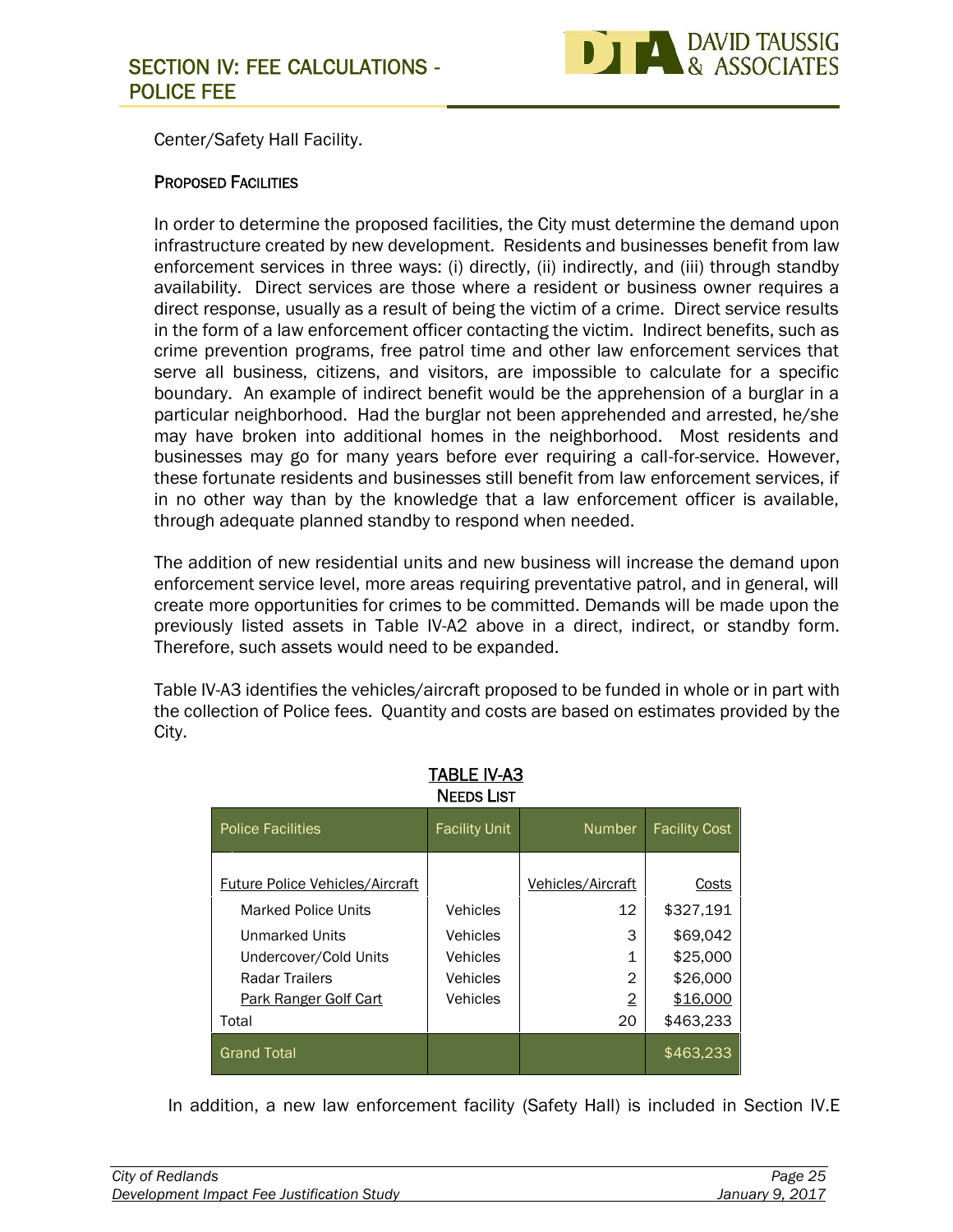Center/Safety Hall Facility.

**PROPOSED FACILITIES**

In order to determine the proposed facilities, the City must determine the demand upon infrastructure created by new development. Residents and businesses benefit from law enforcement services in three ways: (i) directly, (ii) indirectly, and (iii) through standby availability. Direct services are those where a resident or business owner requires a direct response, usually as a result of being the victim of a crime. Direct service results in the form of a law enforcement officer contacting the victim. Indirect benefits, such as crime prevention programs, free patrol time and other law enforcement services that serve all business, citizens, and visitors, are impossible to calculate for a specific boundary. An example of indirect benefit would be the apprehension of a burglar in a particular neighborhood. Had the burglar not been apprehended and arrested, he/she may have broken into additional homes in the neighborhood. Most residents and businesses may go for many years before ever requiring a call-for-service. However, these fortunate residents and businesses still benefit from law enforcement services, if in no other way than by the knowledge that a law enforcement officer is available, through adequate planned standby to respond when needed.

The addition of new residential units and new business will increase the demand upon enforcement service level, more areas requiring preventative patrol, and in general, will create more opportunities for crimes to be committed. Demands will be made upon the previously listed assets in Table IV-A2 above in a direct, indirect, or standby form. Therefore, such assets would need to be expanded.

Table IV-A3 identifies the vehicles/aircraft proposed to be funded in whole or in part with the collection of Police fees. Quantity and costs are based on estimates provided by the City.

**TABLE IV-A3**
**NEEDS LIST**

| Police Facilities | Facility Unit | Number | Facility Cost |
|---|---|---|---|
| Future Police Vehicles/Aircraft | | Vehicles/Aircraft | Costs |
| Marked Police Units | Vehicles | 12 | $327,191 |
| Unmarked Units | Vehicles | 3 | $69,042 |
| Undercover/Cold Units | Vehicles | 1 | $25,000 |
| Radar Trailers | Vehicles | 2 | $26,000 |
| Park Ranger Golf Cart | Vehicles | 2 | $16,000 |
| Total | | 20 | $463,233 |
| Grand Total | | | $463,233 |

In addition, a new law enforcement facility (Safety Hall) is included in Section IV.E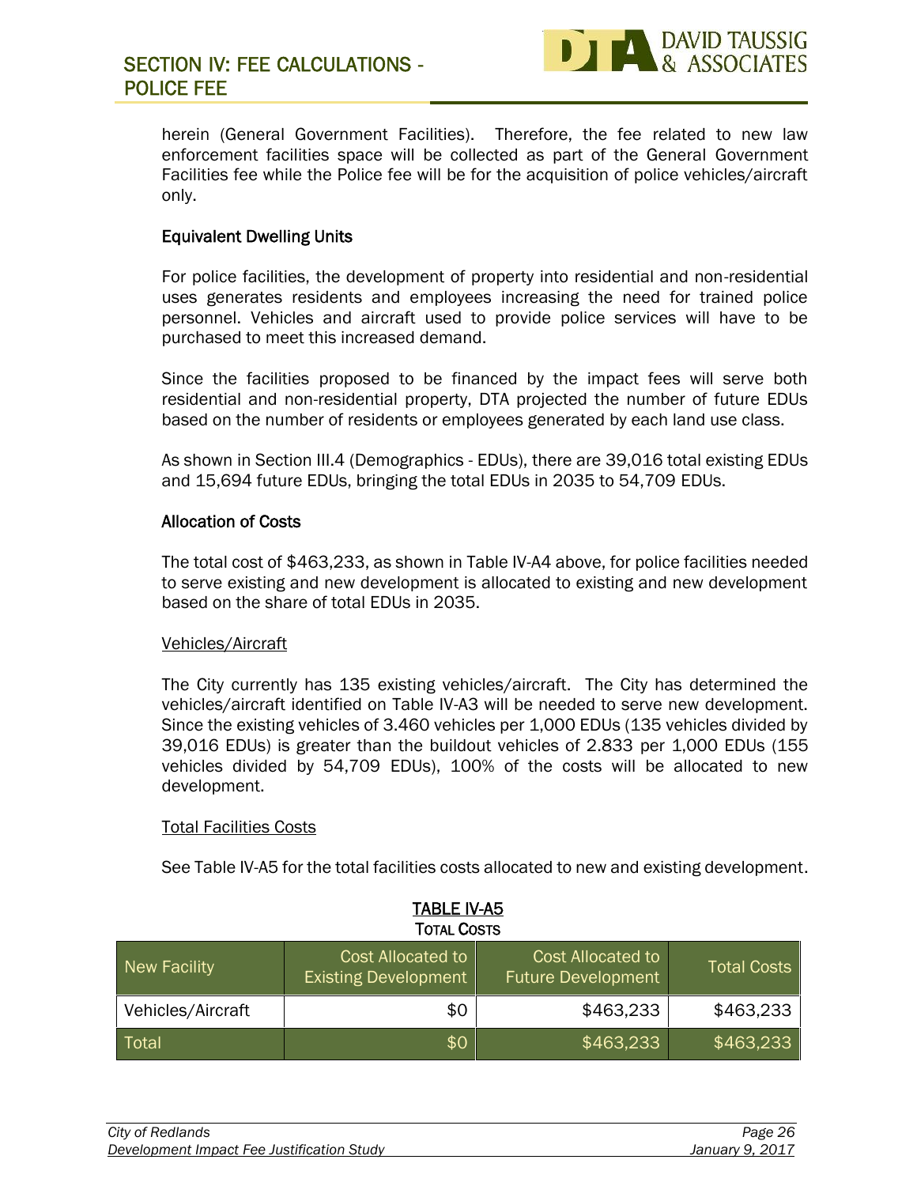herein (General Government Facilities). Therefore, the fee related to new law enforcement facilities space will be collected as part of the General Government Facilities fee while the Police fee will be for the acquisition of police vehicles/aircraft only.

### Equivalent Dwelling Units

For police facilities, the development of property into residential and non-residential uses generates residents and employees increasing the need for trained police personnel. Vehicles and aircraft used to provide police services will have to be purchased to meet this increased demand.

Since the facilities proposed to be financed by the impact fees will serve both residential and non-residential property, DTA projected the number of future EDUs based on the number of residents or employees generated by each land use class.

As shown in Section III.4 (Demographics - EDUs), there are 39,016 total existing EDUs and 15,694 future EDUs, bringing the total EDUs in 2035 to 54,709 EDUs.

### Allocation of Costs

The total cost of $463,233, as shown in Table IV-A4 above, for police facilities needed to serve existing and new development is allocated to existing and new development based on the share of total EDUs in 2035.

<u>Vehicles/Aircraft</u>

The City currently has 135 existing vehicles/aircraft. The City has determined the vehicles/aircraft identified on Table IV-A3 will be needed to serve new development. Since the existing vehicles of 3.460 vehicles per 1,000 EDUs (135 vehicles divided by 39,016 EDUs) is greater than the buildout vehicles of 2.833 per 1,000 EDUs (155 vehicles divided by 54,709 EDUs), 100% of the costs will be allocated to new development.

<u>Total Facilities Costs</u>

See Table IV-A5 for the total facilities costs allocated to new and existing development.

**TABLE IV-A5**
**TOTAL COSTS**

| New Facility | Cost Allocated to Existing Development | Cost Allocated to Future Development | Total Costs |
|---|---|---|---|
| Vehicles/Aircraft | $0 | $463,233 | $463,233 |
| Total | $0 | $463,233 | $463,233 |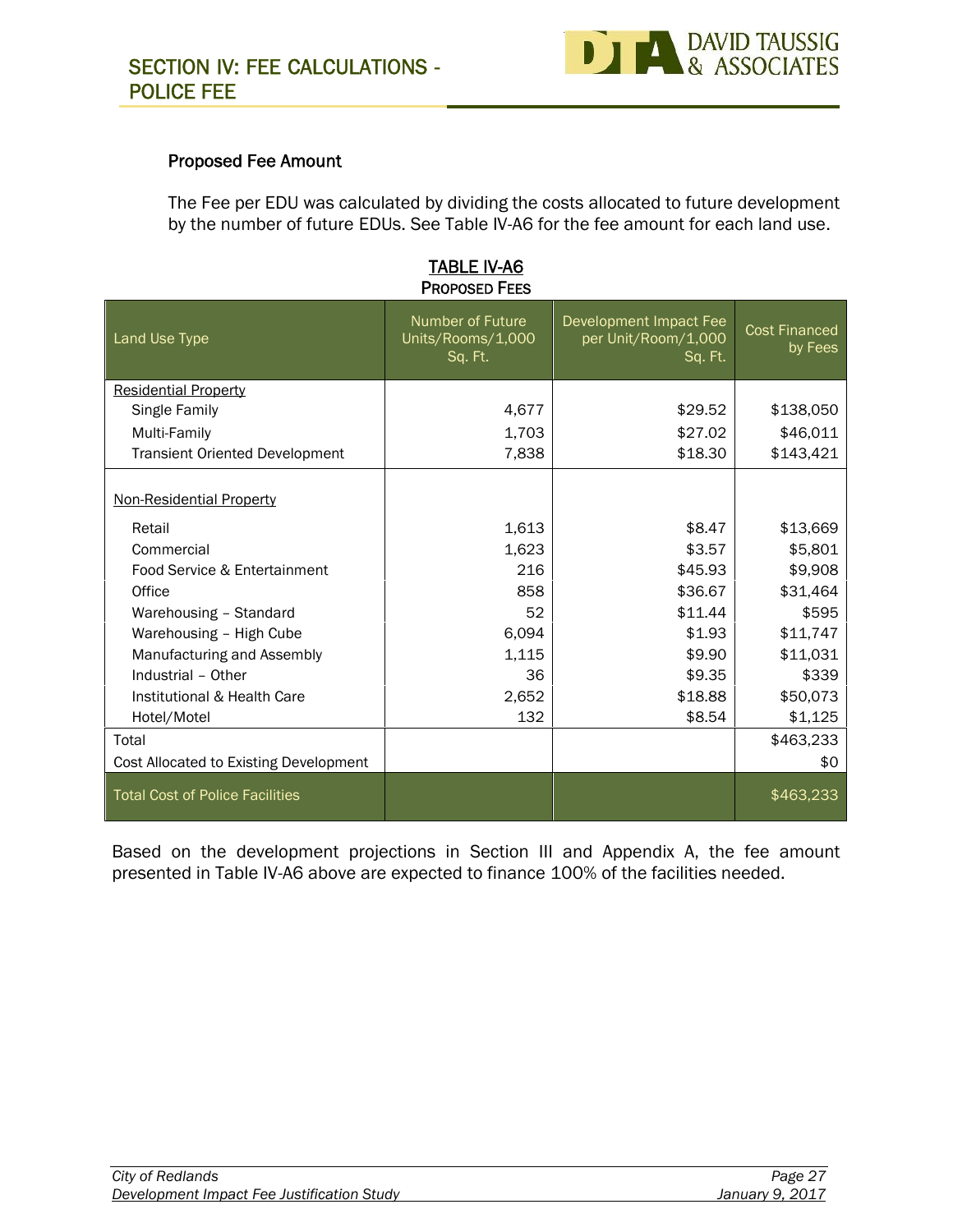## Proposed Fee Amount

The Fee per EDU was calculated by dividing the costs allocated to future development by the number of future EDUs. See Table IV-A6 for the fee amount for each land use.

**TABLE IV-A6**
**PROPOSED FEES**

| Land Use Type | Number of Future Units/Rooms/1,000 Sq. Ft. | Development Impact Fee per Unit/Room/1,000 Sq. Ft. | Cost Financed by Fees |
|---|---|---|---|
| Residential Property | | | |
| Single Family | 4,677 | $29.52 | $138,050 |
| Multi-Family | 1,703 | $27.02 | $46,011 |
| Transient Oriented Development | 7,838 | $18.30 | $143,421 |
| Non-Residential Property | | | |
| Retail | 1,613 | $8.47 | $13,669 |
| Commercial | 1,623 | $3.57 | $5,801 |
| Food Service & Entertainment | 216 | $45.93 | $9,908 |
| Office | 858 | $36.67 | $31,464 |
| Warehousing – Standard | 52 | $11.44 | $595 |
| Warehousing – High Cube | 6,094 | $1.93 | $11,747 |
| Manufacturing and Assembly | 1,115 | $9.90 | $11,031 |
| Industrial – Other | 36 | $9.35 | $339 |
| Institutional & Health Care | 2,652 | $18.88 | $50,073 |
| Hotel/Motel | 132 | $8.54 | $1,125 |
| Total | | | $463,233 |
| Cost Allocated to Existing Development | | | $0 |
| Total Cost of Police Facilities | | | $463,233 |

Based on the development projections in Section III and Appendix A, the fee amount presented in Table IV-A6 above are expected to finance 100% of the facilities needed.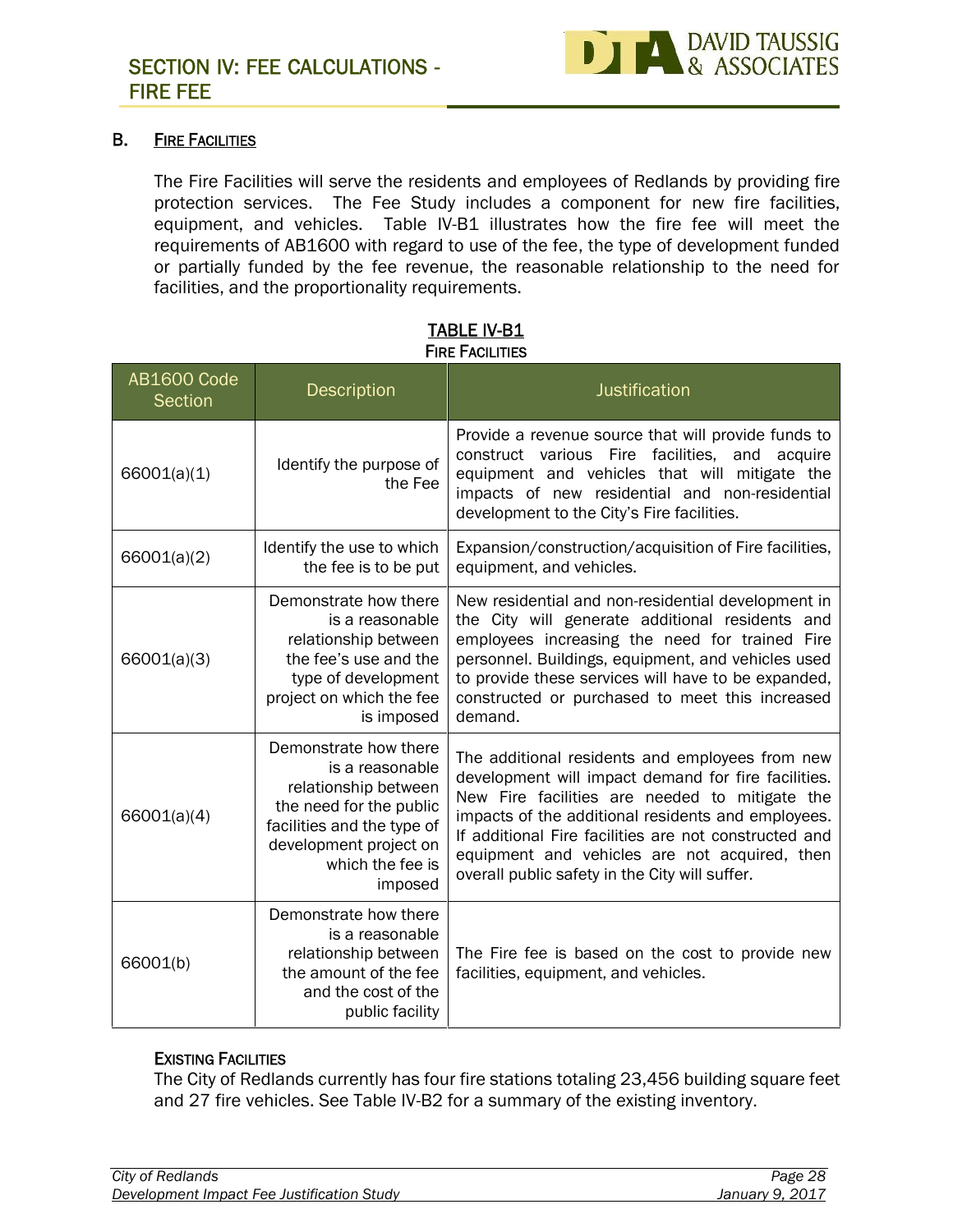## SECTION IV: FEE CALCULATIONS - FIRE FEE

### B. FIRE FACILITIES

The Fire Facilities will serve the residents and employees of Redlands by providing fire protection services. The Fee Study includes a component for new fire facilities, equipment, and vehicles. Table IV-B1 illustrates how the fire fee will meet the requirements of AB1600 with regard to use of the fee, the type of development funded or partially funded by the fee revenue, the reasonable relationship to the need for facilities, and the proportionality requirements.

**TABLE IV-B1**
**FIRE FACILITIES**

| AB1600 Code Section | Description | Justification |
|---|---|---|
| 66001(a)(1) | Identify the purpose of the Fee | Provide a revenue source that will provide funds to construct various Fire facilities, and acquire equipment and vehicles that will mitigate the impacts of new residential and non-residential development to the City's Fire facilities. |
| 66001(a)(2) | Identify the use to which the fee is to be put | Expansion/construction/acquisition of Fire facilities, equipment, and vehicles. |
| 66001(a)(3) | Demonstrate how there is a reasonable relationship between the fee's use and the type of development project on which the fee is imposed | New residential and non-residential development in the City will generate additional residents and employees increasing the need for trained Fire personnel. Buildings, equipment, and vehicles used to provide these services will have to be expanded, constructed or purchased to meet this increased demand. |
| 66001(a)(4) | Demonstrate how there is a reasonable relationship between the need for the public facilities and the type of development project on which the fee is imposed | The additional residents and employees from new development will impact demand for fire facilities. New Fire facilities are needed to mitigate the impacts of the additional residents and employees. If additional Fire facilities are not constructed and equipment and vehicles are not acquired, then overall public safety in the City will suffer. |
| 66001(b) | Demonstrate how there is a reasonable relationship between the amount of the fee and the cost of the public facility | The Fire fee is based on the cost to provide new facilities, equipment, and vehicles. |

#### EXISTING FACILITIES

The City of Redlands currently has four fire stations totaling 23,456 building square feet and 27 fire vehicles. See Table IV-B2 for a summary of the existing inventory.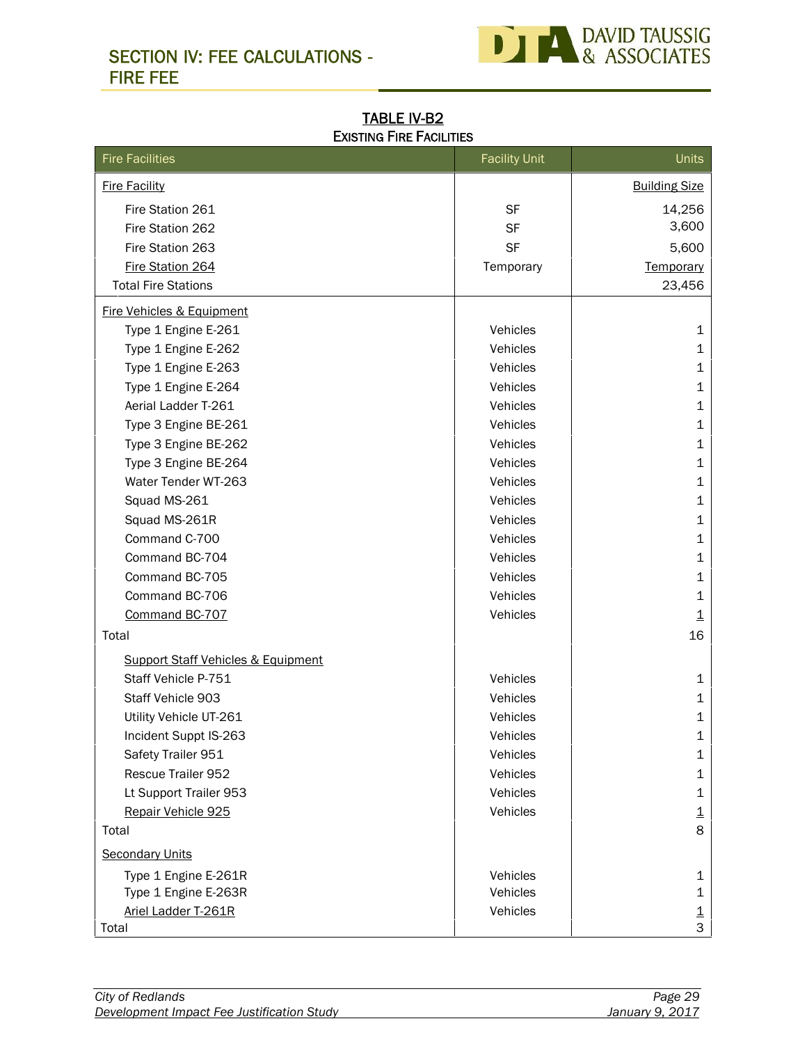# SECTION IV: FEE CALCULATIONS - FIRE FEE

## TABLE IV-B2
### EXISTING FIRE FACILITIES

| Fire Facilities | Facility Unit | Units |
|---|---|---|
| Fire Facility | | Building Size |
| Fire Station 261 | SF | 14,256 |
| Fire Station 262 | SF | 3,600 |
| Fire Station 263 | SF | 5,600 |
| Fire Station 264 | Temporary | Temporary |
| Total Fire Stations | | 23,456 |
| Fire Vehicles & Equipment | | |
| Type 1 Engine E-261 | Vehicles | 1 |
| Type 1 Engine E-262 | Vehicles | 1 |
| Type 1 Engine E-263 | Vehicles | 1 |
| Type 1 Engine E-264 | Vehicles | 1 |
| Aerial Ladder T-261 | Vehicles | 1 |
| Type 3 Engine BE-261 | Vehicles | 1 |
| Type 3 Engine BE-262 | Vehicles | 1 |
| Type 3 Engine BE-264 | Vehicles | 1 |
| Water Tender WT-263 | Vehicles | 1 |
| Squad MS-261 | Vehicles | 1 |
| Squad MS-261R | Vehicles | 1 |
| Command C-700 | Vehicles | 1 |
| Command BC-704 | Vehicles | 1 |
| Command BC-705 | Vehicles | 1 |
| Command BC-706 | Vehicles | 1 |
| Command BC-707 | Vehicles | 1 |
| Total | | 16 |
| Support Staff Vehicles & Equipment | | |
| Staff Vehicle P-751 | Vehicles | 1 |
| Staff Vehicle 903 | Vehicles | 1 |
| Utility Vehicle UT-261 | Vehicles | 1 |
| Incident Suppt IS-263 | Vehicles | 1 |
| Safety Trailer 951 | Vehicles | 1 |
| Rescue Trailer 952 | Vehicles | 1 |
| Lt Support Trailer 953 | Vehicles | 1 |
| Repair Vehicle 925 | Vehicles | 1 |
| Total | | 8 |
| Secondary Units | | |
| Type 1 Engine E-261R | Vehicles | 1 |
| Type 1 Engine E-263R | Vehicles | 1 |
| Ariel Ladder T-261R | Vehicles | 1 |
| Total | | 3 |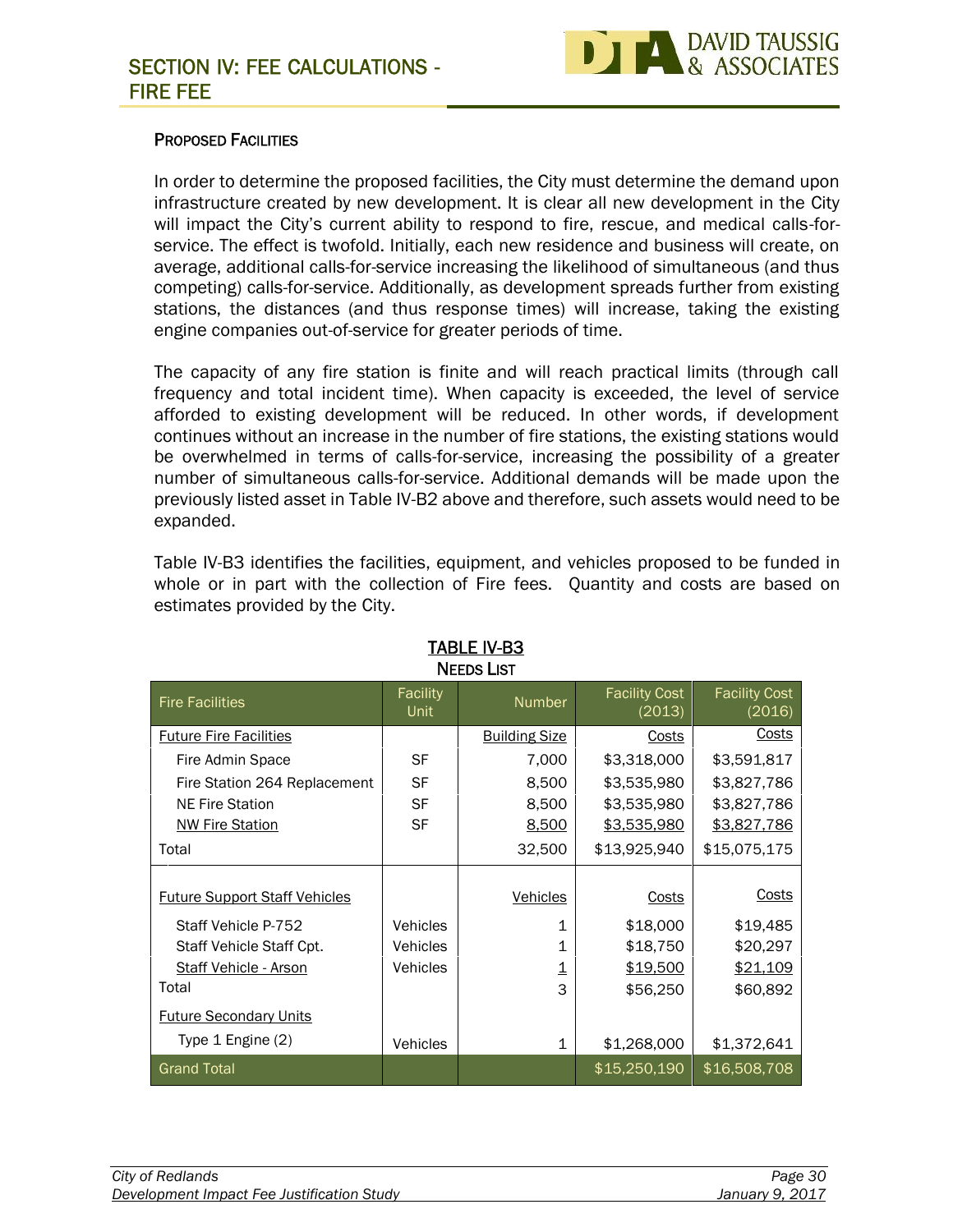### Proposed Facilities

In order to determine the proposed facilities, the City must determine the demand upon infrastructure created by new development. It is clear all new development in the City will impact the City's current ability to respond to fire, rescue, and medical calls-for-service. The effect is twofold. Initially, each new residence and business will create, on average, additional calls-for-service increasing the likelihood of simultaneous (and thus competing) calls-for-service. Additionally, as development spreads further from existing stations, the distances (and thus response times) will increase, taking the existing engine companies out-of-service for greater periods of time.

The capacity of any fire station is finite and will reach practical limits (through call frequency and total incident time). When capacity is exceeded, the level of service afforded to existing development will be reduced. In other words, if development continues without an increase in the number of fire stations, the existing stations would be overwhelmed in terms of calls-for-service, increasing the possibility of a greater number of simultaneous calls-for-service. Additional demands will be made upon the previously listed asset in Table IV-B2 above and therefore, such assets would need to be expanded.

Table IV-B3 identifies the facilities, equipment, and vehicles proposed to be funded in whole or in part with the collection of Fire fees. Quantity and costs are based on estimates provided by the City.

**TABLE IV-B3**
**NEEDS LIST**

| Fire Facilities | Facility Unit | Number | Facility Cost (2013) | Facility Cost (2016) |
|---|---|---|---|---|
| Future Fire Facilities | | Building Size | Costs | Costs |
| Fire Admin Space | SF | 7,000 | $3,318,000 | $3,591,817 |
| Fire Station 264 Replacement | SF | 8,500 | $3,535,980 | $3,827,786 |
| NE Fire Station | SF | 8,500 | $3,535,980 | $3,827,786 |
| NW Fire Station | SF | 8,500 | $3,535,980 | $3,827,786 |
| Total | | 32,500 | $13,925,940 | $15,075,175 |
| Future Support Staff Vehicles | | Vehicles | Costs | Costs |
| Staff Vehicle P-752 | Vehicles | 1 | $18,000 | $19,485 |
| Staff Vehicle Staff Cpt. | Vehicles | 1 | $18,750 | $20,297 |
| Staff Vehicle - Arson | Vehicles | 1 | $19,500 | $21,109 |
| Total | | 3 | $56,250 | $60,892 |
| Future Secondary Units | | | | |
| Type 1 Engine (2) | Vehicles | 1 | $1,268,000 | $1,372,641 |
| Grand Total | | | $15,250,190 | $16,508,708 |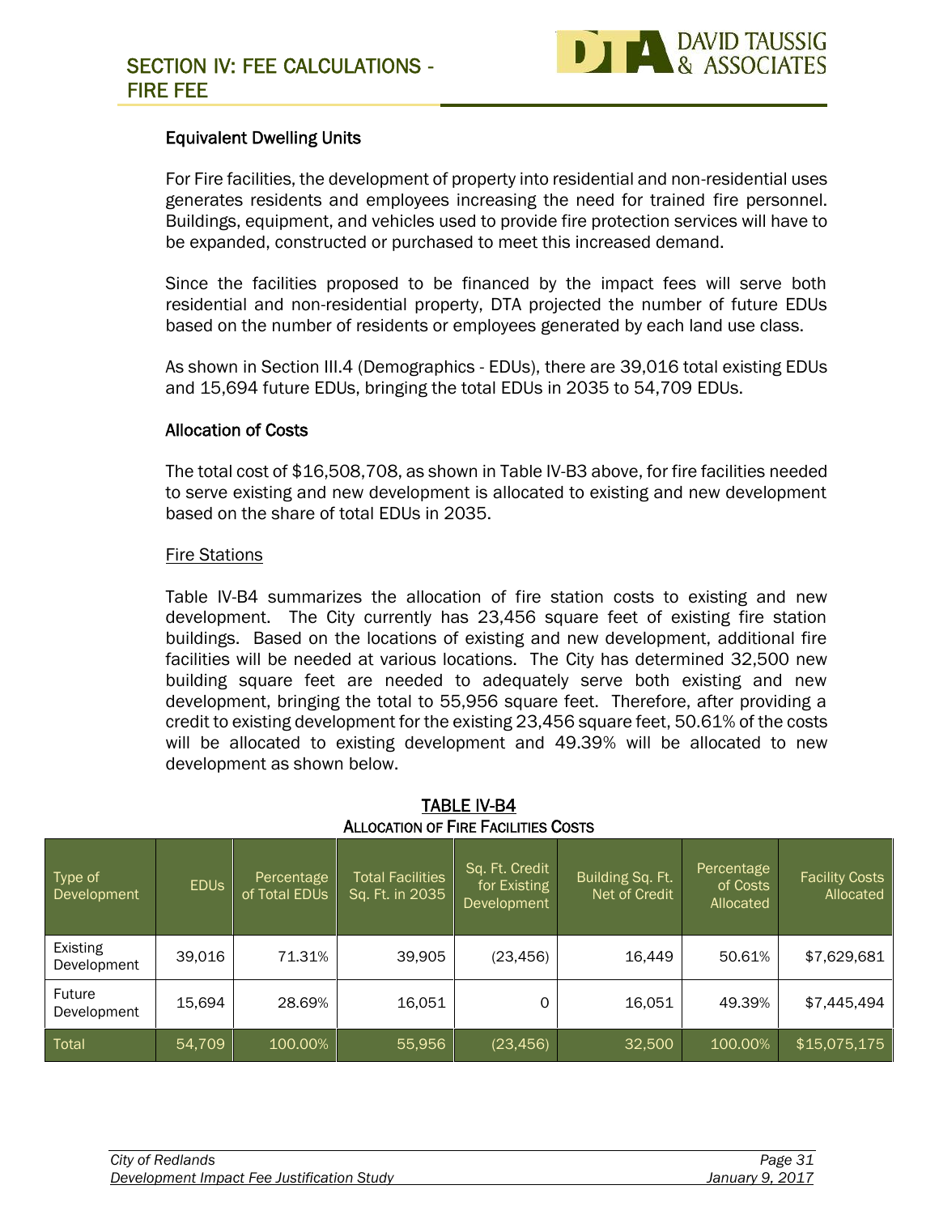## SECTION IV: FEE CALCULATIONS - FIRE FEE

### Equivalent Dwelling Units

For Fire facilities, the development of property into residential and non-residential uses generates residents and employees increasing the need for trained fire personnel. Buildings, equipment, and vehicles used to provide fire protection services will have to be expanded, constructed or purchased to meet this increased demand.

Since the facilities proposed to be financed by the impact fees will serve both residential and non-residential property, DTA projected the number of future EDUs based on the number of residents or employees generated by each land use class.

As shown in Section III.4 (Demographics - EDUs), there are 39,016 total existing EDUs and 15,694 future EDUs, bringing the total EDUs in 2035 to 54,709 EDUs.

### Allocation of Costs

The total cost of $16,508,708, as shown in Table IV-B3 above, for fire facilities needed to serve existing and new development is allocated to existing and new development based on the share of total EDUs in 2035.

<u>Fire Stations</u>

Table IV-B4 summarizes the allocation of fire station costs to existing and new development. The City currently has 23,456 square feet of existing fire station buildings. Based on the locations of existing and new development, additional fire facilities will be needed at various locations. The City has determined 32,500 new building square feet are needed to adequately serve both existing and new development, bringing the total to 55,956 square feet. Therefore, after providing a credit to existing development for the existing 23,456 square feet, 50.61% of the costs will be allocated to existing development and 49.39% will be allocated to new development as shown below.

**TABLE IV-B4**
**ALLOCATION OF FIRE FACILITIES COSTS**

| Type of Development | EDUs | Percentage of Total EDUs | Total Facilities Sq. Ft. in 2035 | Sq. Ft. Credit for Existing Development | Building Sq. Ft. Net of Credit | Percentage of Costs Allocated | Facility Costs Allocated |
|---|---|---|---|---|---|---|---|
| Existing Development | 39,016 | 71.31% | 39,905 | (23,456) | 16,449 | 50.61% | $7,629,681 |
| Future Development | 15,694 | 28.69% | 16,051 | 0 | 16,051 | 49.39% | $7,445,494 |
| Total | 54,709 | 100.00% | 55,956 | (23,456) | 32,500 | 100.00% | $15,075,175 |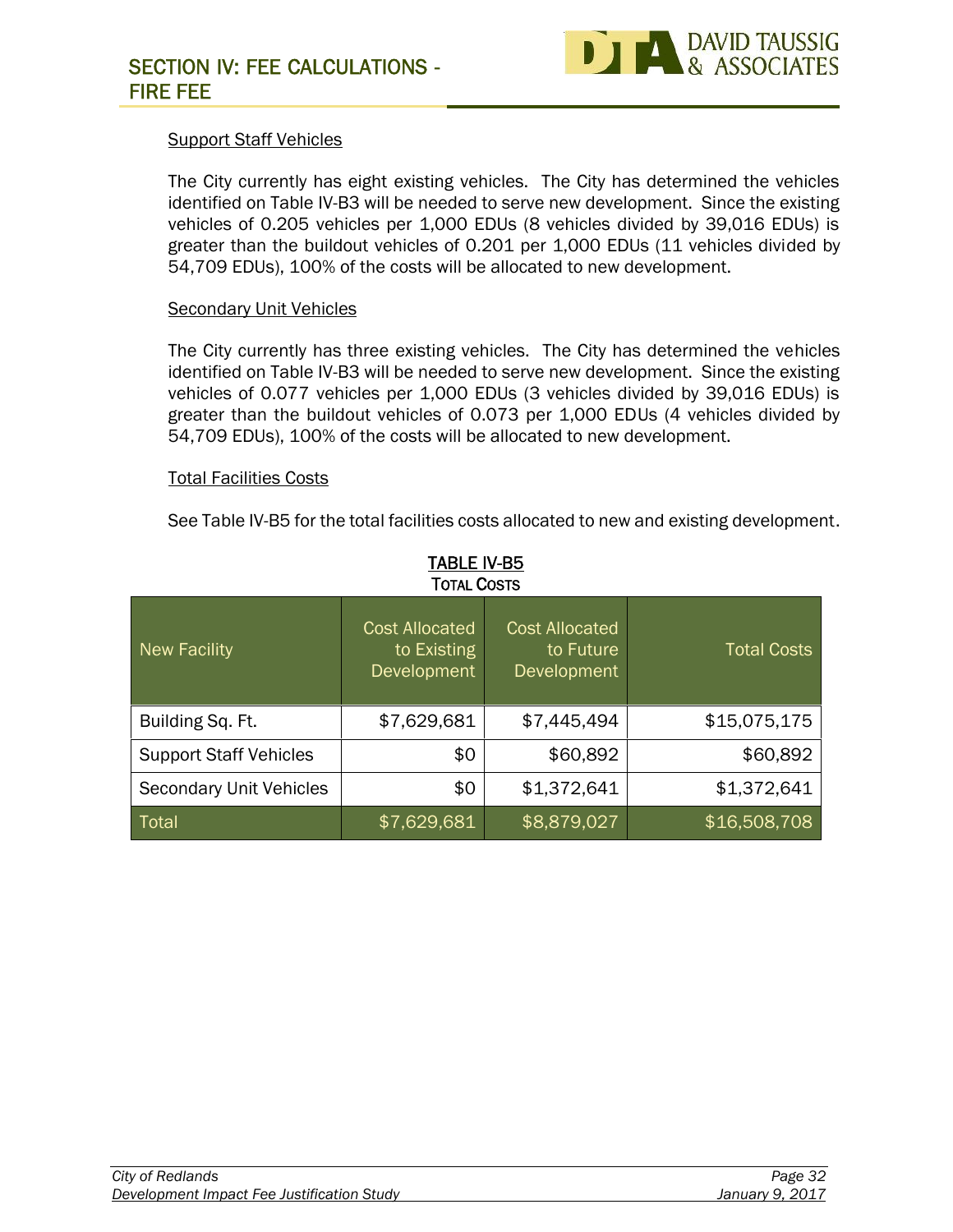## Support Staff Vehicles

The City currently has eight existing vehicles. The City has determined the vehicles identified on Table IV-B3 will be needed to serve new development. Since the existing vehicles of 0.205 vehicles per 1,000 EDUs (8 vehicles divided by 39,016 EDUs) is greater than the buildout vehicles of 0.201 per 1,000 EDUs (11 vehicles divided by 54,709 EDUs), 100% of the costs will be allocated to new development.

## Secondary Unit Vehicles

The City currently has three existing vehicles. The City has determined the vehicles identified on Table IV-B3 will be needed to serve new development. Since the existing vehicles of 0.077 vehicles per 1,000 EDUs (3 vehicles divided by 39,016 EDUs) is greater than the buildout vehicles of 0.073 per 1,000 EDUs (4 vehicles divided by 54,709 EDUs), 100% of the costs will be allocated to new development.

## Total Facilities Costs

See Table IV-B5 for the total facilities costs allocated to new and existing development.

**TABLE IV-B5**
**TOTAL COSTS**

| New Facility | Cost Allocated to Existing Development | Cost Allocated to Future Development | Total Costs |
|---|---|---|---|
| Building Sq. Ft. | $7,629,681 | $7,445,494 | $15,075,175 |
| Support Staff Vehicles | $0 | $60,892 | $60,892 |
| Secondary Unit Vehicles | $0 | $1,372,641 | $1,372,641 |
| Total | $7,629,681 | $8,879,027 | $16,508,708 |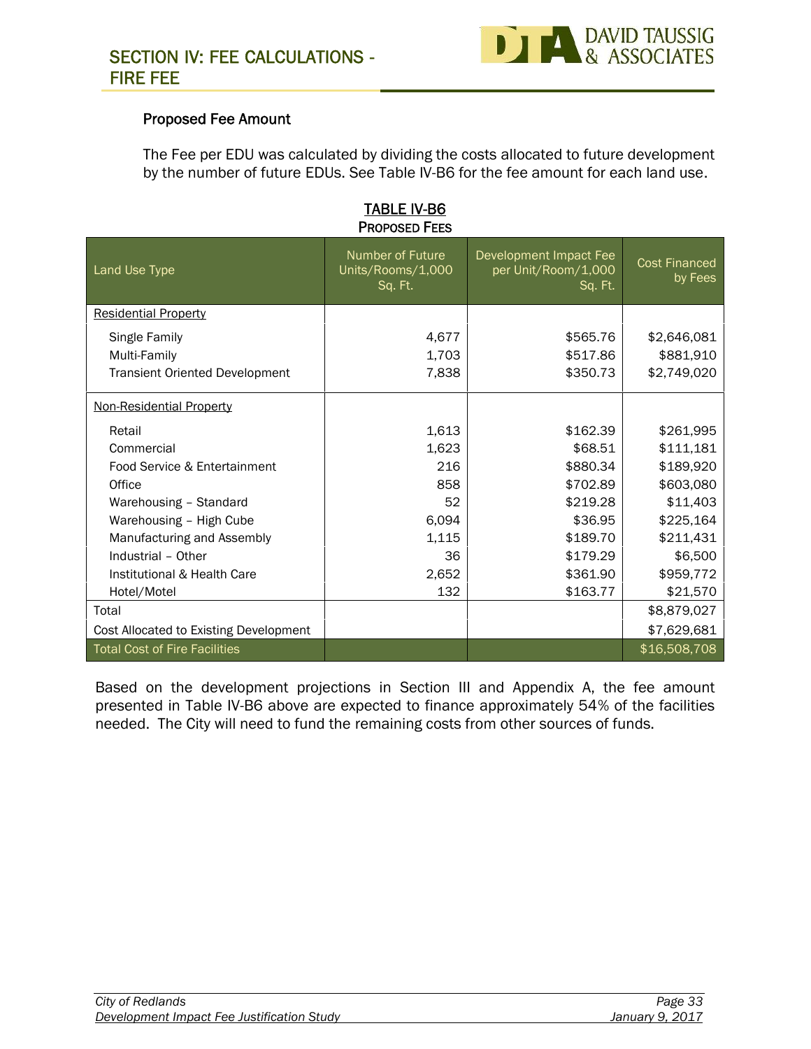## Proposed Fee Amount

The Fee per EDU was calculated by dividing the costs allocated to future development by the number of future EDUs. See Table IV-B6 for the fee amount for each land use.

**TABLE IV-B6**
**PROPOSED FEES**

| Land Use Type | Number of Future Units/Rooms/1,000 Sq. Ft. | Development Impact Fee per Unit/Room/1,000 Sq. Ft. | Cost Financed by Fees |
|---|---|---|---|
| Residential Property | | | |
| Single Family | 4,677 | $565.76 | $2,646,081 |
| Multi-Family | 1,703 | $517.86 | $881,910 |
| Transient Oriented Development | 7,838 | $350.73 | $2,749,020 |
| Non-Residential Property | | | |
| Retail | 1,613 | $162.39 | $261,995 |
| Commercial | 1,623 | $68.51 | $111,181 |
| Food Service & Entertainment | 216 | $880.34 | $189,920 |
| Office | 858 | $702.89 | $603,080 |
| Warehousing – Standard | 52 | $219.28 | $11,403 |
| Warehousing – High Cube | 6,094 | $36.95 | $225,164 |
| Manufacturing and Assembly | 1,115 | $189.70 | $211,431 |
| Industrial – Other | 36 | $179.29 | $6,500 |
| Institutional & Health Care | 2,652 | $361.90 | $959,772 |
| Hotel/Motel | 132 | $163.77 | $21,570 |
| Total | | | $8,879,027 |
| Cost Allocated to Existing Development | | | $7,629,681 |
| Total Cost of Fire Facilities | | | $16,508,708 |

Based on the development projections in Section III and Appendix A, the fee amount presented in Table IV-B6 above are expected to finance approximately 54% of the facilities needed. The City will need to fund the remaining costs from other sources of funds.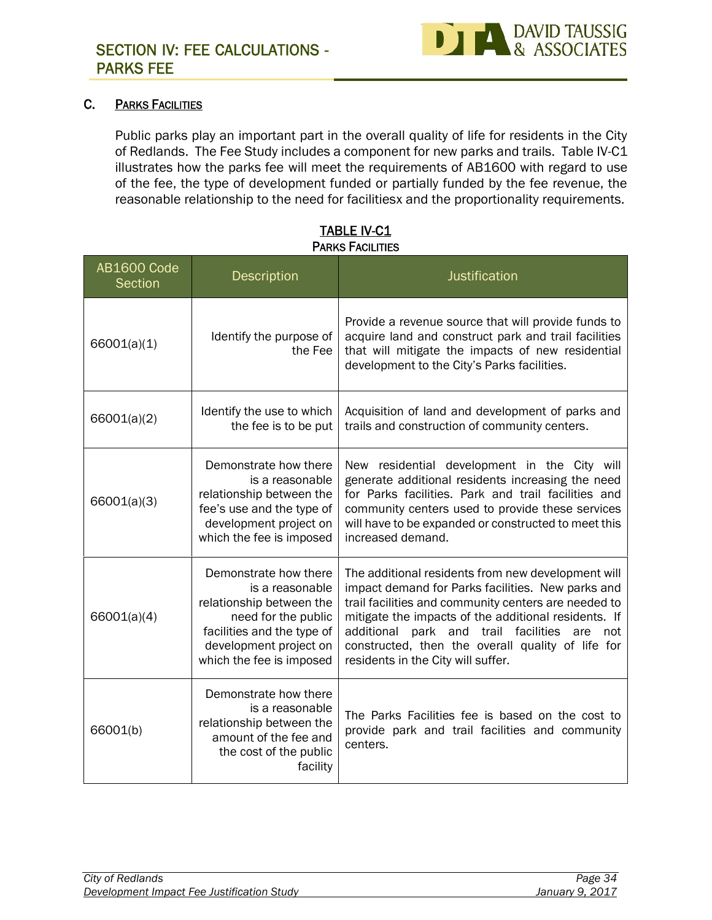## C. Parks Facilities

Public parks play an important part in the overall quality of life for residents in the City of Redlands. The Fee Study includes a component for new parks and trails. Table IV-C1 illustrates how the parks fee will meet the requirements of AB1600 with regard to use of the fee, the type of development funded or partially funded by the fee revenue, the reasonable relationship to the need for facilitiesx and the proportionality requirements.

**TABLE IV-C1**
**Parks Facilities**

| AB1600 Code Section | Description | Justification |
|---|---|---|
| 66001(a)(1) | Identify the purpose of the Fee | Provide a revenue source that will provide funds to acquire land and construct park and trail facilities that will mitigate the impacts of new residential development to the City's Parks facilities. |
| 66001(a)(2) | Identify the use to which the fee is to be put | Acquisition of land and development of parks and trails and construction of community centers. |
| 66001(a)(3) | Demonstrate how there is a reasonable relationship between the fee's use and the type of development project on which the fee is imposed | New residential development in the City will generate additional residents increasing the need for Parks facilities. Park and trail facilities and community centers used to provide these services will have to be expanded or constructed to meet this increased demand. |
| 66001(a)(4) | Demonstrate how there is a reasonable relationship between the need for the public facilities and the type of development project on which the fee is imposed | The additional residents from new development will impact demand for Parks facilities. New parks and trail facilities and community centers are needed to mitigate the impacts of the additional residents. If additional park and trail facilities are not constructed, then the overall quality of life for residents in the City will suffer. |
| 66001(b) | Demonstrate how there is a reasonable relationship between the amount of the fee and the cost of the public facility | The Parks Facilities fee is based on the cost to provide park and trail facilities and community centers. |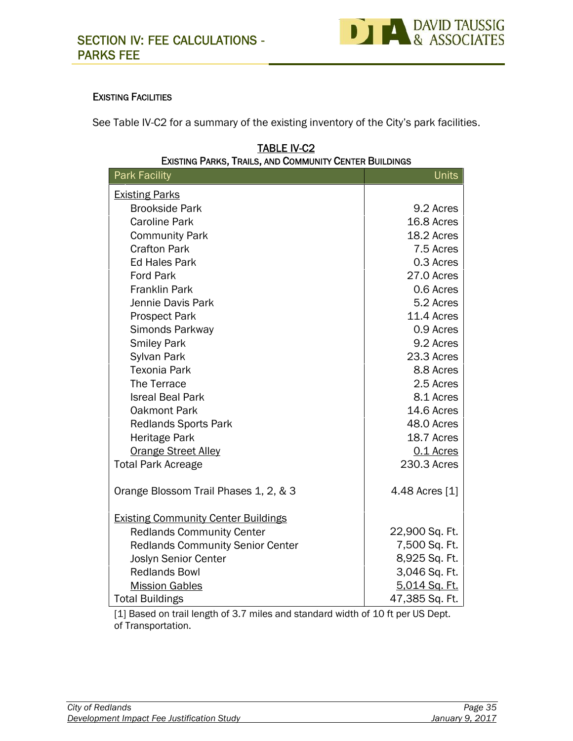### EXISTING FACILITIES

See Table IV-C2 for a summary of the existing inventory of the City's park facilities.

**TABLE IV-C2**
**EXISTING PARKS, TRAILS, AND COMMUNITY CENTER BUILDINGS**

| Park Facility | Units |
|---|---|
| Existing Parks | |
| Brookside Park | 9.2 Acres |
| Caroline Park | 16.8 Acres |
| Community Park | 18.2 Acres |
| Crafton Park | 7.5 Acres |
| Ed Hales Park | 0.3 Acres |
| Ford Park | 27.0 Acres |
| Franklin Park | 0.6 Acres |
| Jennie Davis Park | 5.2 Acres |
| Prospect Park | 11.4 Acres |
| Simonds Parkway | 0.9 Acres |
| Smiley Park | 9.2 Acres |
| Sylvan Park | 23.3 Acres |
| Texonia Park | 8.8 Acres |
| The Terrace | 2.5 Acres |
| Isreal Beal Park | 8.1 Acres |
| Oakmont Park | 14.6 Acres |
| Redlands Sports Park | 48.0 Acres |
| Heritage Park | 18.7 Acres |
| Orange Street Alley | 0.1 Acres |
| Total Park Acreage | 230.3 Acres |
| Orange Blossom Trail Phases 1, 2, & 3 | 4.48 Acres [1] |
| Existing Community Center Buildings | |
| Redlands Community Center | 22,900 Sq. Ft. |
| Redlands Community Senior Center | 7,500 Sq. Ft. |
| Joslyn Senior Center | 8,925 Sq. Ft. |
| Redlands Bowl | 3,046 Sq. Ft. |
| Mission Gables | 5,014 Sq. Ft. |
| Total Buildings | 47,385 Sq. Ft. |

[1] Based on trail length of 3.7 miles and standard width of 10 ft per US Dept. of Transportation.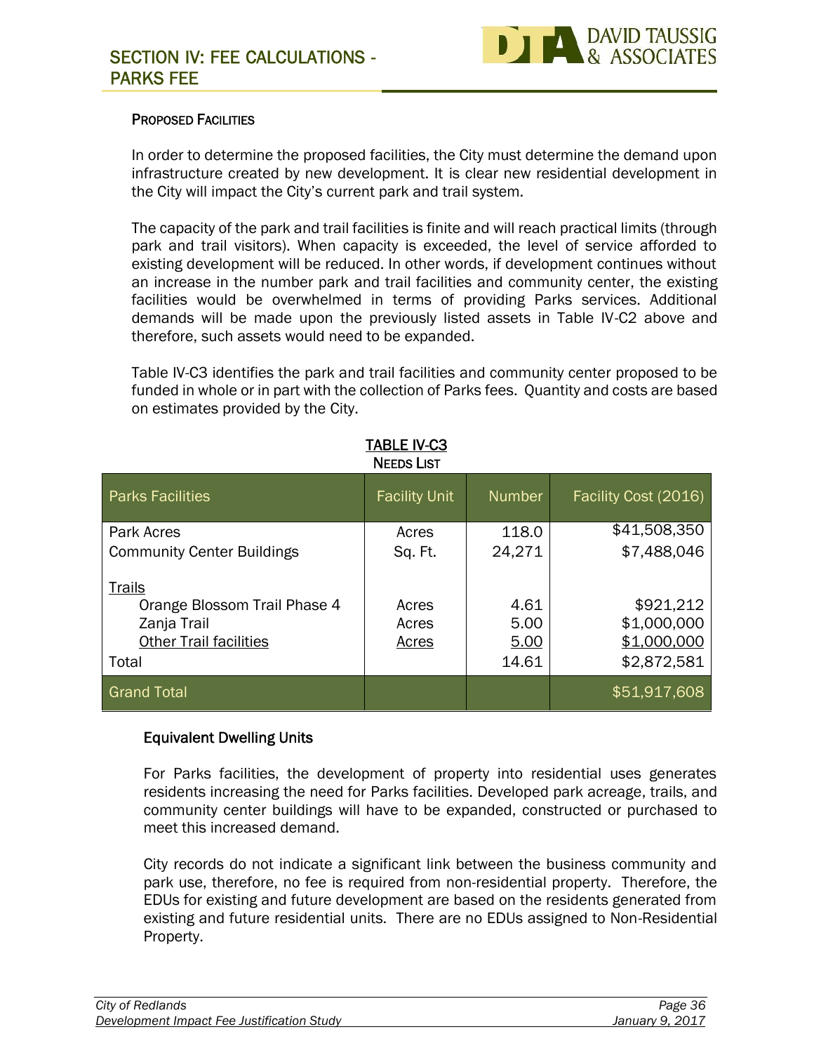### Proposed Facilities

In order to determine the proposed facilities, the City must determine the demand upon infrastructure created by new development. It is clear new residential development in the City will impact the City's current park and trail system.

The capacity of the park and trail facilities is finite and will reach practical limits (through park and trail visitors). When capacity is exceeded, the level of service afforded to existing development will be reduced. In other words, if development continues without an increase in the number park and trail facilities and community center, the existing facilities would be overwhelmed in terms of providing Parks services. Additional demands will be made upon the previously listed assets in Table IV-C2 above and therefore, such assets would need to be expanded.

Table IV-C3 identifies the park and trail facilities and community center proposed to be funded in whole or in part with the collection of Parks fees. Quantity and costs are based on estimates provided by the City.

**TABLE IV-C3**
**NEEDS LIST**

| Parks Facilities | Facility Unit | Number | Facility Cost (2016) |
|---|---|---|---|
| Park Acres | Acres | 118.0 | $41,508,350 |
| Community Center Buildings | Sq. Ft. | 24,271 | $7,488,046 |
| Trails | | | |
| Orange Blossom Trail Phase 4 | Acres | 4.61 | $921,212 |
| Zanja Trail | Acres | 5.00 | $1,000,000 |
| Other Trail facilities | Acres | 5.00 | $1,000,000 |
| Total | | 14.61 | $2,872,581 |
| Grand Total | | | $51,917,608 |

#### Equivalent Dwelling Units

For Parks facilities, the development of property into residential uses generates residents increasing the need for Parks facilities. Developed park acreage, trails, and community center buildings will have to be expanded, constructed or purchased to meet this increased demand.

City records do not indicate a significant link between the business community and park use, therefore, no fee is required from non-residential property. Therefore, the EDUs for existing and future development are based on the residents generated from existing and future residential units. There are no EDUs assigned to Non-Residential Property.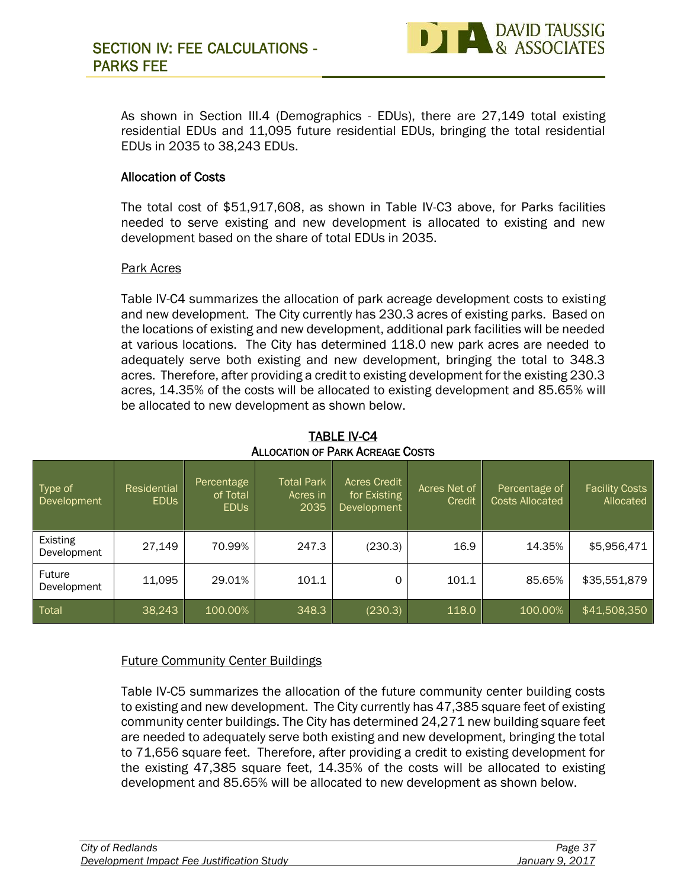## SECTION IV: FEE CALCULATIONS - PARKS FEE

As shown in Section III.4 (Demographics - EDUs), there are 27,149 total existing residential EDUs and 11,095 future residential EDUs, bringing the total residential EDUs in 2035 to 38,243 EDUs.

### Allocation of Costs

The total cost of $51,917,608, as shown in Table IV-C3 above, for Parks facilities needed to serve existing and new development is allocated to existing and new development based on the share of total EDUs in 2035.

Park Acres

Table IV-C4 summarizes the allocation of park acreage development costs to existing and new development. The City currently has 230.3 acres of existing parks. Based on the locations of existing and new development, additional park facilities will be needed at various locations. The City has determined 118.0 new park acres are needed to adequately serve both existing and new development, bringing the total to 348.3 acres. Therefore, after providing a credit to existing development for the existing 230.3 acres, 14.35% of the costs will be allocated to existing development and 85.65% will be allocated to new development as shown below.

**TABLE IV-C4**
**ALLOCATION OF PARK ACREAGE COSTS**

| Type of Development | Residential EDUs | Percentage of Total EDUs | Total Park Acres in 2035 | Acres Credit for Existing Development | Acres Net of Credit | Percentage of Costs Allocated | Facility Costs Allocated |
|---|---|---|---|---|---|---|---|
| Existing Development | 27,149 | 70.99% | 247.3 | (230.3) | 16.9 | 14.35% | $5,956,471 |
| Future Development | 11,095 | 29.01% | 101.1 | 0 | 101.1 | 85.65% | $35,551,879 |
| Total | 38,243 | 100.00% | 348.3 | (230.3) | 118.0 | 100.00% | $41,508,350 |

Future Community Center Buildings

Table IV-C5 summarizes the allocation of the future community center building costs to existing and new development. The City currently has 47,385 square feet of existing community center buildings. The City has determined 24,271 new building square feet are needed to adequately serve both existing and new development, bringing the total to 71,656 square feet. Therefore, after providing a credit to existing development for the existing 47,385 square feet, 14.35% of the costs will be allocated to existing development and 85.65% will be allocated to new development as shown below.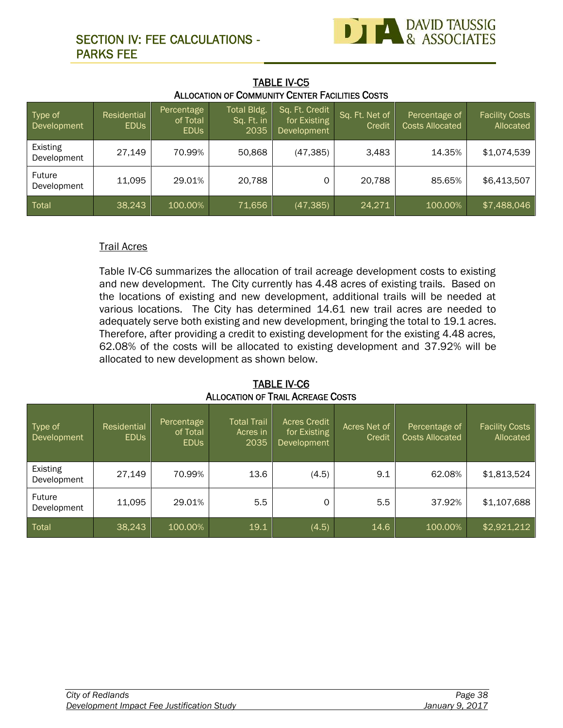## TABLE IV-C5

### Allocation of Community Center Facilities Costs

| Type of Development | Residential EDUs | Percentage of Total EDUs | Total Bldg. Sq. Ft. in 2035 | Sq. Ft. Credit for Existing Development | Sq. Ft. Net of Credit | Percentage of Costs Allocated | Facility Costs Allocated |
|---|---|---|---|---|---|---|---|
| Existing Development | 27,149 | 70.99% | 50,868 | (47,385) | 3,483 | 14.35% | $1,074,539 |
| Future Development | 11,095 | 29.01% | 20,788 | 0 | 20,788 | 85.65% | $6,413,507 |
| Total | 38,243 | 100.00% | 71,656 | (47,385) | 24,271 | 100.00% | $7,488,046 |

Trail Acres

Table IV-C6 summarizes the allocation of trail acreage development costs to existing and new development. The City currently has 4.48 acres of existing trails. Based on the locations of existing and new development, additional trails will be needed at various locations. The City has determined 14.61 new trail acres are needed to adequately serve both existing and new development, bringing the total to 19.1 acres. Therefore, after providing a credit to existing development for the existing 4.48 acres, 62.08% of the costs will be allocated to existing development and 37.92% will be allocated to new development as shown below.

## TABLE IV-C6

### Allocation of Trail Acreage Costs

| Type of Development | Residential EDUs | Percentage of Total EDUs | Total Trail Acres in 2035 | Acres Credit for Existing Development | Acres Net of Credit | Percentage of Costs Allocated | Facility Costs Allocated |
|---|---|---|---|---|---|---|---|
| Existing Development | 27,149 | 70.99% | 13.6 | (4.5) | 9.1 | 62.08% | $1,813,524 |
| Future Development | 11,095 | 29.01% | 5.5 | 0 | 5.5 | 37.92% | $1,107,688 |
| Total | 38,243 | 100.00% | 19.1 | (4.5) | 14.6 | 100.00% | $2,921,212 |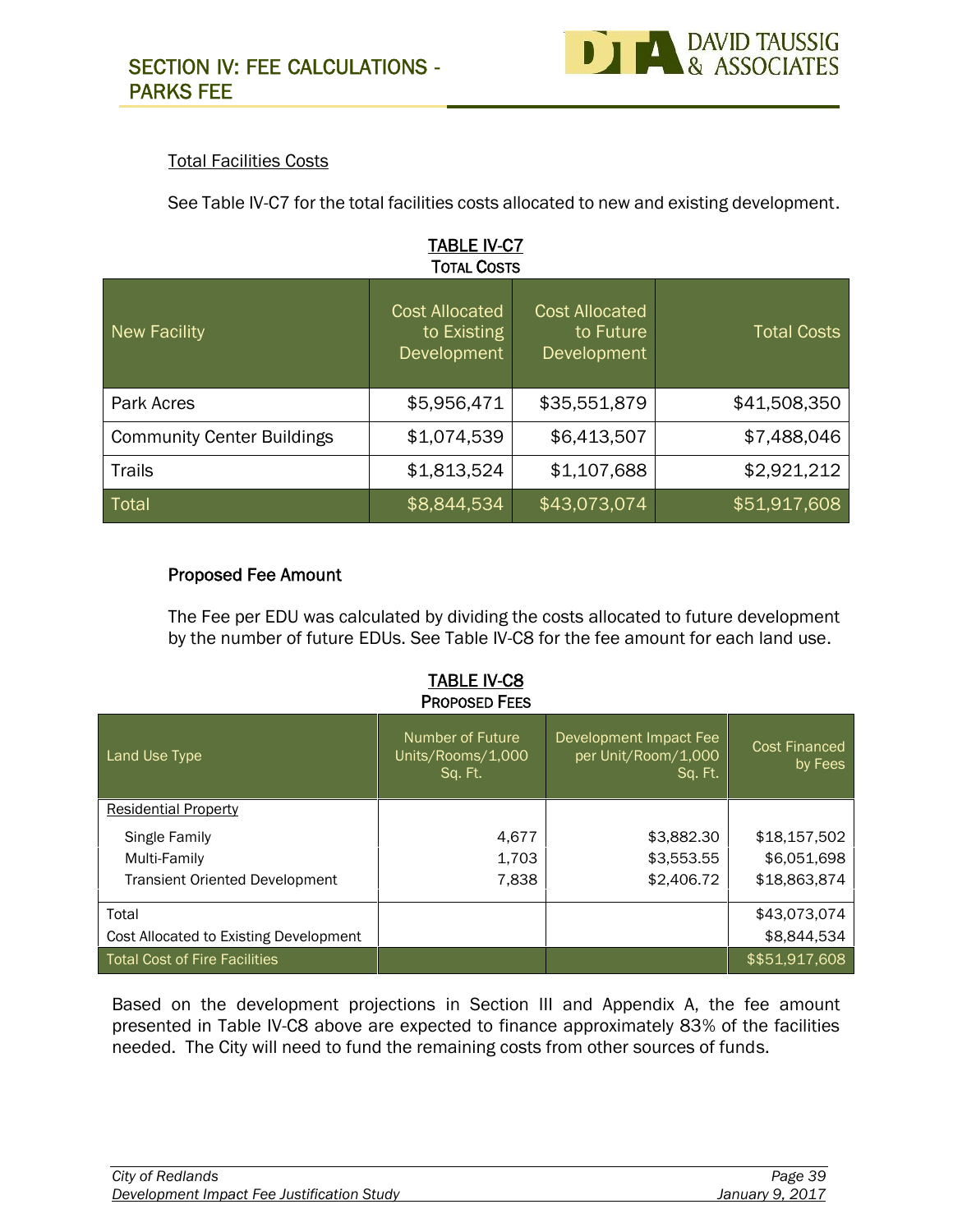#### Total Facilities Costs

See Table IV-C7 for the total facilities costs allocated to new and existing development.

**TABLE IV-C7**
**TOTAL COSTS**

| New Facility | Cost Allocated to Existing Development | Cost Allocated to Future Development | Total Costs |
|---|---|---|---|
| Park Acres | $5,956,471 | $35,551,879 | $41,508,350 |
| Community Center Buildings | $1,074,539 | $6,413,507 | $7,488,046 |
| Trails | $1,813,524 | $1,107,688 | $2,921,212 |
| Total | $8,844,534 | $43,073,074 | $51,917,608 |

#### Proposed Fee Amount

The Fee per EDU was calculated by dividing the costs allocated to future development by the number of future EDUs. See Table IV-C8 for the fee amount for each land use.

**TABLE IV-C8**
**PROPOSED FEES**

| Land Use Type | Number of Future Units/Rooms/1,000 Sq. Ft. | Development Impact Fee per Unit/Room/1,000 Sq. Ft. | Cost Financed by Fees |
|---|---|---|---|
| Residential Property | | | |
| Single Family | 4,677 | $3,882.30 | $18,157,502 |
| Multi-Family | 1,703 | $3,553.55 | $6,051,698 |
| Transient Oriented Development | 7,838 | $2,406.72 | $18,863,874 |
| Total | | | $43,073,074 |
| Cost Allocated to Existing Development | | | $8,844,534 |
| Total Cost of Fire Facilities | | | $$51,917,608 |

Based on the development projections in Section III and Appendix A, the fee amount presented in Table IV-C8 above are expected to finance approximately 83% of the facilities needed. The City will need to fund the remaining costs from other sources of funds.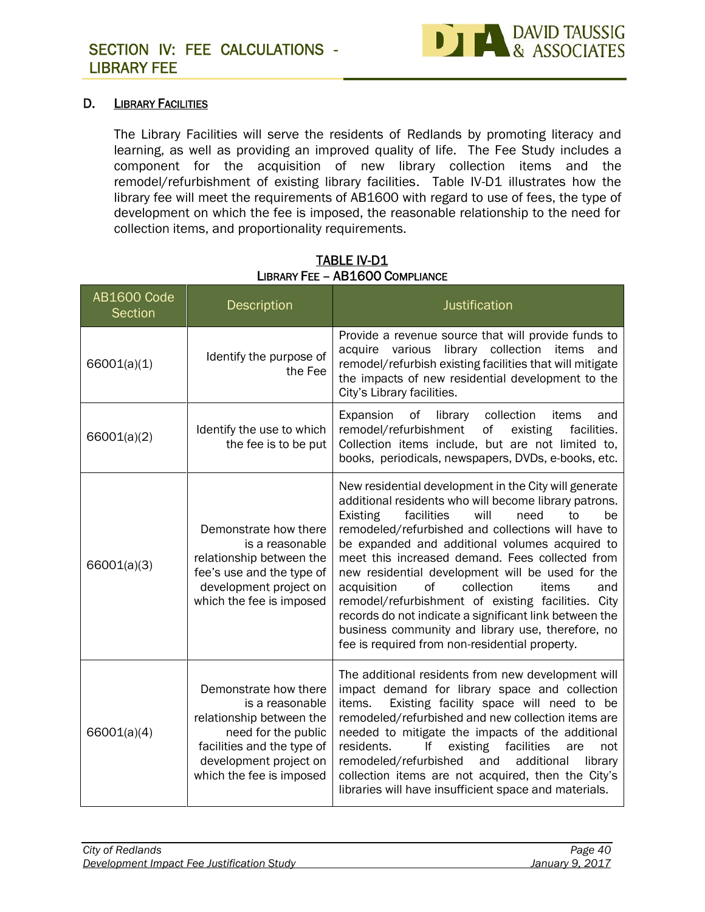## D. Library Facilities

The Library Facilities will serve the residents of Redlands by promoting literacy and learning, as well as providing an improved quality of life. The Fee Study includes a component for the acquisition of new library collection items and the remodel/refurbishment of existing library facilities. Table IV-D1 illustrates how the library fee will meet the requirements of AB1600 with regard to use of fees, the type of development on which the fee is imposed, the reasonable relationship to the need for collection items, and proportionality requirements.

**TABLE IV-D1**
**Library Fee – AB1600 Compliance**

| AB1600 Code Section | Description | Justification |
|---|---|---|
| 66001(a)(1) | Identify the purpose of the Fee | Provide a revenue source that will provide funds to acquire various library collection items and remodel/refurbish existing facilities that will mitigate the impacts of new residential development to the City's Library facilities. |
| 66001(a)(2) | Identify the use to which the fee is to be put | Expansion of library collection items and remodel/refurbishment of existing facilities. Collection items include, but are not limited to, books, periodicals, newspapers, DVDs, e-books, etc. |
| 66001(a)(3) | Demonstrate how there is a reasonable relationship between the fee's use and the type of development project on which the fee is imposed | New residential development in the City will generate additional residents who will become library patrons. Existing facilities will need to be remodeled/refurbished and collections will have to be expanded and additional volumes acquired to meet this increased demand. Fees collected from new residential development will be used for the acquisition of collection items and remodel/refurbishment of existing facilities. City records do not indicate a significant link between the business community and library use, therefore, no fee is required from non-residential property. |
| 66001(a)(4) | Demonstrate how there is a reasonable relationship between the need for the public facilities and the type of development project on which the fee is imposed | The additional residents from new development will impact demand for library space and collection items. Existing facility space will need to be remodeled/refurbished and new collection items are needed to mitigate the impacts of the additional residents. If existing facilities are not remodeled/refurbished and additional library collection items are not acquired, then the City's libraries will have insufficient space and materials. |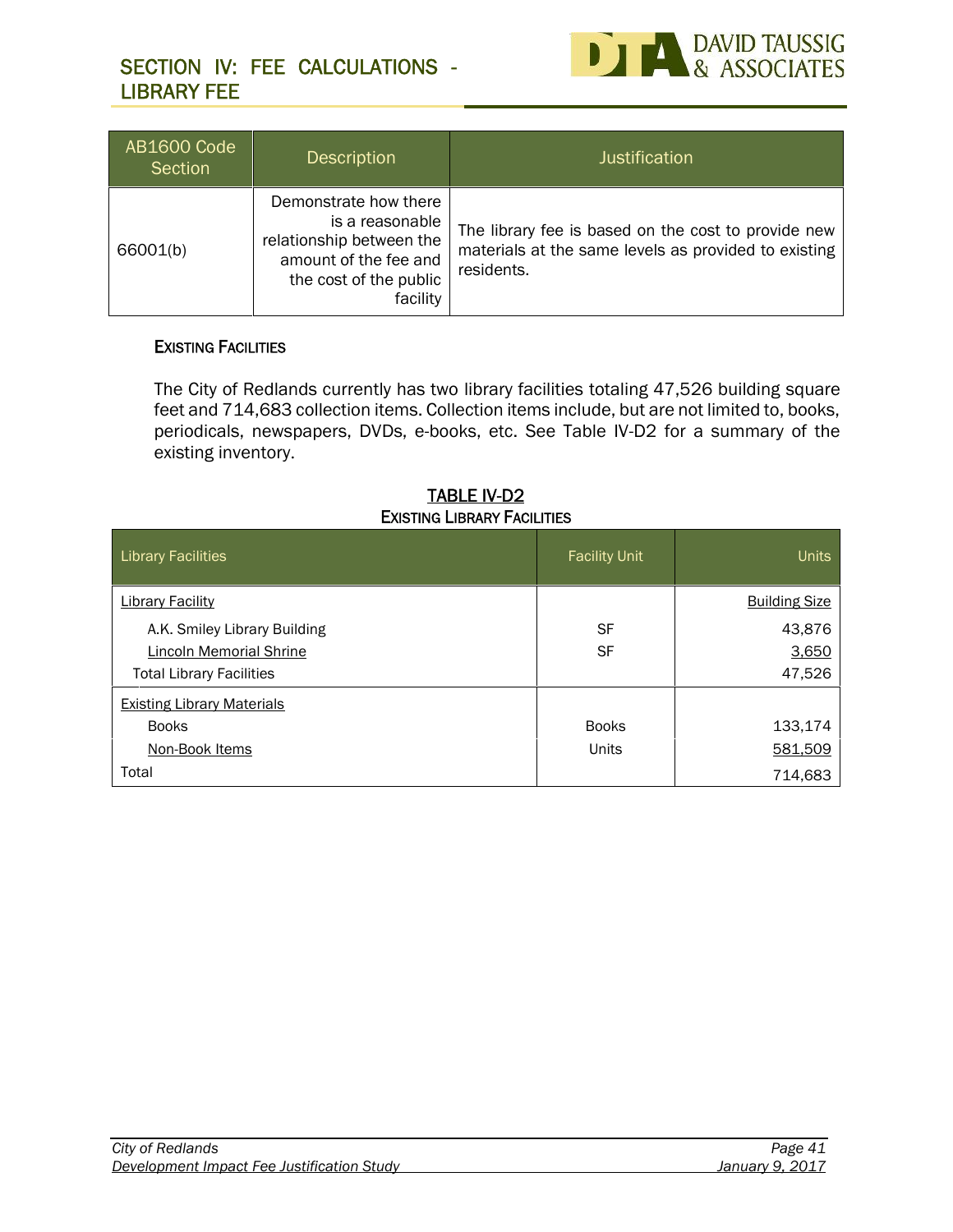| AB1600 Code Section | Description | Justification |
| --- | --- | --- |
| 66001(b) | Demonstrate how there is a reasonable relationship between the amount of the fee and the cost of the public facility | The library fee is based on the cost to provide new materials at the same levels as provided to existing residents. |

### EXISTING FACILITIES

The City of Redlands currently has two library facilities totaling 47,526 building square feet and 714,683 collection items. Collection items include, but are not limited to, books, periodicals, newspapers, DVDs, e-books, etc. See Table IV-D2 for a summary of the existing inventory.

**TABLE IV-D2**
**EXISTING LIBRARY FACILITIES**

| Library Facilities | Facility Unit | Units |
| --- | --- | --- |
| Library Facility | | Building Size |
| A.K. Smiley Library Building | SF | 43,876 |
| Lincoln Memorial Shrine | SF | 3,650 |
| Total Library Facilities | | 47,526 |
| Existing Library Materials | | |
| Books | Books | 133,174 |
| Non-Book Items | Units | 581,509 |
| Total | | 714,683 |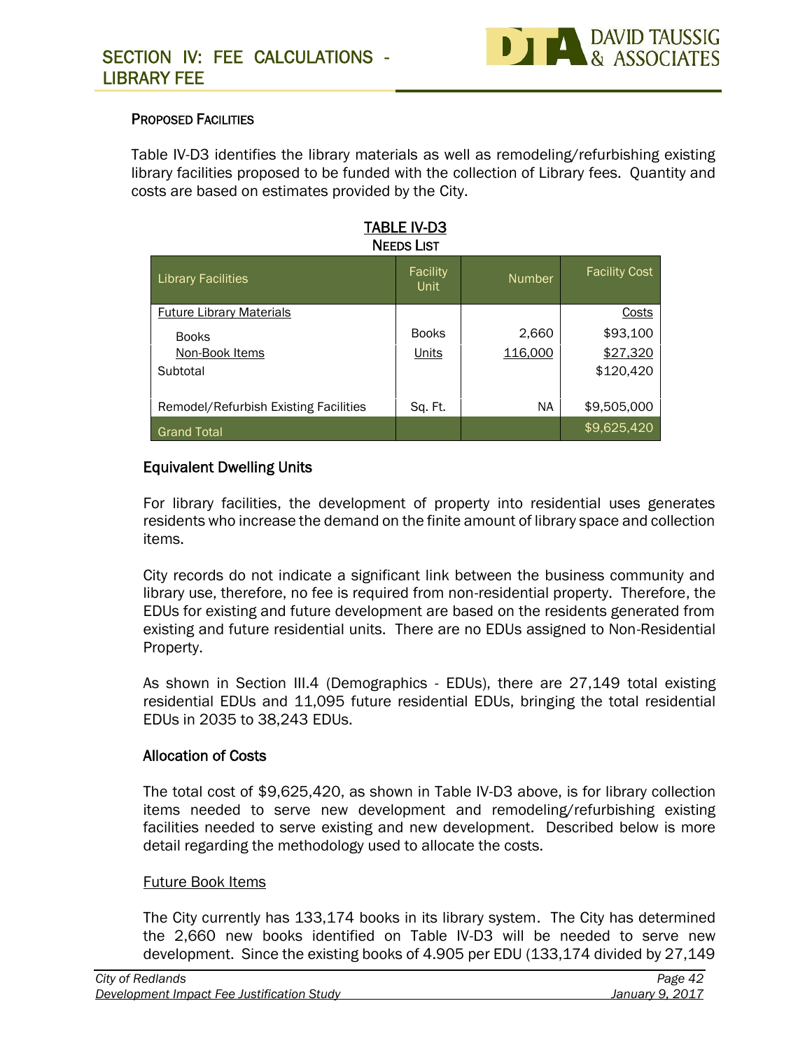## PROPOSED FACILITIES

Table IV-D3 identifies the library materials as well as remodeling/refurbishing existing library facilities proposed to be funded with the collection of Library fees. Quantity and costs are based on estimates provided by the City.

**TABLE IV-D3**
**NEEDS LIST**

| Library Facilities | Facility Unit | Number | Facility Cost |
|---|---|---|---|
| Future Library Materials | | | Costs |
| Books | Books | 2,660 | $93,100 |
| Non-Book Items | Units | 116,000 | $27,320 |
| Subtotal | | | $120,420 |
| Remodel/Refurbish Existing Facilities | Sq. Ft. | NA | $9,505,000 |
| Grand Total | | | $9,625,420 |

### Equivalent Dwelling Units

For library facilities, the development of property into residential uses generates residents who increase the demand on the finite amount of library space and collection items.

City records do not indicate a significant link between the business community and library use, therefore, no fee is required from non-residential property. Therefore, the EDUs for existing and future development are based on the residents generated from existing and future residential units. There are no EDUs assigned to Non-Residential Property.

As shown in Section III.4 (Demographics - EDUs), there are 27,149 total existing residential EDUs and 11,095 future residential EDUs, bringing the total residential EDUs in 2035 to 38,243 EDUs.

### Allocation of Costs

The total cost of $9,625,420, as shown in Table IV-D3 above, is for library collection items needed to serve new development and remodeling/refurbishing existing facilities needed to serve existing and new development. Described below is more detail regarding the methodology used to allocate the costs.

Future Book Items

The City currently has 133,174 books in its library system. The City has determined the 2,660 new books identified on Table IV-D3 will be needed to serve new development. Since the existing books of 4.905 per EDU (133,174 divided by 27,149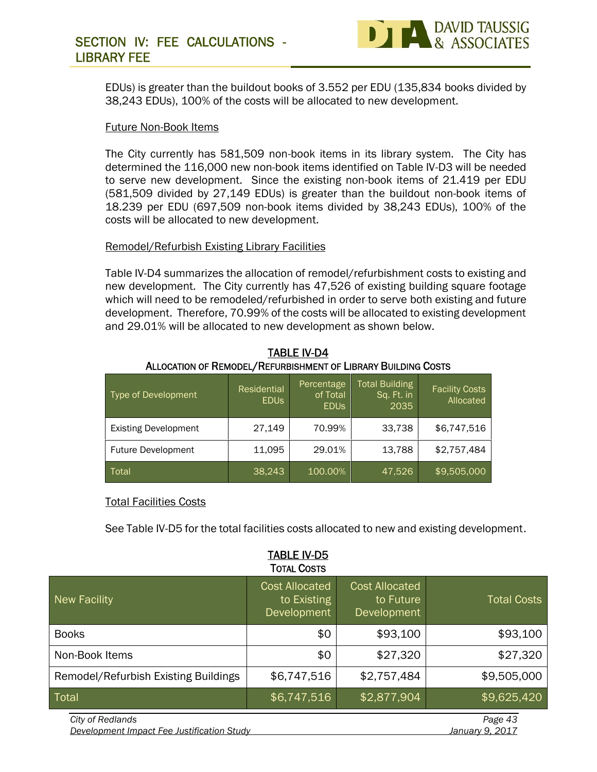EDUs) is greater than the buildout books of 3.552 per EDU (135,834 books divided by 38,243 EDUs), 100% of the costs will be allocated to new development.

Future Non-Book Items

The City currently has 581,509 non-book items in its library system. The City has determined the 116,000 new non-book items identified on Table IV-D3 will be needed to serve new development. Since the existing non-book items of 21.419 per EDU (581,509 divided by 27,149 EDUs) is greater than the buildout non-book items of 18.239 per EDU (697,509 non-book items divided by 38,243 EDUs), 100% of the costs will be allocated to new development.

Remodel/Refurbish Existing Library Facilities

Table IV-D4 summarizes the allocation of remodel/refurbishment costs to existing and new development. The City currently has 47,526 of existing building square footage which will need to be remodeled/refurbished in order to serve both existing and future development. Therefore, 70.99% of the costs will be allocated to existing development and 29.01% will be allocated to new development as shown below.

**TABLE IV-D4**
**ALLOCATION OF REMODEL/REFURBISHMENT OF LIBRARY BUILDING COSTS**

| Type of Development | Residential EDUs | Percentage of Total EDUs | Total Building Sq. Ft. in 2035 | Facility Costs Allocated |
|---|---|---|---|---|
| Existing Development | 27,149 | 70.99% | 33,738 | $6,747,516 |
| Future Development | 11,095 | 29.01% | 13,788 | $2,757,484 |
| Total | 38,243 | 100.00% | 47,526 | $9,505,000 |

Total Facilities Costs

See Table IV-D5 for the total facilities costs allocated to new and existing development.

**TABLE IV-D5**
**TOTAL COSTS**

| New Facility | Cost Allocated to Existing Development | Cost Allocated to Future Development | Total Costs |
|---|---|---|---|
| Books | $0 | $93,100 | $93,100 |
| Non-Book Items | $0 | $27,320 | $27,320 |
| Remodel/Refurbish Existing Buildings | $6,747,516 | $2,757,484 | $9,505,000 |
| Total | $6,747,516 | $2,877,904 | $9,625,420 |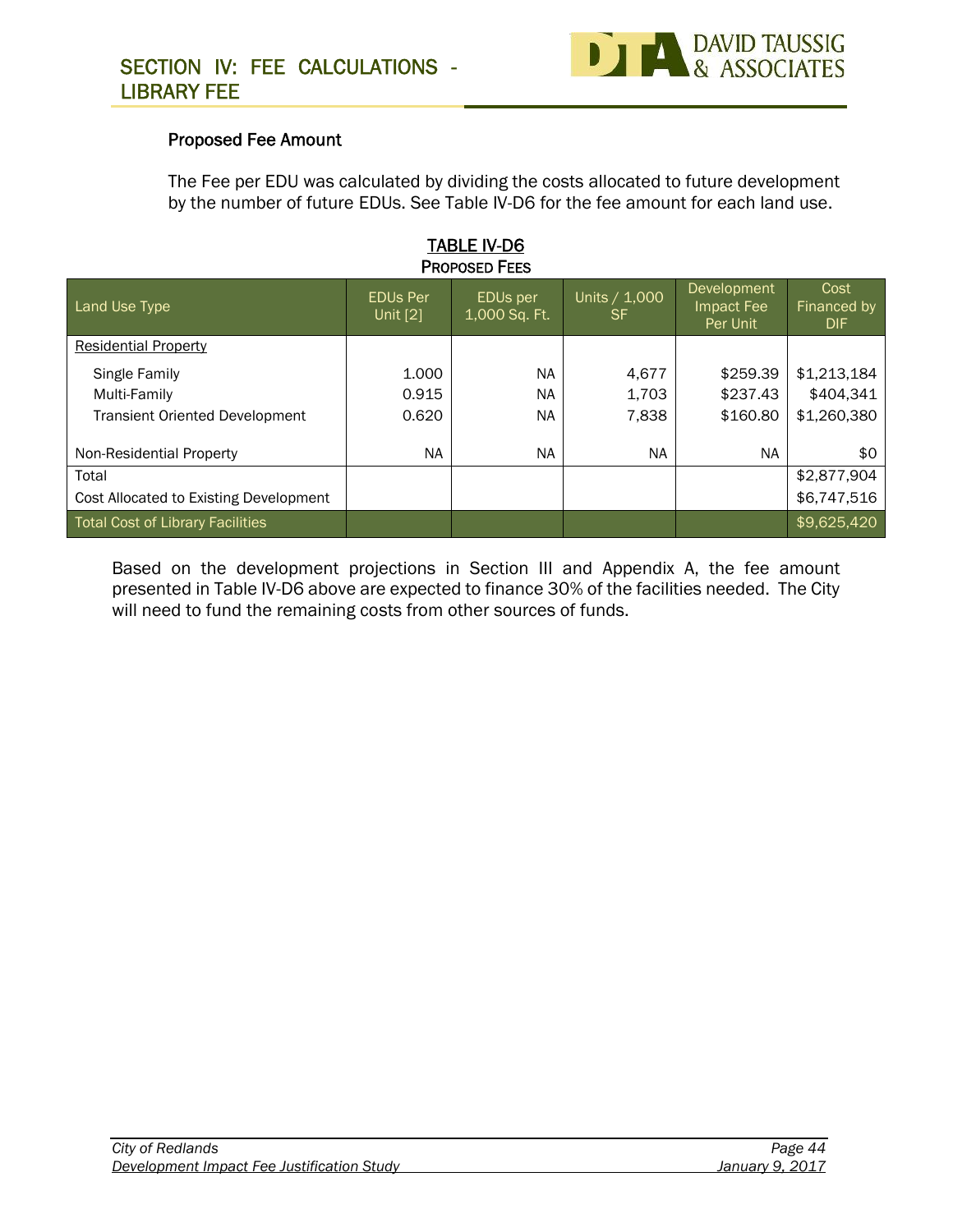## Proposed Fee Amount

The Fee per EDU was calculated by dividing the costs allocated to future development by the number of future EDUs. See Table IV-D6 for the fee amount for each land use.

TABLE IV-D6
PROPOSED FEES

| Land Use Type | EDUs Per Unit [2] | EDUs per 1,000 Sq. Ft. | Units / 1,000 SF | Development Impact Fee Per Unit | Cost Financed by DIF |
|---|---|---|---|---|---|
| Residential Property | | | | | |
| Single Family | 1.000 | NA | 4,677 | $259.39 | $1,213,184 |
| Multi-Family | 0.915 | NA | 1,703 | $237.43 | $404,341 |
| Transient Oriented Development | 0.620 | NA | 7,838 | $160.80 | $1,260,380 |
| Non-Residential Property | NA | NA | NA | NA | $0 |
| Total | | | | | $2,877,904 |
| Cost Allocated to Existing Development | | | | | $6,747,516 |
| Total Cost of Library Facilities | | | | | $9,625,420 |

Based on the development projections in Section III and Appendix A, the fee amount presented in Table IV-D6 above are expected to finance 30% of the facilities needed. The City will need to fund the remaining costs from other sources of funds.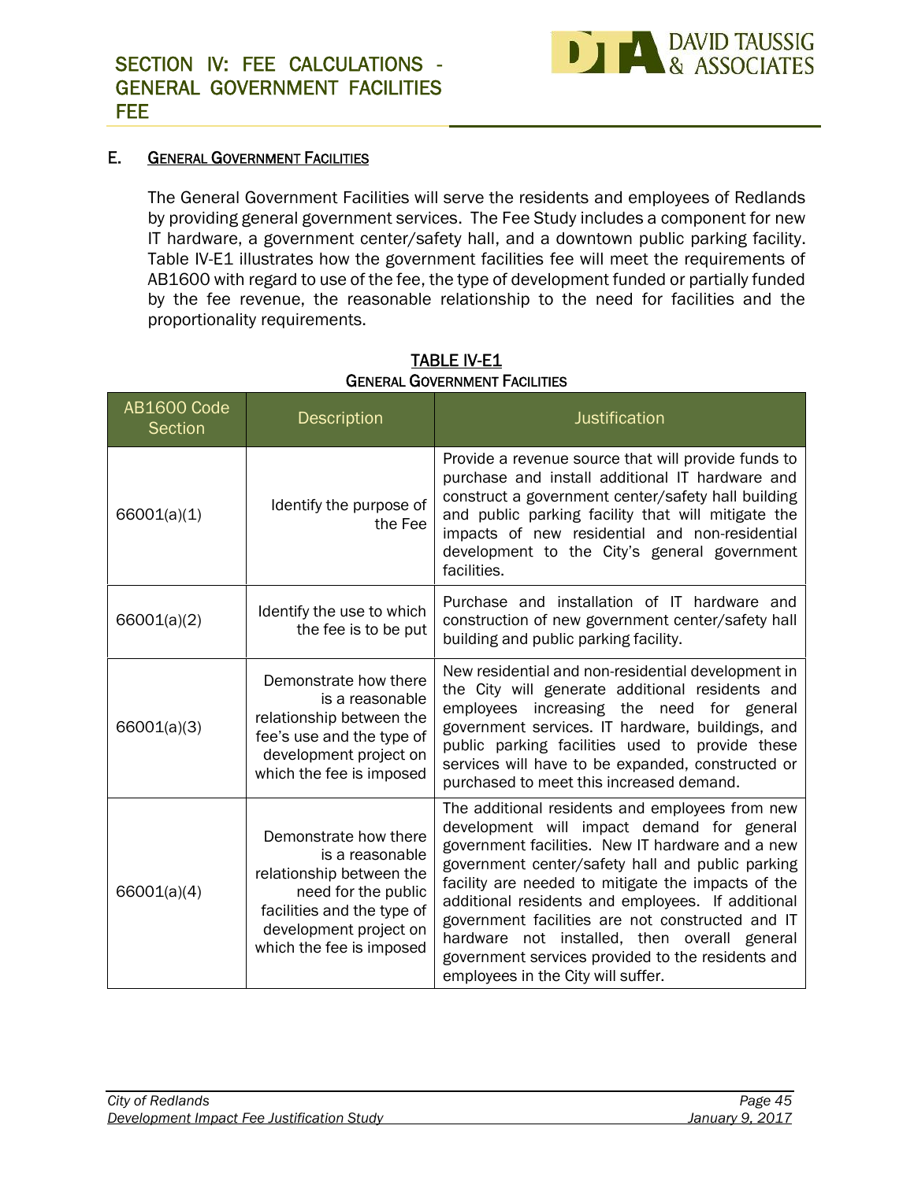## SECTION IV: FEE CALCULATIONS - GENERAL GOVERNMENT FACILITIES FEE

### E. GENERAL GOVERNMENT FACILITIES

The General Government Facilities will serve the residents and employees of Redlands by providing general government services. The Fee Study includes a component for new IT hardware, a government center/safety hall, and a downtown public parking facility. Table IV-E1 illustrates how the government facilities fee will meet the requirements of AB1600 with regard to use of the fee, the type of development funded or partially funded by the fee revenue, the reasonable relationship to the need for facilities and the proportionality requirements.

**TABLE IV-E1**
**GENERAL GOVERNMENT FACILITIES**

| AB1600 Code Section | Description | Justification |
|---|---|---|
| 66001(a)(1) | Identify the purpose of the Fee | Provide a revenue source that will provide funds to purchase and install additional IT hardware and construct a government center/safety hall building and public parking facility that will mitigate the impacts of new residential and non-residential development to the City's general government facilities. |
| 66001(a)(2) | Identify the use to which the fee is to be put | Purchase and installation of IT hardware and construction of new government center/safety hall building and public parking facility. |
| 66001(a)(3) | Demonstrate how there is a reasonable relationship between the fee's use and the type of development project on which the fee is imposed | New residential and non-residential development in the City will generate additional residents and employees increasing the need for general government services. IT hardware, buildings, and public parking facilities used to provide these services will have to be expanded, constructed or purchased to meet this increased demand. |
| 66001(a)(4) | Demonstrate how there is a reasonable relationship between the need for the public facilities and the type of development project on which the fee is imposed | The additional residents and employees from new development will impact demand for general government facilities. New IT hardware and a new government center/safety hall and public parking facility are needed to mitigate the impacts of the additional residents and employees. If additional government facilities are not constructed and IT hardware not installed, then overall general government services provided to the residents and employees in the City will suffer. |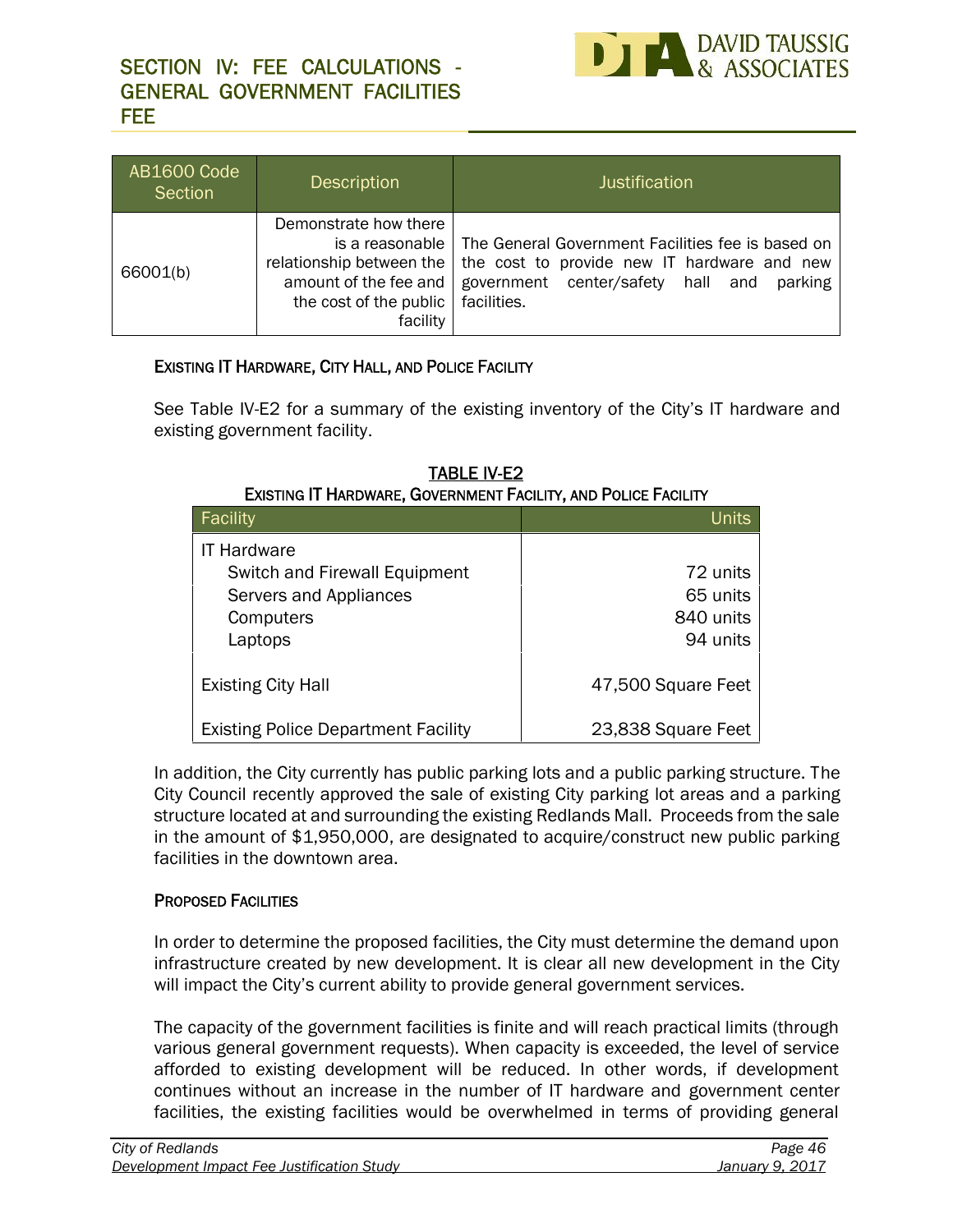| AB1600 Code Section | Description | Justification |
|---|---|---|
| 66001(b) | Demonstrate how there is a reasonable relationship between the amount of the fee and the cost of the public facility | The General Government Facilities fee is based on the cost to provide new IT hardware and new government center/safety hall and parking facilities. |

### EXISTING IT HARDWARE, CITY HALL, AND POLICE FACILITY

See Table IV-E2 for a summary of the existing inventory of the City's IT hardware and existing government facility.

**TABLE IV-E2**
**EXISTING IT HARDWARE, GOVERNMENT FACILITY, AND POLICE FACILITY**

| Facility | Units |
|---|---|
| IT Hardware | |
| Switch and Firewall Equipment | 72 units |
| Servers and Appliances | 65 units |
| Computers | 840 units |
| Laptops | 94 units |
| Existing City Hall | 47,500 Square Feet |
| Existing Police Department Facility | 23,838 Square Feet |

In addition, the City currently has public parking lots and a public parking structure. The City Council recently approved the sale of existing City parking lot areas and a parking structure located at and surrounding the existing Redlands Mall. Proceeds from the sale in the amount of $1,950,000, are designated to acquire/construct new public parking facilities in the downtown area.

### PROPOSED FACILITIES

In order to determine the proposed facilities, the City must determine the demand upon infrastructure created by new development. It is clear all new development in the City will impact the City's current ability to provide general government services.

The capacity of the government facilities is finite and will reach practical limits (through various general government requests). When capacity is exceeded, the level of service afforded to existing development will be reduced. In other words, if development continues without an increase in the number of IT hardware and government center facilities, the existing facilities would be overwhelmed in terms of providing general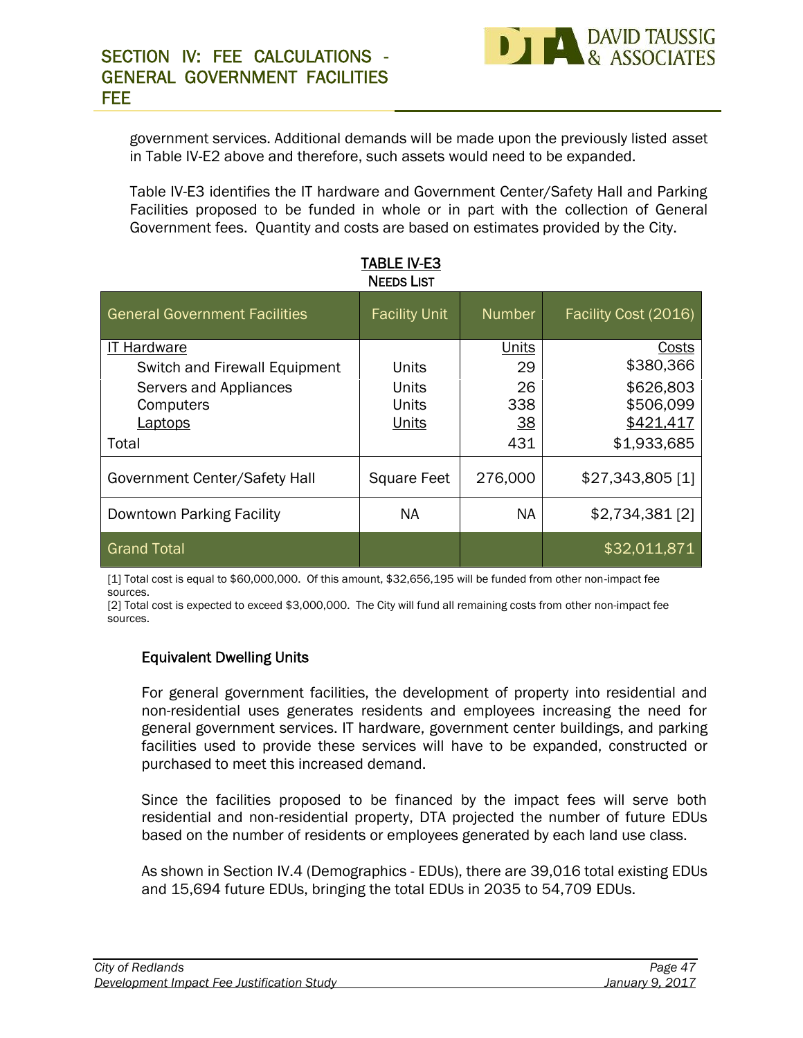government services. Additional demands will be made upon the previously listed asset in Table IV-E2 above and therefore, such assets would need to be expanded.

Table IV-E3 identifies the IT hardware and Government Center/Safety Hall and Parking Facilities proposed to be funded in whole or in part with the collection of General Government fees. Quantity and costs are based on estimates provided by the City.

**TABLE IV-E3**
**NEEDS LIST**

| General Government Facilities | Facility Unit | Number | Facility Cost (2016) |
|---|---|---|---|
| IT Hardware | | Units | Costs |
| Switch and Firewall Equipment | Units | 29 | $380,366 |
| Servers and Appliances | Units | 26 | $626,803 |
| Computers | Units | 338 | $506,099 |
| Laptops | Units | 38 | $421,417 |
| Total | | 431 | $1,933,685 |
| Government Center/Safety Hall | Square Feet | 276,000 | $27,343,805 [1] |
| Downtown Parking Facility | NA | NA | $2,734,381 [2] |
| Grand Total | | | $32,011,871 |

[1] Total cost is equal to $60,000,000. Of this amount, $32,656,195 will be funded from other non-impact fee sources.
[2] Total cost is expected to exceed $3,000,000. The City will fund all remaining costs from other non-impact fee sources.

### Equivalent Dwelling Units

For general government facilities, the development of property into residential and non-residential uses generates residents and employees increasing the need for general government services. IT hardware, government center buildings, and parking facilities used to provide these services will have to be expanded, constructed or purchased to meet this increased demand.

Since the facilities proposed to be financed by the impact fees will serve both residential and non-residential property, DTA projected the number of future EDUs based on the number of residents or employees generated by each land use class.

As shown in Section IV.4 (Demographics - EDUs), there are 39,016 total existing EDUs and 15,694 future EDUs, bringing the total EDUs in 2035 to 54,709 EDUs.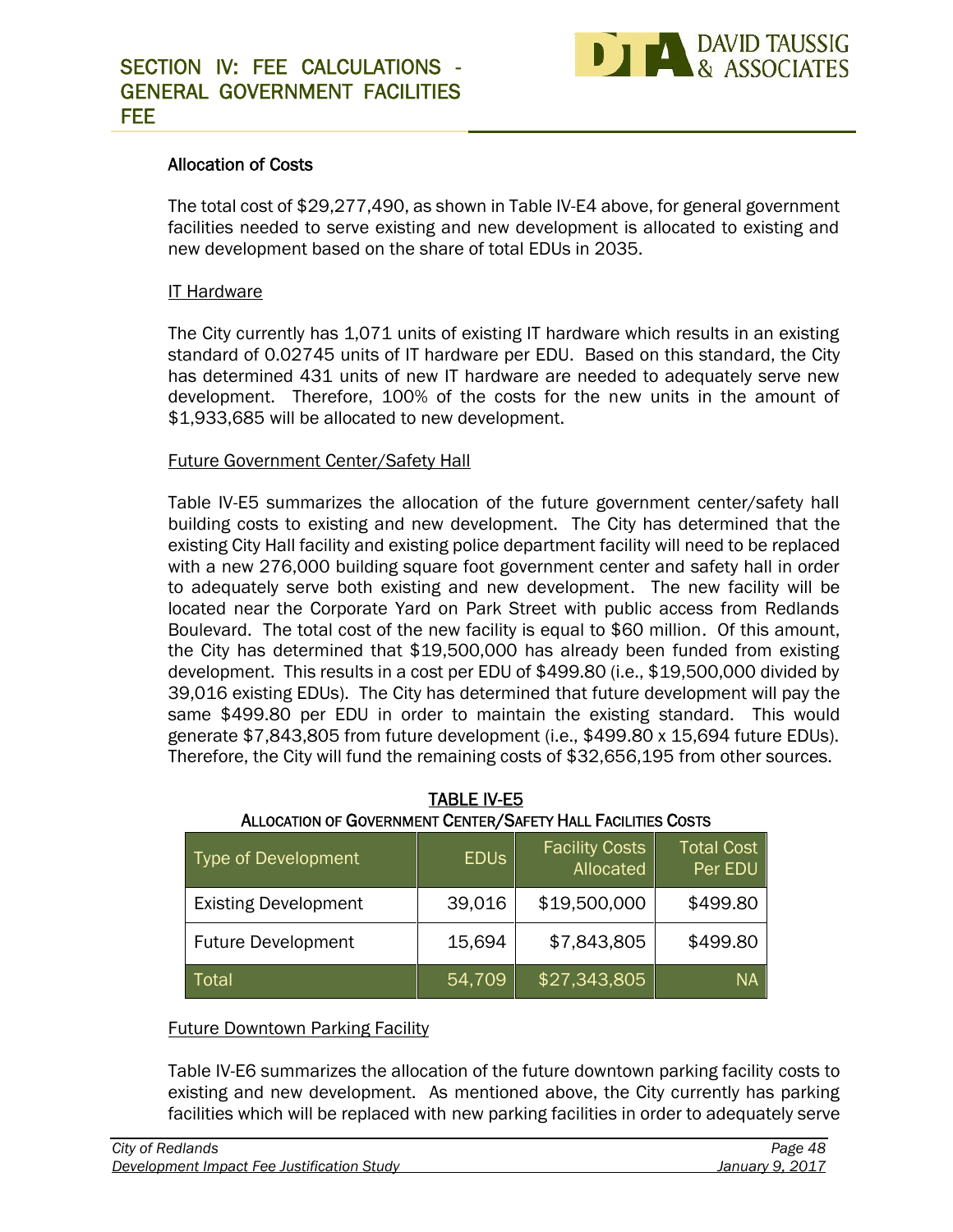## Allocation of Costs

The total cost of $29,277,490, as shown in Table IV-E4 above, for general government facilities needed to serve existing and new development is allocated to existing and new development based on the share of total EDUs in 2035.

### IT Hardware

The City currently has 1,071 units of existing IT hardware which results in an existing standard of 0.02745 units of IT hardware per EDU. Based on this standard, the City has determined 431 units of new IT hardware are needed to adequately serve new development. Therefore, 100% of the costs for the new units in the amount of $1,933,685 will be allocated to new development.

### Future Government Center/Safety Hall

Table IV-E5 summarizes the allocation of the future government center/safety hall building costs to existing and new development. The City has determined that the existing City Hall facility and existing police department facility will need to be replaced with a new 276,000 building square foot government center and safety hall in order to adequately serve both existing and new development. The new facility will be located near the Corporate Yard on Park Street with public access from Redlands Boulevard. The total cost of the new facility is equal to $60 million. Of this amount, the City has determined that $19,500,000 has already been funded from existing development. This results in a cost per EDU of $499.80 (i.e., $19,500,000 divided by 39,016 existing EDUs). The City has determined that future development will pay the same $499.80 per EDU in order to maintain the existing standard. This would generate $7,843,805 from future development (i.e., $499.80 x 15,694 future EDUs). Therefore, the City will fund the remaining costs of $32,656,195 from other sources.

**TABLE IV-E5**
**ALLOCATION OF GOVERNMENT CENTER/SAFETY HALL FACILITIES COSTS**

| Type of Development | EDUs | Facility Costs Allocated | Total Cost Per EDU |
|---|---|---|---|
| Existing Development | 39,016 | $19,500,000 | $499.80 |
| Future Development | 15,694 | $7,843,805 | $499.80 |
| Total | 54,709 | $27,343,805 | NA |

### Future Downtown Parking Facility

Table IV-E6 summarizes the allocation of the future downtown parking facility costs to existing and new development. As mentioned above, the City currently has parking facilities which will be replaced with new parking facilities in order to adequately serve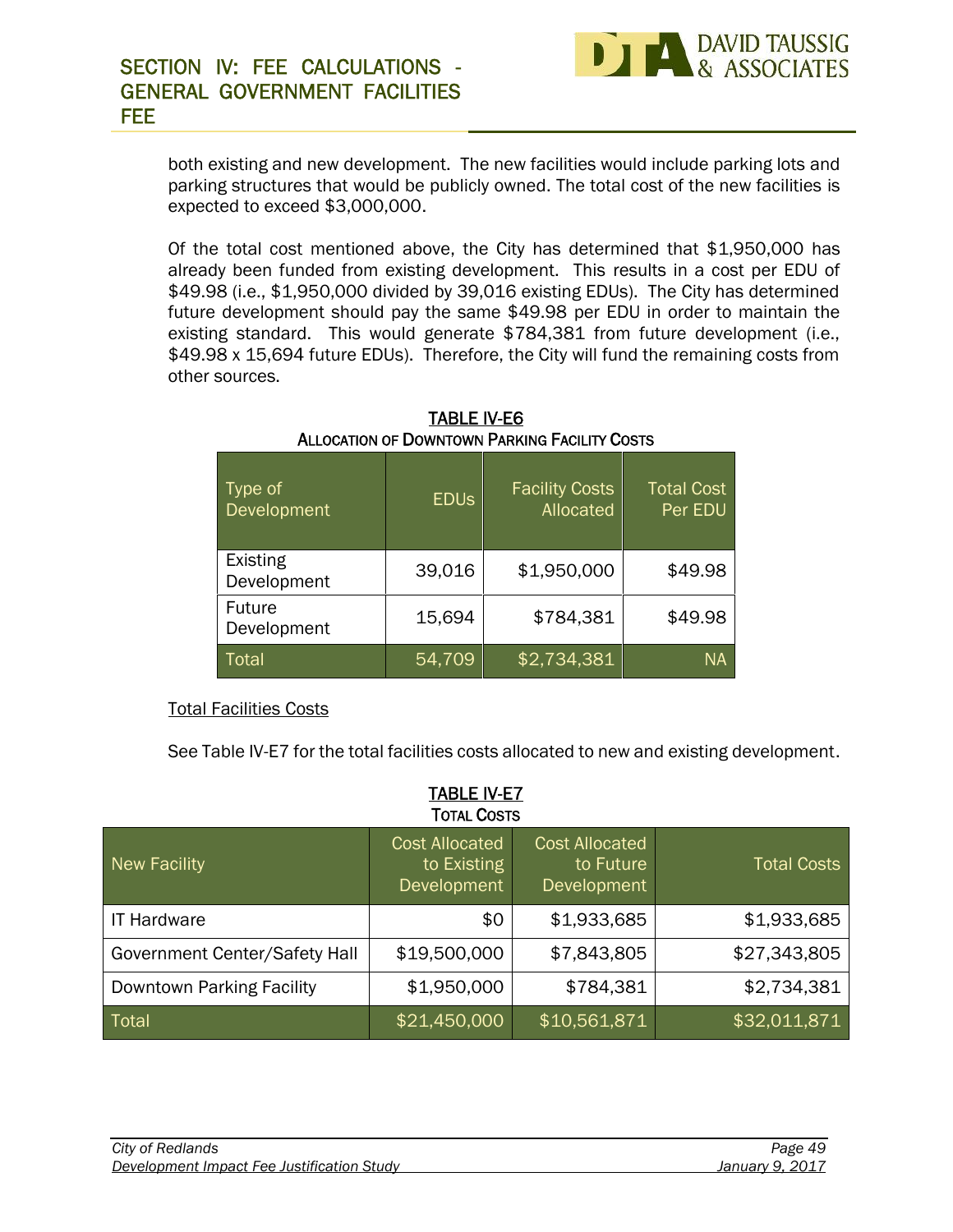both existing and new development. The new facilities would include parking lots and parking structures that would be publicly owned. The total cost of the new facilities is expected to exceed $3,000,000.

Of the total cost mentioned above, the City has determined that $1,950,000 has already been funded from existing development. This results in a cost per EDU of $49.98 (i.e., $1,950,000 divided by 39,016 existing EDUs). The City has determined future development should pay the same $49.98 per EDU in order to maintain the existing standard. This would generate $784,381 from future development (i.e., $49.98 x 15,694 future EDUs). Therefore, the City will fund the remaining costs from other sources.

**TABLE IV-E6**
**ALLOCATION OF DOWNTOWN PARKING FACILITY COSTS**

| Type of Development | EDUs | Facility Costs Allocated | Total Cost Per EDU |
|---|---|---|---|
| Existing Development | 39,016 | $1,950,000 | $49.98 |
| Future Development | 15,694 | $784,381 | $49.98 |
| Total | 54,709 | $2,734,381 | NA |

Total Facilities Costs

See Table IV-E7 for the total facilities costs allocated to new and existing development.

**TABLE IV-E7**
**TOTAL COSTS**

| New Facility | Cost Allocated to Existing Development | Cost Allocated to Future Development | Total Costs |
|---|---|---|---|
| IT Hardware | $0 | $1,933,685 | $1,933,685 |
| Government Center/Safety Hall | $19,500,000 | $7,843,805 | $27,343,805 |
| Downtown Parking Facility | $1,950,000 | $784,381 | $2,734,381 |
| Total | $21,450,000 | $10,561,871 | $32,011,871 |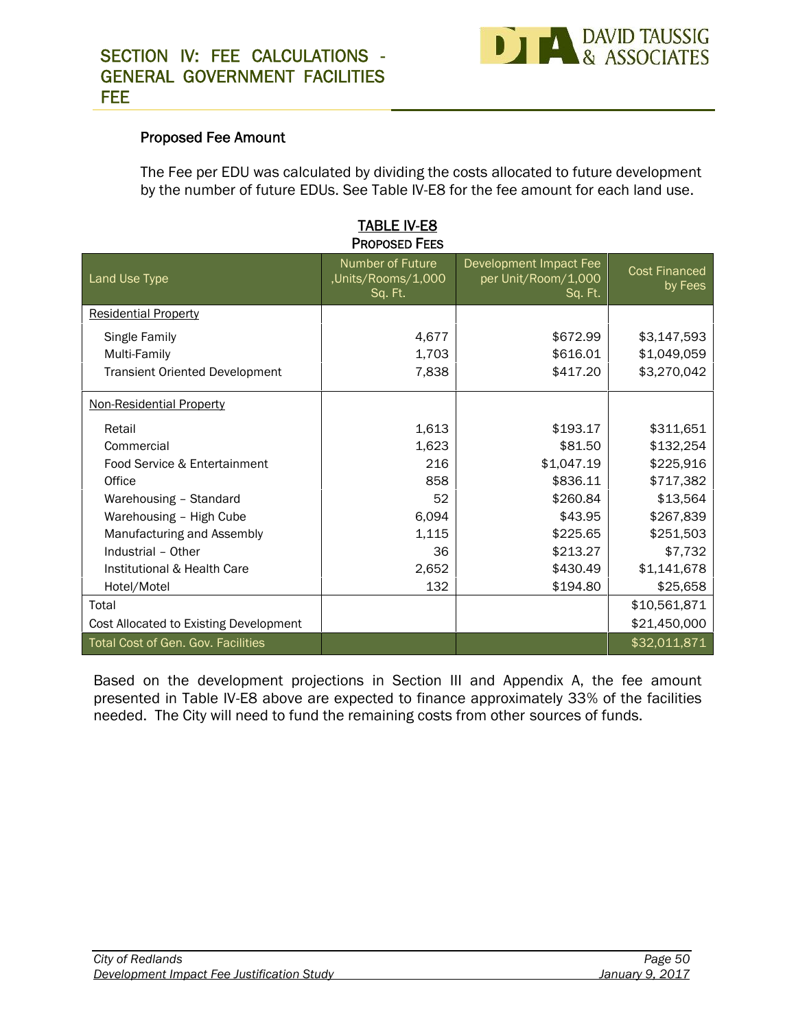## Proposed Fee Amount

The Fee per EDU was calculated by dividing the costs allocated to future development by the number of future EDUs. See Table IV-E8 for the fee amount for each land use.

**TABLE IV-E8**
**PROPOSED FEES**

| Land Use Type | Number of Future ,Units/Rooms/1,000 Sq. Ft. | Development Impact Fee per Unit/Room/1,000 Sq. Ft. | Cost Financed by Fees |
|---|---|---|---|
| Residential Property | | | |
| Single Family | 4,677 | $672.99 | $3,147,593 |
| Multi-Family | 1,703 | $616.01 | $1,049,059 |
| Transient Oriented Development | 7,838 | $417.20 | $3,270,042 |
| Non-Residential Property | | | |
| Retail | 1,613 | $193.17 | $311,651 |
| Commercial | 1,623 | $81.50 | $132,254 |
| Food Service & Entertainment | 216 | $1,047.19 | $225,916 |
| Office | 858 | $836.11 | $717,382 |
| Warehousing – Standard | 52 | $260.84 | $13,564 |
| Warehousing – High Cube | 6,094 | $43.95 | $267,839 |
| Manufacturing and Assembly | 1,115 | $225.65 | $251,503 |
| Industrial – Other | 36 | $213.27 | $7,732 |
| Institutional & Health Care | 2,652 | $430.49 | $1,141,678 |
| Hotel/Motel | 132 | $194.80 | $25,658 |
| Total | | | $10,561,871 |
| Cost Allocated to Existing Development | | | $21,450,000 |
| Total Cost of Gen. Gov. Facilities | | | $32,011,871 |

Based on the development projections in Section III and Appendix A, the fee amount presented in Table IV-E8 above are expected to finance approximately 33% of the facilities needed. The City will need to fund the remaining costs from other sources of funds.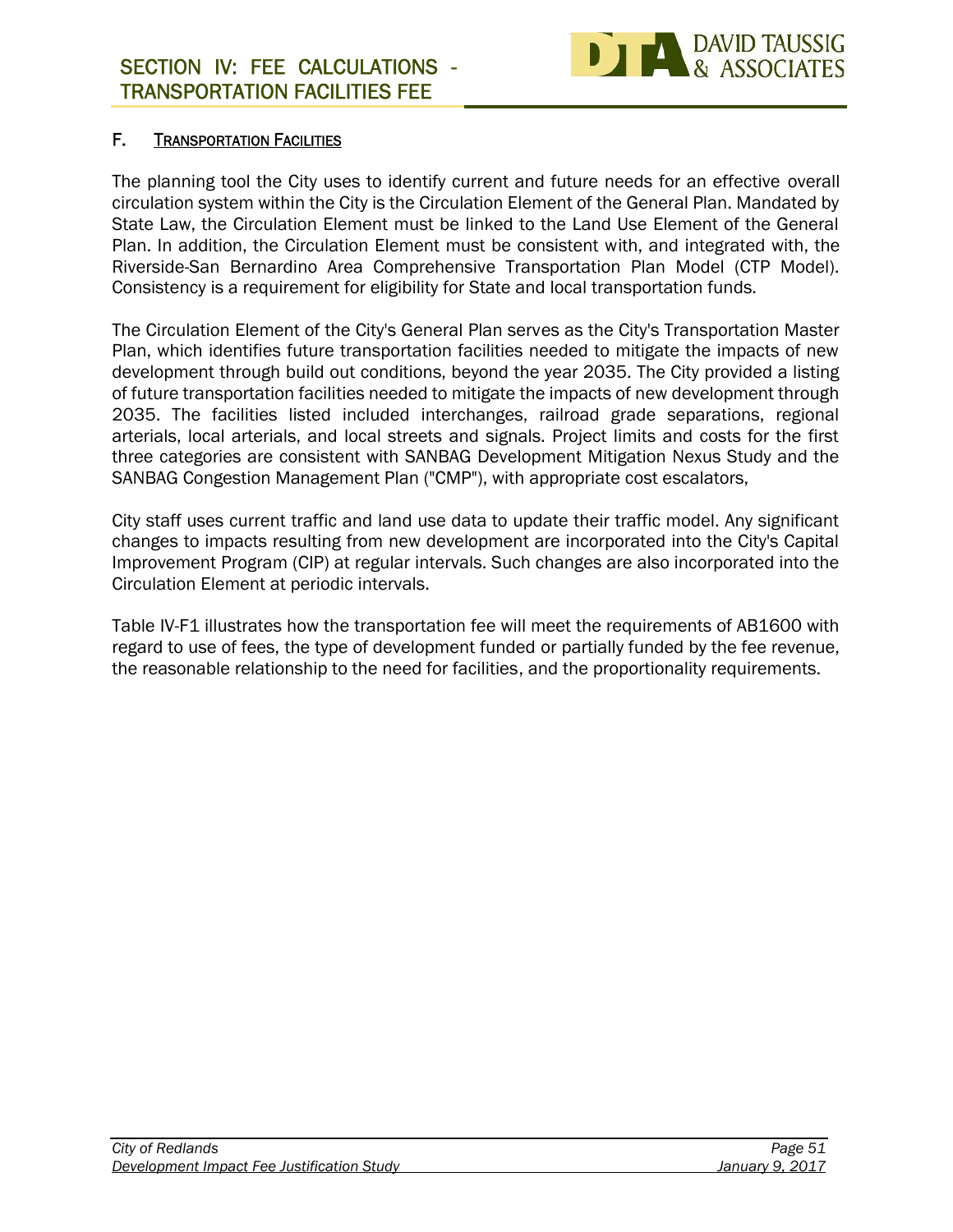### F. Transportation Facilities

The planning tool the City uses to identify current and future needs for an effective overall circulation system within the City is the Circulation Element of the General Plan. Mandated by State Law, the Circulation Element must be linked to the Land Use Element of the General Plan. In addition, the Circulation Element must be consistent with, and integrated with, the Riverside-San Bernardino Area Comprehensive Transportation Plan Model (CTP Model). Consistency is a requirement for eligibility for State and local transportation funds.

The Circulation Element of the City's General Plan serves as the City's Transportation Master Plan, which identifies future transportation facilities needed to mitigate the impacts of new development through build out conditions, beyond the year 2035. The City provided a listing of future transportation facilities needed to mitigate the impacts of new development through 2035. The facilities listed included interchanges, railroad grade separations, regional arterials, local arterials, and local streets and signals. Project limits and costs for the first three categories are consistent with SANBAG Development Mitigation Nexus Study and the SANBAG Congestion Management Plan ("CMP"), with appropriate cost escalators,

City staff uses current traffic and land use data to update their traffic model. Any significant changes to impacts resulting from new development are incorporated into the City's Capital Improvement Program (CIP) at regular intervals. Such changes are also incorporated into the Circulation Element at periodic intervals.

Table IV-F1 illustrates how the transportation fee will meet the requirements of AB1600 with regard to use of fees, the type of development funded or partially funded by the fee revenue, the reasonable relationship to the need for facilities, and the proportionality requirements.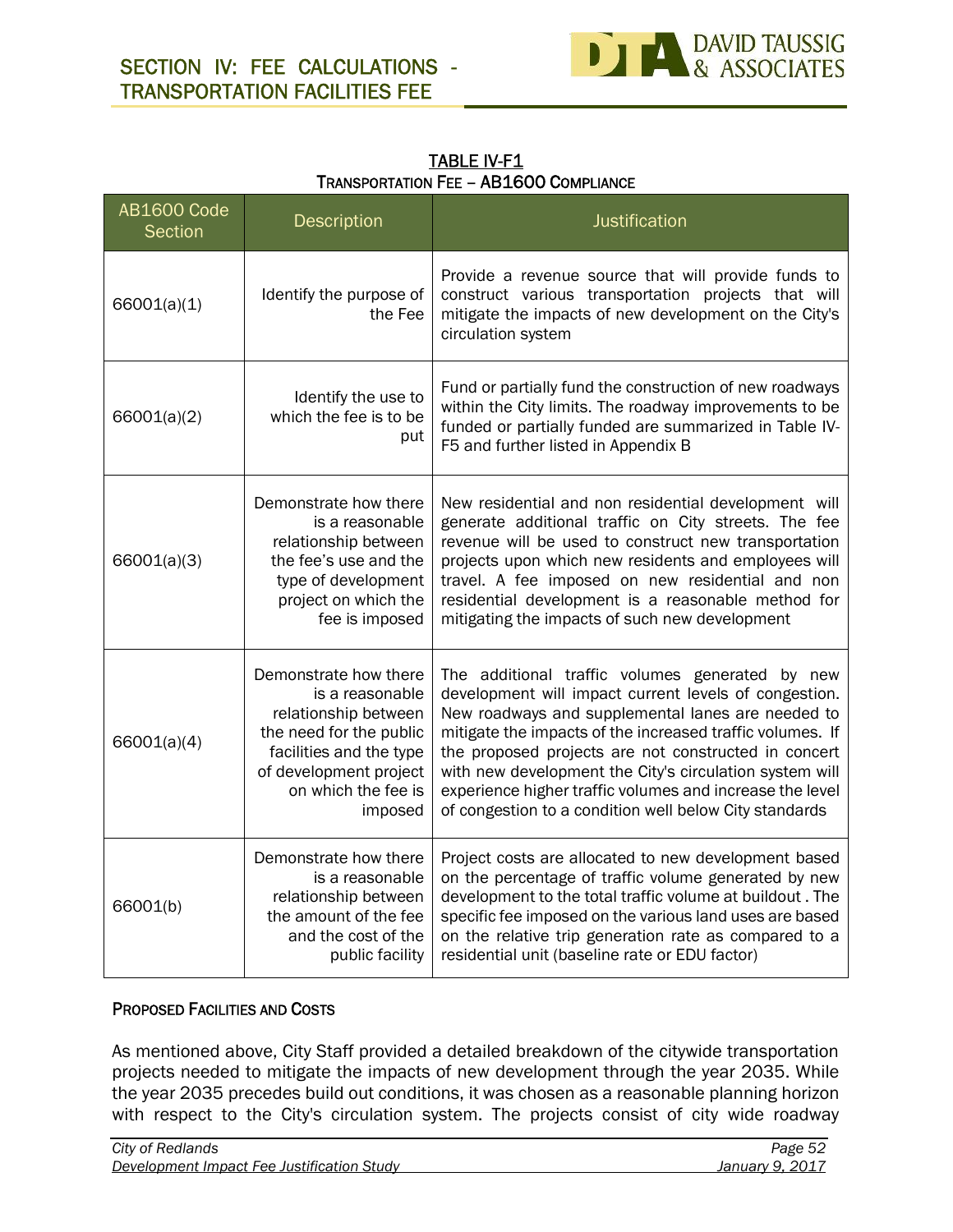## TABLE IV-F1
### Transportation Fee – AB1600 Compliance

| AB1600 Code Section | Description | Justification |
|---|---|---|
| 66001(a)(1) | Identify the purpose of the Fee | Provide a revenue source that will provide funds to construct various transportation projects that will mitigate the impacts of new development on the City's circulation system |
| 66001(a)(2) | Identify the use to which the fee is to be put | Fund or partially fund the construction of new roadways within the City limits. The roadway improvements to be funded or partially funded are summarized in Table IV-F5 and further listed in Appendix B |
| 66001(a)(3) | Demonstrate how there is a reasonable relationship between the fee's use and the type of development project on which the fee is imposed | New residential and non residential development will generate additional traffic on City streets. The fee revenue will be used to construct new transportation projects upon which new residents and employees will travel. A fee imposed on new residential and non residential development is a reasonable method for mitigating the impacts of such new development |
| 66001(a)(4) | Demonstrate how there is a reasonable relationship between the need for the public facilities and the type of development project on which the fee is imposed | The additional traffic volumes generated by new development will impact current levels of congestion. New roadways and supplemental lanes are needed to mitigate the impacts of the increased traffic volumes. If the proposed projects are not constructed in concert with new development the City's circulation system will experience higher traffic volumes and increase the level of congestion to a condition well below City standards |
| 66001(b) | Demonstrate how there is a reasonable relationship between the amount of the fee and the cost of the public facility | Project costs are allocated to new development based on the percentage of traffic volume generated by new development to the total traffic volume at buildout . The specific fee imposed on the various land uses are based on the relative trip generation rate as compared to a residential unit (baseline rate or EDU factor) |

### Proposed Facilities and Costs

As mentioned above, City Staff provided a detailed breakdown of the citywide transportation projects needed to mitigate the impacts of new development through the year 2035. While the year 2035 precedes build out conditions, it was chosen as a reasonable planning horizon with respect to the City's circulation system. The projects consist of city wide roadway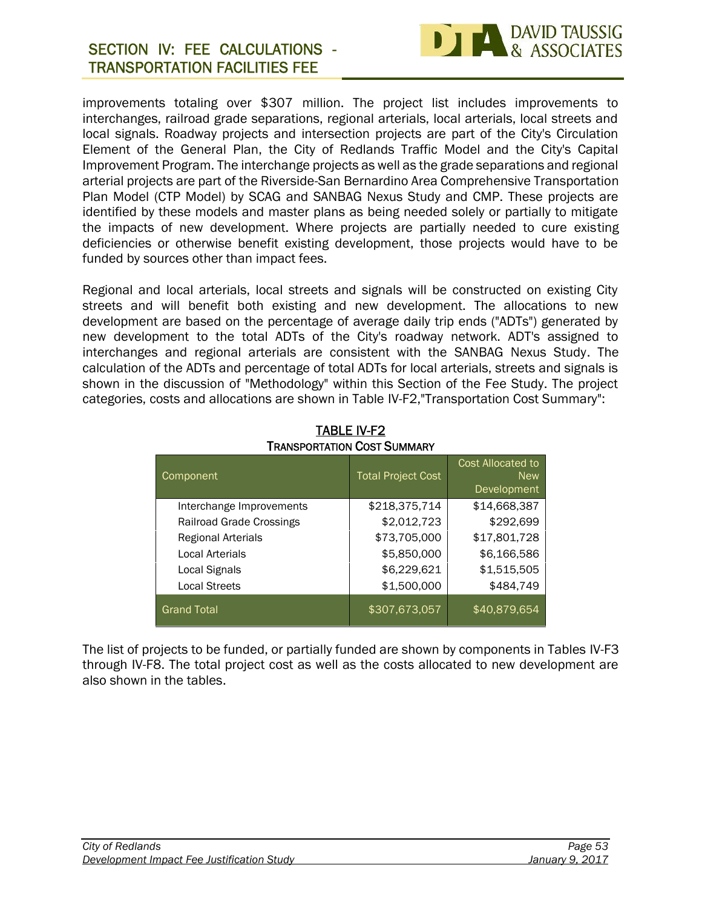improvements totaling over $307 million. The project list includes improvements to interchanges, railroad grade separations, regional arterials, local arterials, local streets and local signals. Roadway projects and intersection projects are part of the City's Circulation Element of the General Plan, the City of Redlands Traffic Model and the City's Capital Improvement Program. The interchange projects as well as the grade separations and regional arterial projects are part of the Riverside-San Bernardino Area Comprehensive Transportation Plan Model (CTP Model) by SCAG and SANBAG Nexus Study and CMP. These projects are identified by these models and master plans as being needed solely or partially to mitigate the impacts of new development. Where projects are partially needed to cure existing deficiencies or otherwise benefit existing development, those projects would have to be funded by sources other than impact fees.

Regional and local arterials, local streets and signals will be constructed on existing City streets and will benefit both existing and new development. The allocations to new development are based on the percentage of average daily trip ends ("ADTs") generated by new development to the total ADTs of the City's roadway network. ADT's assigned to interchanges and regional arterials are consistent with the SANBAG Nexus Study. The calculation of the ADTs and percentage of total ADTs for local arterials, streets and signals is shown in the discussion of "Methodology" within this Section of the Fee Study. The project categories, costs and allocations are shown in Table IV-F2,"Transportation Cost Summary":

**TABLE IV-F2**
**TRANSPORTATION COST SUMMARY**

| Component | Total Project Cost | Cost Allocated to New Development |
|---|---|---|
| Interchange Improvements | $218,375,714 | $14,668,387 |
| Railroad Grade Crossings | $2,012,723 | $292,699 |
| Regional Arterials | $73,705,000 | $17,801,728 |
| Local Arterials | $5,850,000 | $6,166,586 |
| Local Signals | $6,229,621 | $1,515,505 |
| Local Streets | $1,500,000 | $484,749 |
| Grand Total | $307,673,057 | $40,879,654 |

The list of projects to be funded, or partially funded are shown by components in Tables IV-F3 through IV-F8. The total project cost as well as the costs allocated to new development are also shown in the tables.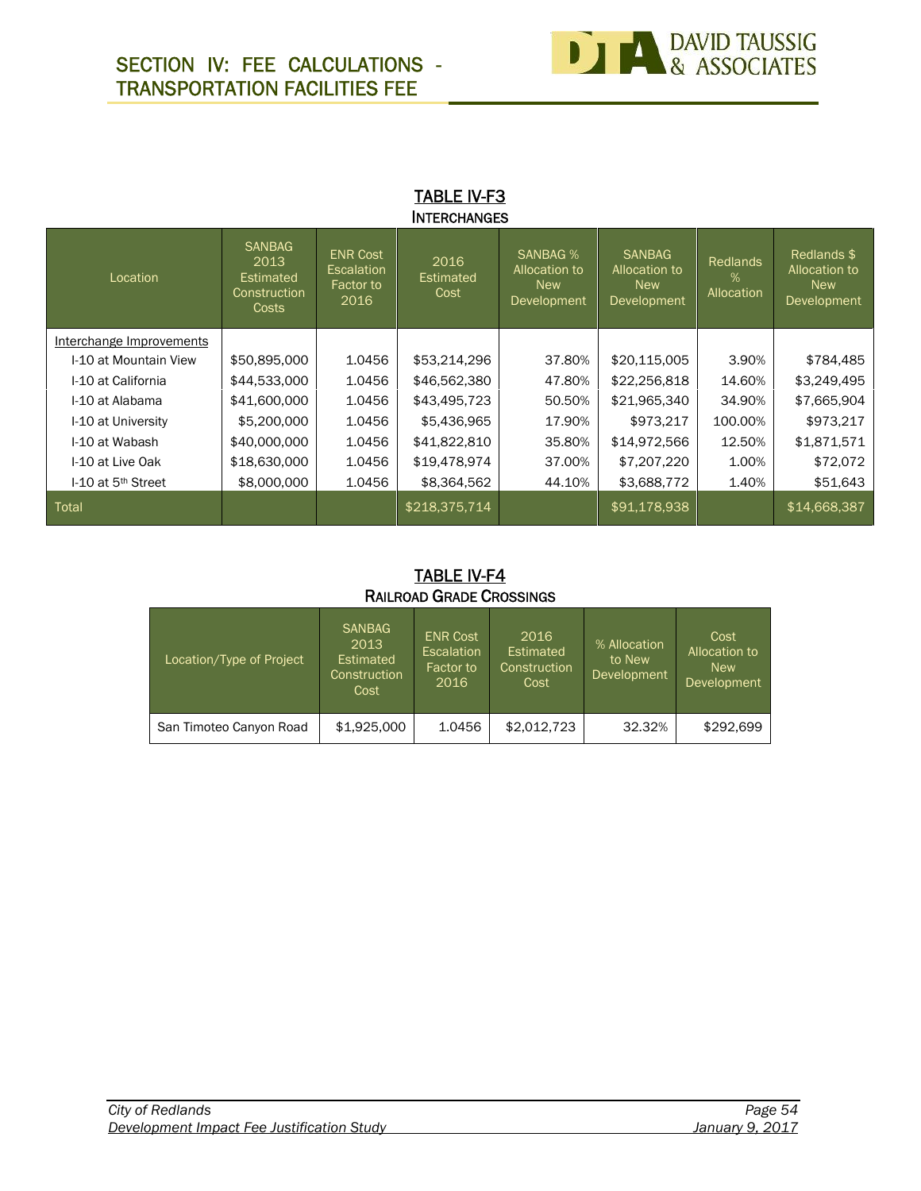## SECTION IV: FEE CALCULATIONS - TRANSPORTATION FACILITIES FEE

### TABLE IV-F3
### INTERCHANGES

| Location | SANBAG 2013 Estimated Construction Costs | ENR Cost Escalation Factor to 2016 | 2016 Estimated Cost | SANBAG % Allocation to New Development | SANBAG Allocation to New Development | Redlands % Allocation | Redlands $ Allocation to New Development |
|---|---|---|---|---|---|---|---|
| Interchange Improvements | | | | | | | |
| I-10 at Mountain View | $50,895,000 | 1.0456 | $53,214,296 | 37.80% | $20,115,005 | 3.90% | $784,485 |
| I-10 at California | $44,533,000 | 1.0456 | $46,562,380 | 47.80% | $22,256,818 | 14.60% | $3,249,495 |
| I-10 at Alabama | $41,600,000 | 1.0456 | $43,495,723 | 50.50% | $21,965,340 | 34.90% | $7,665,904 |
| I-10 at University | $5,200,000 | 1.0456 | $5,436,965 | 17.90% | $973,217 | 100.00% | $973,217 |
| I-10 at Wabash | $40,000,000 | 1.0456 | $41,822,810 | 35.80% | $14,972,566 | 12.50% | $1,871,571 |
| I-10 at Live Oak | $18,630,000 | 1.0456 | $19,478,974 | 37.00% | $7,207,220 | 1.00% | $72,072 |
| I-10 at 5th Street | $8,000,000 | 1.0456 | $8,364,562 | 44.10% | $3,688,772 | 1.40% | $51,643 |
| Total | | | $218,375,714 | | $91,178,938 | | $14,668,387 |

### TABLE IV-F4
### RAILROAD GRADE CROSSINGS

| Location/Type of Project | SANBAG 2013 Estimated Construction Cost | ENR Cost Escalation Factor to 2016 | 2016 Estimated Construction Cost | % Allocation to New Development | Cost Allocation to New Development |
|---|---|---|---|---|---|
| San Timoteo Canyon Road | $1,925,000 | 1.0456 | $2,012,723 | 32.32% | $292,699 |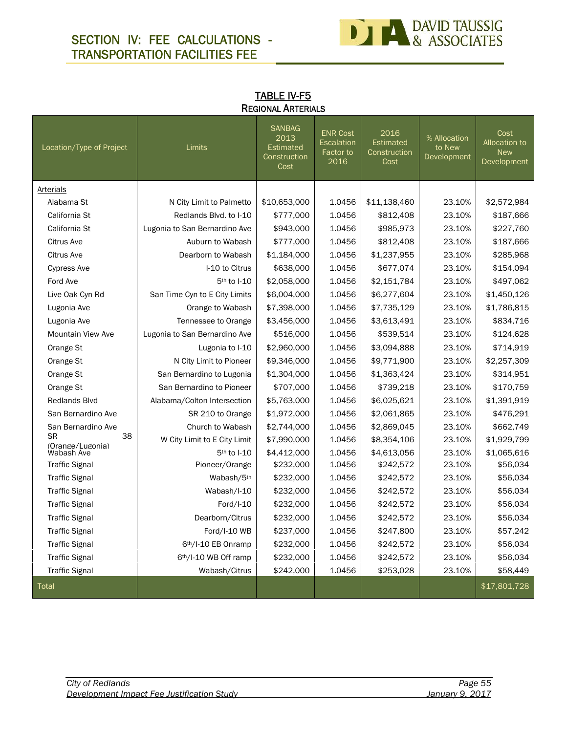## SECTION IV: FEE CALCULATIONS - TRANSPORTATION FACILITIES FEE

### TABLE IV-F5
### REGIONAL ARTERIALS

| Location/Type of Project | Limits | SANBAG 2013 Estimated Construction Cost | ENR Cost Escalation Factor to 2016 | 2016 Estimated Construction Cost | % Allocation to New Development | Cost Allocation to New Development |
|---|---|---|---|---|---|---|
| Arterials | | | | | | |
| Alabama St | N City Limit to Palmetto | $10,653,000 | 1.0456 | $11,138,460 | 23.10% | $2,572,984 |
| California St | Redlands Blvd. to I-10 | $777,000 | 1.0456 | $812,408 | 23.10% | $187,666 |
| California St | Lugonia to San Bernardino Ave | $943,000 | 1.0456 | $985,973 | 23.10% | $227,760 |
| Citrus Ave | Auburn to Wabash | $777,000 | 1.0456 | $812,408 | 23.10% | $187,666 |
| Citrus Ave | Dearborn to Wabash | $1,184,000 | 1.0456 | $1,237,955 | 23.10% | $285,968 |
| Cypress Ave | I-10 to Citrus | $638,000 | 1.0456 | $677,074 | 23.10% | $154,094 |
| Ford Ave | 5th to I-10 | $2,058,000 | 1.0456 | $2,151,784 | 23.10% | $497,062 |
| Live Oak Cyn Rd | San Time Cyn to E City Limits | $6,004,000 | 1.0456 | $6,277,604 | 23.10% | $1,450,126 |
| Lugonia Ave | Orange to Wabash | $7,398,000 | 1.0456 | $7,735,129 | 23.10% | $1,786,815 |
| Lugonia Ave | Tennessee to Orange | $3,456,000 | 1.0456 | $3,613,491 | 23.10% | $834,716 |
| Mountain View Ave | Lugonia to San Bernardino Ave | $516,000 | 1.0456 | $539,514 | 23.10% | $124,628 |
| Orange St | Lugonia to I-10 | $2,960,000 | 1.0456 | $3,094,888 | 23.10% | $714,919 |
| Orange St | N City Limit to Pioneer | $9,346,000 | 1.0456 | $9,771,900 | 23.10% | $2,257,309 |
| Orange St | San Bernardino to Lugonia | $1,304,000 | 1.0456 | $1,363,424 | 23.10% | $314,951 |
| Orange St | San Bernardino to Pioneer | $707,000 | 1.0456 | $739,218 | 23.10% | $170,759 |
| Redlands Blvd | Alabama/Colton Intersection | $5,763,000 | 1.0456 | $6,025,621 | 23.10% | $1,391,919 |
| San Bernardino Ave | SR 210 to Orange | $1,972,000 | 1.0456 | $2,061,865 | 23.10% | $476,291 |
| San Bernardino Ave | Church to Wabash | $2,744,000 | 1.0456 | $2,869,045 | 23.10% | $662,749 |
| SR 38 (Orange/Lugonia) | W City Limit to E City Limit | $7,990,000 | 1.0456 | $8,354,106 | 23.10% | $1,929,799 |
| Wabash Ave | 5th to I-10 | $4,412,000 | 1.0456 | $4,613,056 | 23.10% | $1,065,616 |
| Traffic Signal | Pioneer/Orange | $232,000 | 1.0456 | $242,572 | 23.10% | $56,034 |
| Traffic Signal | Wabash/5th | $232,000 | 1.0456 | $242,572 | 23.10% | $56,034 |
| Traffic Signal | Wabash/I-10 | $232,000 | 1.0456 | $242,572 | 23.10% | $56,034 |
| Traffic Signal | Ford/I-10 | $232,000 | 1.0456 | $242,572 | 23.10% | $56,034 |
| Traffic Signal | Dearborn/Citrus | $232,000 | 1.0456 | $242,572 | 23.10% | $56,034 |
| Traffic Signal | Ford/I-10 WB | $237,000 | 1.0456 | $247,800 | 23.10% | $57,242 |
| Traffic Signal | 6th/I-10 EB Onramp | $232,000 | 1.0456 | $242,572 | 23.10% | $56,034 |
| Traffic Signal | 6th/I-10 WB Off ramp | $232,000 | 1.0456 | $242,572 | 23.10% | $56,034 |
| Traffic Signal | Wabash/Citrus | $242,000 | 1.0456 | $253,028 | 23.10% | $58,449 |
| Total | | | | | | $17,801,728 |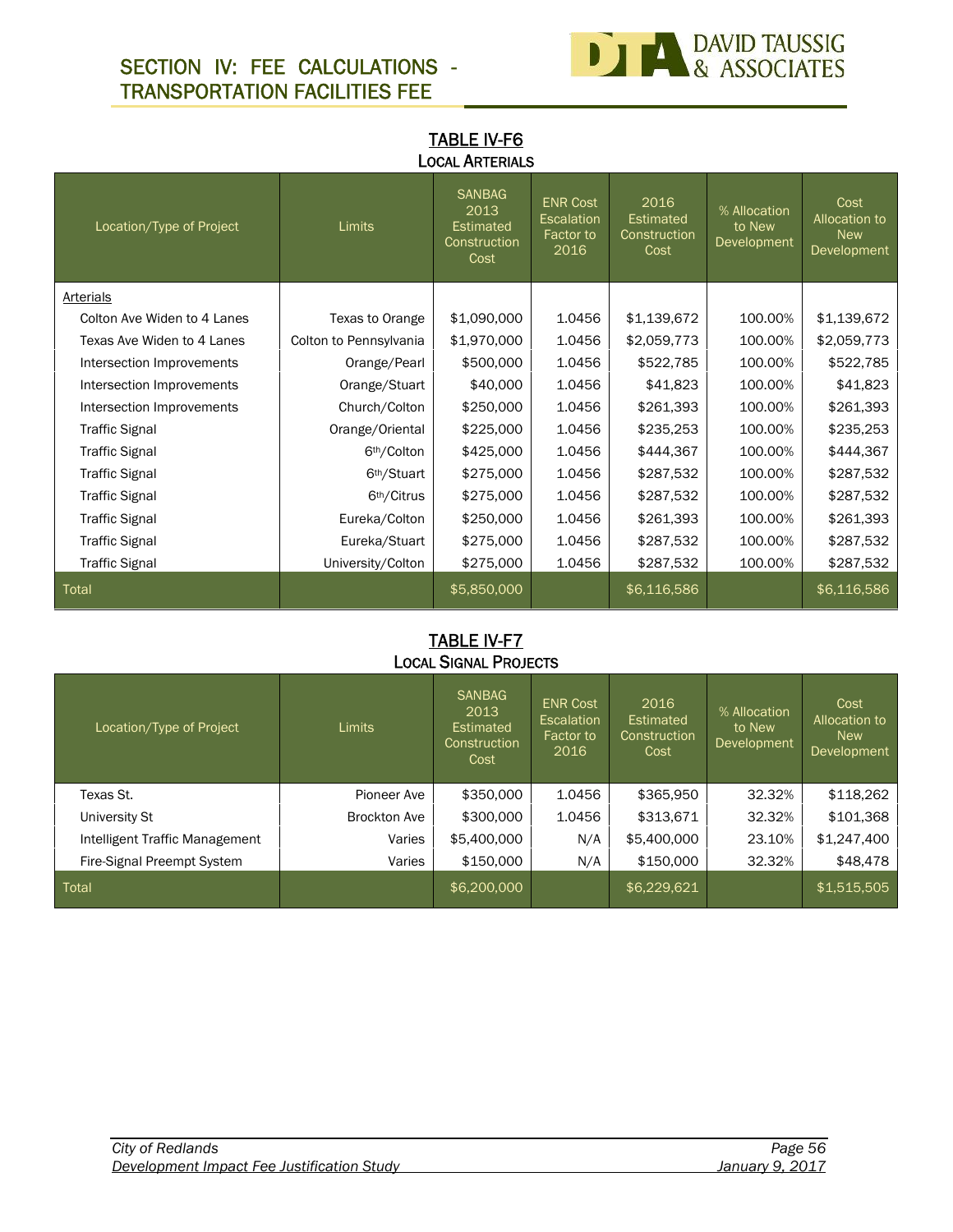## SECTION IV: FEE CALCULATIONS - TRANSPORTATION FACILITIES FEE

### TABLE IV-F6
**LOCAL ARTERIALS**

| Location/Type of Project | Limits | SANBAG 2013 Estimated Construction Cost | ENR Cost Escalation Factor to 2016 | 2016 Estimated Construction Cost | % Allocation to New Development | Cost Allocation to New Development |
|---|---|---|---|---|---|---|
| Arterials | | | | | | |
| Colton Ave Widen to 4 Lanes | Texas to Orange | $1,090,000 | 1.0456 | $1,139,672 | 100.00% | $1,139,672 |
| Texas Ave Widen to 4 Lanes | Colton to Pennsylvania | $1,970,000 | 1.0456 | $2,059,773 | 100.00% | $2,059,773 |
| Intersection Improvements | Orange/Pearl | $500,000 | 1.0456 | $522,785 | 100.00% | $522,785 |
| Intersection Improvements | Orange/Stuart | $40,000 | 1.0456 | $41,823 | 100.00% | $41,823 |
| Intersection Improvements | Church/Colton | $250,000 | 1.0456 | $261,393 | 100.00% | $261,393 |
| Traffic Signal | Orange/Oriental | $225,000 | 1.0456 | $235,253 | 100.00% | $235,253 |
| Traffic Signal | 6th/Colton | $425,000 | 1.0456 | $444,367 | 100.00% | $444,367 |
| Traffic Signal | 6th/Stuart | $275,000 | 1.0456 | $287,532 | 100.00% | $287,532 |
| Traffic Signal | 6th/Citrus | $275,000 | 1.0456 | $287,532 | 100.00% | $287,532 |
| Traffic Signal | Eureka/Colton | $250,000 | 1.0456 | $261,393 | 100.00% | $261,393 |
| Traffic Signal | Eureka/Stuart | $275,000 | 1.0456 | $287,532 | 100.00% | $287,532 |
| Traffic Signal | University/Colton | $275,000 | 1.0456 | $287,532 | 100.00% | $287,532 |
| Total | | $5,850,000 | | $6,116,586 | | $6,116,586 |

### TABLE IV-F7
**LOCAL SIGNAL PROJECTS**

| Location/Type of Project | Limits | SANBAG 2013 Estimated Construction Cost | ENR Cost Escalation Factor to 2016 | 2016 Estimated Construction Cost | % Allocation to New Development | Cost Allocation to New Development |
|---|---|---|---|---|---|---|
| Texas St. | Pioneer Ave | $350,000 | 1.0456 | $365,950 | 32.32% | $118,262 |
| University St | Brockton Ave | $300,000 | 1.0456 | $313,671 | 32.32% | $101,368 |
| Intelligent Traffic Management | Varies | $5,400,000 | N/A | $5,400,000 | 23.10% | $1,247,400 |
| Fire-Signal Preempt System | Varies | $150,000 | N/A | $150,000 | 32.32% | $48,478 |
| Total | | $6,200,000 | | $6,229,621 | | $1,515,505 |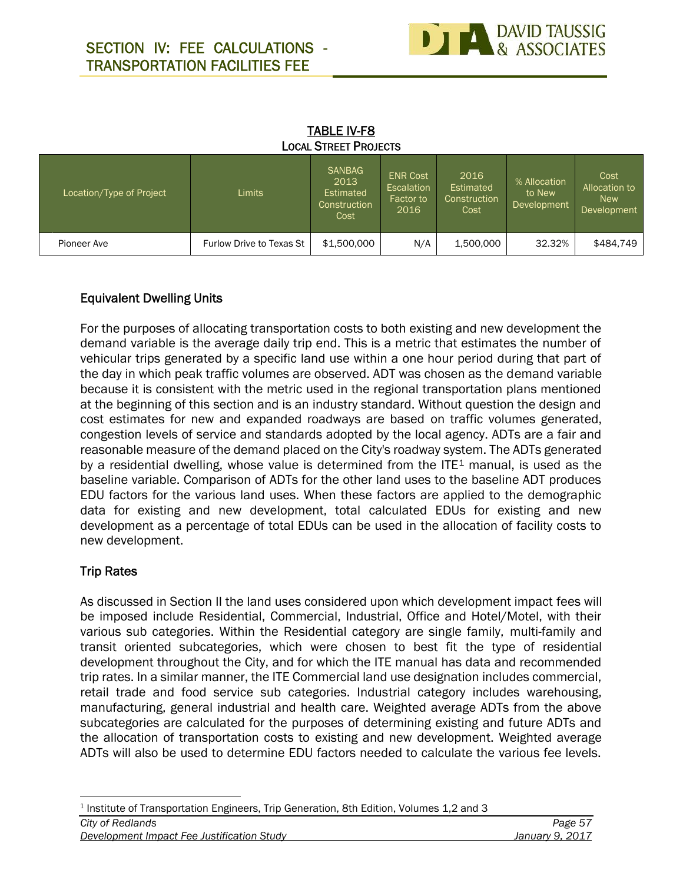## TABLE IV-F8

### LOCAL STREET PROJECTS

| Location/Type of Project | Limits | SANBAG 2013 Estimated Construction Cost | ENR Cost Escalation Factor to 2016 | 2016 Estimated Construction Cost | % Allocation to New Development | Cost Allocation to New Development |
|---|---|---|---|---|---|---|
| Pioneer Ave | Furlow Drive to Texas St | $1,500,000 | N/A | 1,500,000 | 32.32% | $484,749 |

### Equivalent Dwelling Units

For the purposes of allocating transportation costs to both existing and new development the demand variable is the average daily trip end. This is a metric that estimates the number of vehicular trips generated by a specific land use within a one hour period during that part of the day in which peak traffic volumes are observed. ADT was chosen as the demand variable because it is consistent with the metric used in the regional transportation plans mentioned at the beginning of this section and is an industry standard. Without question the design and cost estimates for new and expanded roadways are based on traffic volumes generated, congestion levels of service and standards adopted by the local agency. ADTs are a fair and reasonable measure of the demand placed on the City's roadway system. The ADTs generated by a residential dwelling, whose value is determined from the ITE[1] manual, is used as the baseline variable. Comparison of ADTs for the other land uses to the baseline ADT produces EDU factors for the various land uses. When these factors are applied to the demographic data for existing and new development, total calculated EDUs for existing and new development as a percentage of total EDUs can be used in the allocation of facility costs to new development.

### Trip Rates

As discussed in Section II the land uses considered upon which development impact fees will be imposed include Residential, Commercial, Industrial, Office and Hotel/Motel, with their various sub categories. Within the Residential category are single family, multi-family and transit oriented subcategories, which were chosen to best fit the type of residential development throughout the City, and for which the ITE manual has data and recommended trip rates. In a similar manner, the ITE Commercial land use designation includes commercial, retail trade and food service sub categories. Industrial category includes warehousing, manufacturing, general industrial and health care. Weighted average ADTs from the above subcategories are calculated for the purposes of determining existing and future ADTs and the allocation of transportation costs to existing and new development. Weighted average ADTs will also be used to determine EDU factors needed to calculate the various fee levels.

---

[1] Institute of Transportation Engineers, Trip Generation, 8th Edition, Volumes 1,2 and 3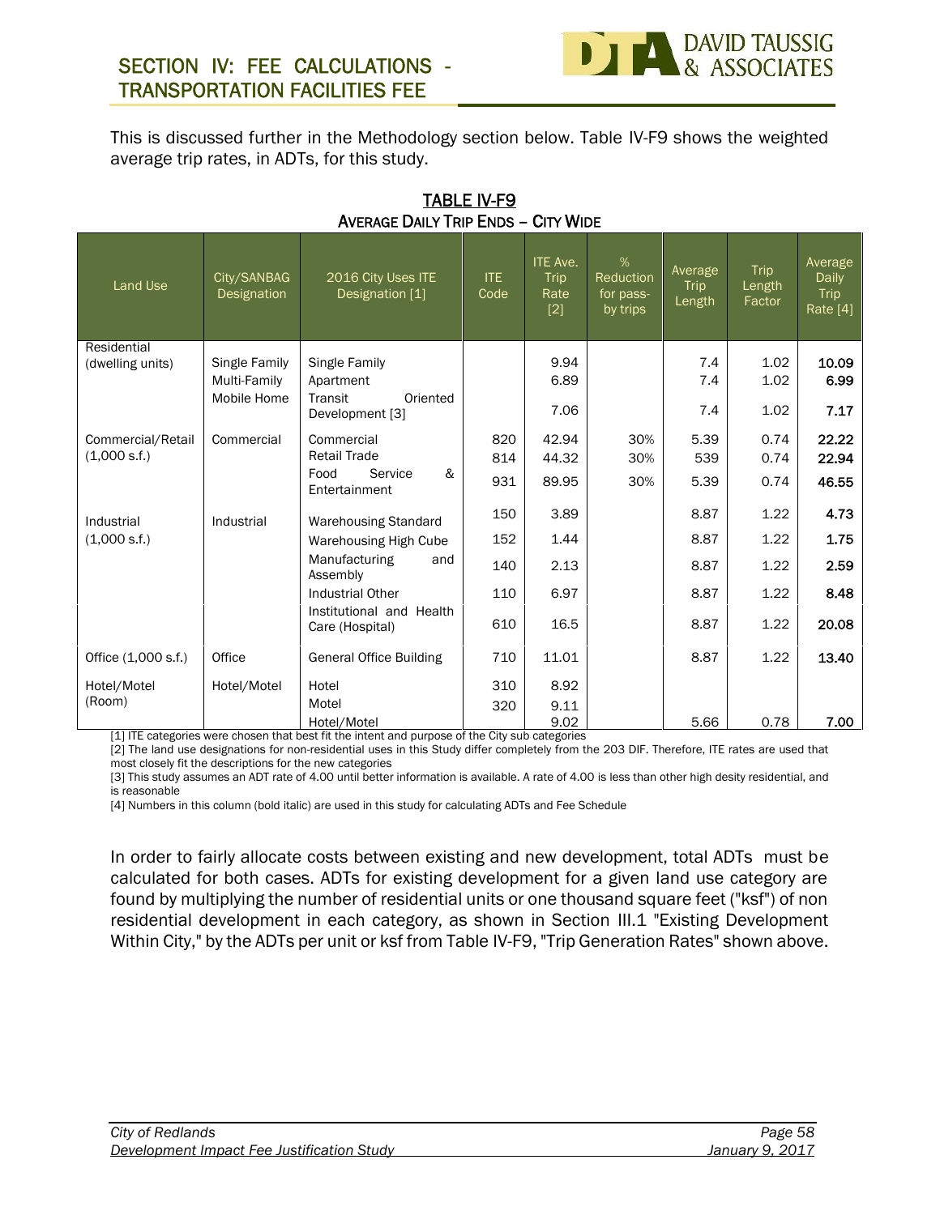This is discussed further in the Methodology section below. Table IV-F9 shows the weighted average trip rates, in ADTs, for this study.

**TABLE IV-F9**
**AVERAGE DAILY TRIP ENDS – CITY WIDE**

| Land Use | City/SANBAG Designation | 2016 City Uses ITE Designation [1] | ITE Code | ITE Ave. Trip Rate [2] | % Reduction for pass-by trips | Average Trip Length | Trip Length Factor | Average Daily Trip Rate [4] |
|---|---|---|---|---|---|---|---|---|
| Residential (dwelling units) | Single Family | Single Family | | 9.94 | | 7.4 | 1.02 | **10.09** |
| | Multi-Family | Apartment | | 6.89 | | 7.4 | 1.02 | **6.99** |
| | Mobile Home | Transit Oriented Development [3] | | 7.06 | | 7.4 | 1.02 | **7.17** |
| Commercial/Retail (1,000 s.f.) | Commercial | Commercial | 820 | 42.94 | 30% | 5.39 | 0.74 | **22.22** |
| | | Retail Trade | 814 | 44.32 | 30% | 539 | 0.74 | **22.94** |
| | | Food Service & Entertainment | 931 | 89.95 | 30% | 5.39 | 0.74 | **46.55** |
| Industrial (1,000 s.f.) | Industrial | Warehousing Standard | 150 | 3.89 | | 8.87 | 1.22 | **4.73** |
| | | Warehousing High Cube | 152 | 1.44 | | 8.87 | 1.22 | **1.75** |
| | | Manufacturing and Assembly | 140 | 2.13 | | 8.87 | 1.22 | **2.59** |
| | | Industrial Other | 110 | 6.97 | | 8.87 | 1.22 | **8.48** |
| | | Institutional and Health Care (Hospital) | 610 | 16.5 | | 8.87 | 1.22 | **20.08** |
| Office (1,000 s.f.) | Office | General Office Building | 710 | 11.01 | | 8.87 | 1.22 | **13.40** |
| Hotel/Motel (Room) | Hotel/Motel | Hotel | 310 | 8.92 | | | | |
| | | Motel | 320 | 9.11 | | | | |
| | | Hotel/Motel | | 9.02 | | 5.66 | 0.78 | **7.00** |

[1] ITE categories were chosen that best fit the intent and purpose of the City sub categories

[2] The land use designations for non-residential uses in this Study differ completely from the 203 DIF. Therefore, ITE rates are used that most closely fit the descriptions for the new categories

[3] This study assumes an ADT rate of 4.00 until better information is available. A rate of 4.00 is less than other high desity residential, and is reasonable

[4] Numbers in this column (bold italic) are used in this study for calculating ADTs and Fee Schedule

In order to fairly allocate costs between existing and new development, total ADTs must be calculated for both cases. ADTs for existing development for a given land use category are found by multiplying the number of residential units or one thousand square feet ("ksf") of non residential development in each category, as shown in Section III.1 "Existing Development Within City," by the ADTs per unit or ksf from Table IV-F9, "Trip Generation Rates" shown above.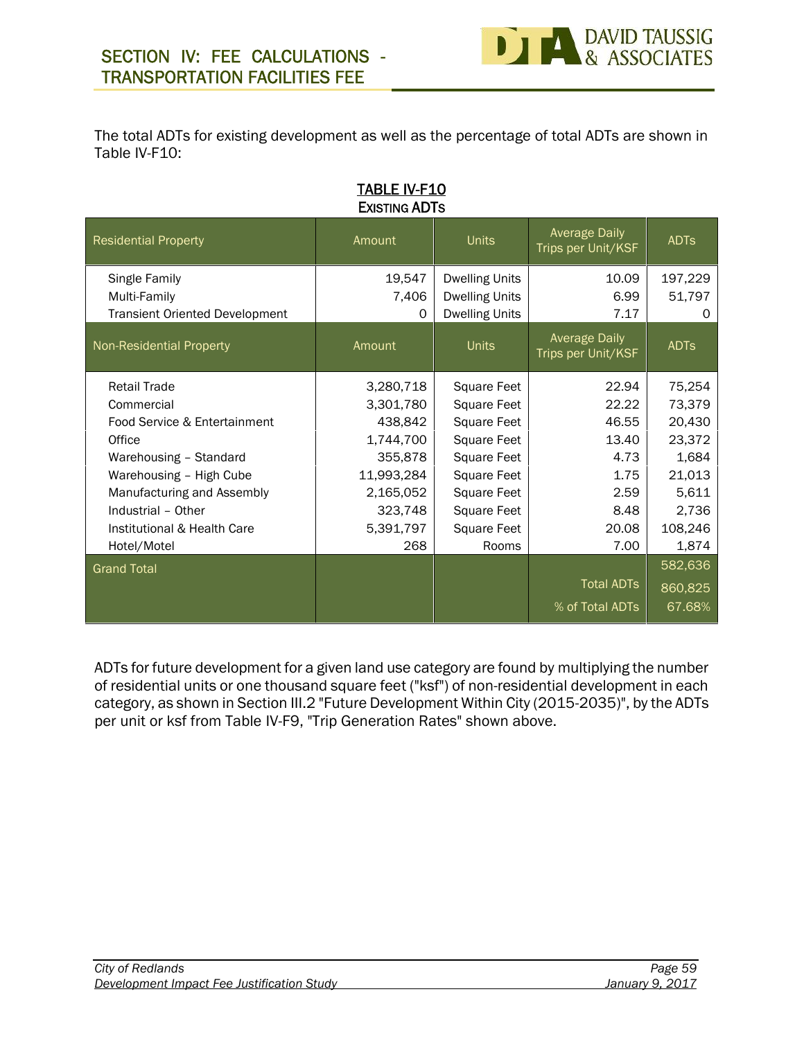The total ADTs for existing development as well as the percentage of total ADTs are shown in Table IV-F10:

**TABLE IV-F10**
**EXISTING ADTS**

| Residential Property | Amount | Units | Average Daily Trips per Unit/KSF | ADTs |
|---|---|---|---|---|
| Single Family | 19,547 | Dwelling Units | 10.09 | 197,229 |
| Multi-Family | 7,406 | Dwelling Units | 6.99 | 51,797 |
| Transient Oriented Development | 0 | Dwelling Units | 7.17 | 0 |
| **Non-Residential Property** | **Amount** | **Units** | **Average Daily Trips per Unit/KSF** | **ADTs** |
| Retail Trade | 3,280,718 | Square Feet | 22.94 | 75,254 |
| Commercial | 3,301,780 | Square Feet | 22.22 | 73,379 |
| Food Service & Entertainment | 438,842 | Square Feet | 46.55 | 20,430 |
| Office | 1,744,700 | Square Feet | 13.40 | 23,372 |
| Warehousing – Standard | 355,878 | Square Feet | 4.73 | 1,684 |
| Warehousing – High Cube | 11,993,284 | Square Feet | 1.75 | 21,013 |
| Manufacturing and Assembly | 2,165,052 | Square Feet | 2.59 | 5,611 |
| Industrial – Other | 323,748 | Square Feet | 8.48 | 2,736 |
| Institutional & Health Care | 5,391,797 | Square Feet | 20.08 | 108,246 |
| Hotel/Motel | 268 | Rooms | 7.00 | 1,874 |
| **Grand Total** | | | | 582,636 |
| | | | Total ADTs | 860,825 |
| | | | % of Total ADTs | 67.68% |

ADTs for future development for a given land use category are found by multiplying the number of residential units or one thousand square feet ("ksf") of non-residential development in each category, as shown in Section III.2 "Future Development Within City (2015-2035)", by the ADTs per unit or ksf from Table IV-F9, "Trip Generation Rates" shown above.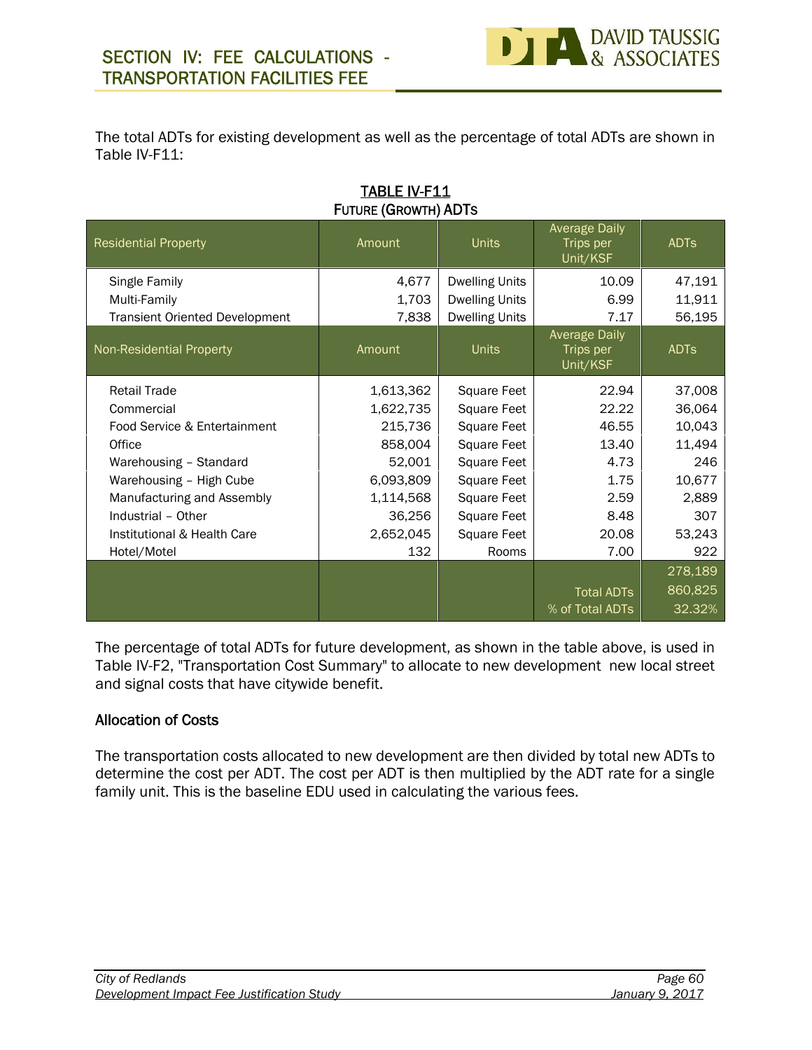The total ADTs for existing development as well as the percentage of total ADTs are shown in Table IV-F11:

TABLE IV-F11
FUTURE (GROWTH) ADTS

| Residential Property | Amount | Units | Average Daily Trips per Unit/KSF | ADTs |
|---|---|---|---|---|
| Single Family | 4,677 | Dwelling Units | 10.09 | 47,191 |
| Multi-Family | 1,703 | Dwelling Units | 6.99 | 11,911 |
| Transient Oriented Development | 7,838 | Dwelling Units | 7.17 | 56,195 |
| **Non-Residential Property** | **Amount** | **Units** | **Average Daily Trips per Unit/KSF** | **ADTs** |
| Retail Trade | 1,613,362 | Square Feet | 22.94 | 37,008 |
| Commercial | 1,622,735 | Square Feet | 22.22 | 36,064 |
| Food Service & Entertainment | 215,736 | Square Feet | 46.55 | 10,043 |
| Office | 858,004 | Square Feet | 13.40 | 11,494 |
| Warehousing – Standard | 52,001 | Square Feet | 4.73 | 246 |
| Warehousing – High Cube | 6,093,809 | Square Feet | 1.75 | 10,677 |
| Manufacturing and Assembly | 1,114,568 | Square Feet | 2.59 | 2,889 |
| Industrial – Other | 36,256 | Square Feet | 8.48 | 307 |
| Institutional & Health Care | 2,652,045 | Square Feet | 20.08 | 53,243 |
| Hotel/Motel | 132 | Rooms | 7.00 | 922 |
| | | | | 278,189 |
| | | | Total ADTs | 860,825 |
| | | | % of Total ADTs | 32.32% |

The percentage of total ADTs for future development, as shown in the table above, is used in Table IV-F2, "Transportation Cost Summary" to allocate to new development new local street and signal costs that have citywide benefit.

### Allocation of Costs

The transportation costs allocated to new development are then divided by total new ADTs to determine the cost per ADT. The cost per ADT is then multiplied by the ADT rate for a single family unit. This is the baseline EDU used in calculating the various fees.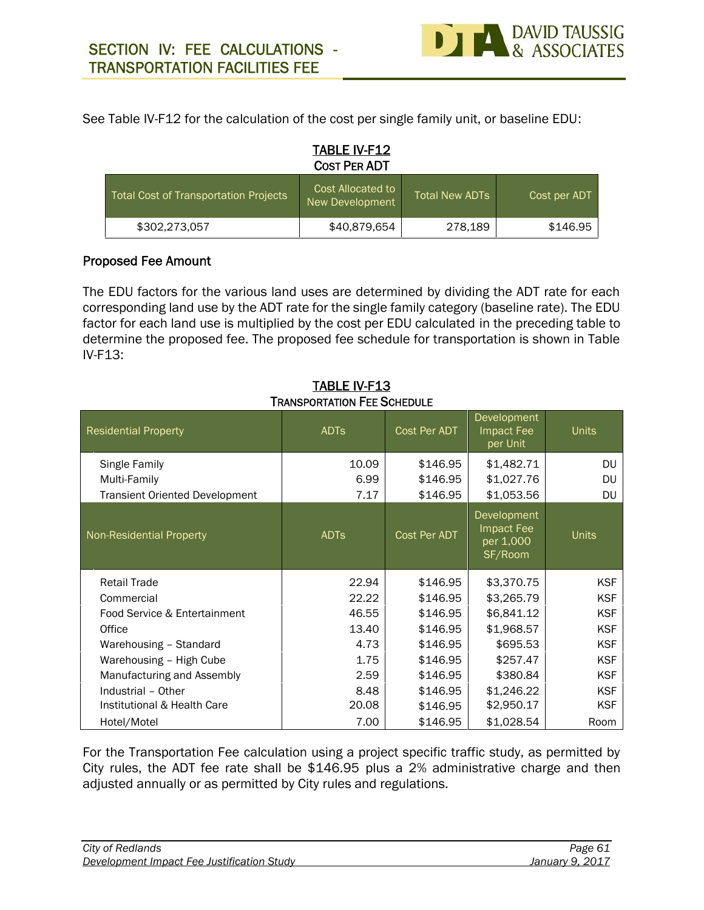See Table IV-F12 for the calculation of the cost per single family unit, or baseline EDU:

**TABLE IV-F12**
**COST PER ADT**

| Total Cost of Transportation Projects | Cost Allocated to New Development | Total New ADTs | Cost per ADT |
|---|---|---|---|
| $302,273,057 | $40,879,654 | 278,189 | $146.95 |

### Proposed Fee Amount

The EDU factors for the various land uses are determined by dividing the ADT rate for each corresponding land use by the ADT rate for the single family category (baseline rate). The EDU factor for each land use is multiplied by the cost per EDU calculated in the preceding table to determine the proposed fee. The proposed fee schedule for transportation is shown in Table IV-F13:

**TABLE IV-F13**
**TRANSPORTATION FEE SCHEDULE**

| Residential Property | ADTs | Cost Per ADT | Development Impact Fee per Unit | Units |
|---|---|---|---|---|
| Single Family | 10.09 | $146.95 | $1,482.71 | DU |
| Multi-Family | 6.99 | $146.95 | $1,027.76 | DU |
| Transient Oriented Development | 7.17 | $146.95 | $1,053.56 | DU |
| **Non-Residential Property** | **ADTs** | **Cost Per ADT** | **Development Impact Fee per 1,000 SF/Room** | **Units** |
| Retail Trade | 22.94 | $146.95 | $3,370.75 | KSF |
| Commercial | 22.22 | $146.95 | $3,265.79 | KSF |
| Food Service & Entertainment | 46.55 | $146.95 | $6,841.12 | KSF |
| Office | 13.40 | $146.95 | $1,968.57 | KSF |
| Warehousing – Standard | 4.73 | $146.95 | $695.53 | KSF |
| Warehousing – High Cube | 1.75 | $146.95 | $257.47 | KSF |
| Manufacturing and Assembly | 2.59 | $146.95 | $380.84 | KSF |
| Industrial – Other | 8.48 | $146.95 | $1,246.22 | KSF |
| Institutional & Health Care | 20.08 | $146.95 | $2,950.17 | KSF |
| Hotel/Motel | 7.00 | $146.95 | $1,028.54 | Room |

For the Transportation Fee calculation using a project specific traffic study, as permitted by City rules, the ADT fee rate shall be $146.95 plus a 2% administrative charge and then adjusted annually or as permitted by City rules and regulations.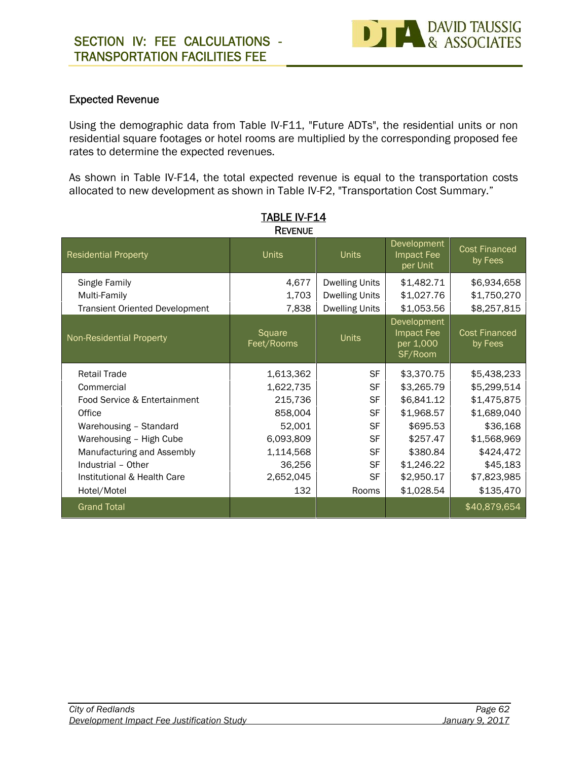## Expected Revenue

Using the demographic data from Table IV-F11, "Future ADTs", the residential units or non residential square footages or hotel rooms are multiplied by the corresponding proposed fee rates to determine the expected revenues.

As shown in Table IV-F14, the total expected revenue is equal to the transportation costs allocated to new development as shown in Table IV-F2, "Transportation Cost Summary."

**TABLE IV-F14**
**REVENUE**

| Residential Property | Units | Units | Development Impact Fee per Unit | Cost Financed by Fees |
|---|---|---|---|---|
| Single Family | 4,677 | Dwelling Units | $1,482.71 | $6,934,658 |
| Multi-Family | 1,703 | Dwelling Units | $1,027.76 | $1,750,270 |
| Transient Oriented Development | 7,838 | Dwelling Units | $1,053.56 | $8,257,815 |
| **Non-Residential Property** | **Square Feet/Rooms** | **Units** | **Development Impact Fee per 1,000 SF/Room** | **Cost Financed by Fees** |
| Retail Trade | 1,613,362 | SF | $3,370.75 | $5,438,233 |
| Commercial | 1,622,735 | SF | $3,265.79 | $5,299,514 |
| Food Service & Entertainment | 215,736 | SF | $6,841.12 | $1,475,875 |
| Office | 858,004 | SF | $1,968.57 | $1,689,040 |
| Warehousing – Standard | 52,001 | SF | $695.53 | $36,168 |
| Warehousing – High Cube | 6,093,809 | SF | $257.47 | $1,568,969 |
| Manufacturing and Assembly | 1,114,568 | SF | $380.84 | $424,472 |
| Industrial – Other | 36,256 | SF | $1,246.22 | $45,183 |
| Institutional & Health Care | 2,652,045 | SF | $2,950.17 | $7,823,985 |
| Hotel/Motel | 132 | Rooms | $1,028.54 | $135,470 |
| **Grand Total** | | | | **$40,879,654** |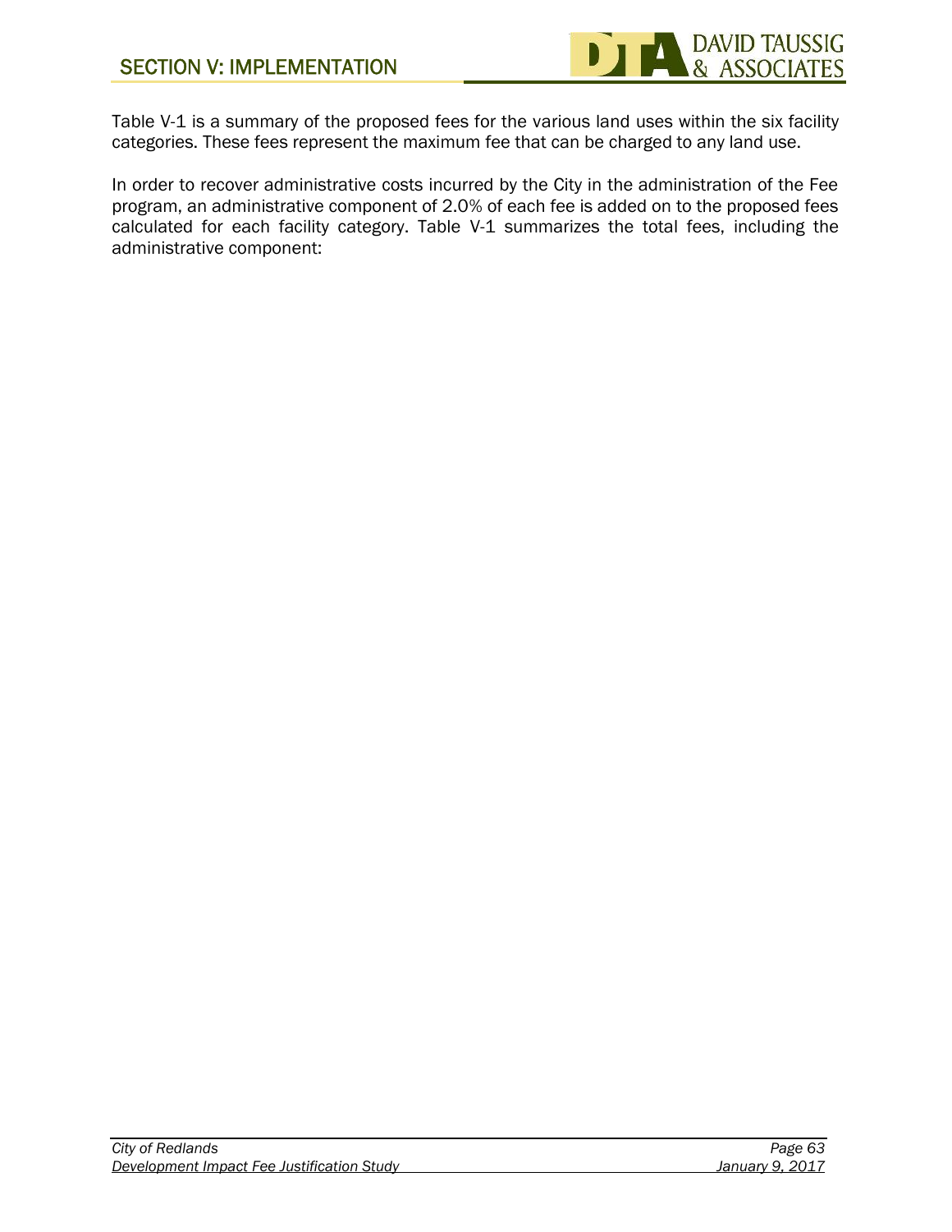Table V-1 is a summary of the proposed fees for the various land uses within the six facility categories. These fees represent the maximum fee that can be charged to any land use.

In order to recover administrative costs incurred by the City in the administration of the Fee program, an administrative component of 2.0% of each fee is added on to the proposed fees calculated for each facility category. Table V-1 summarizes the total fees, including the administrative component: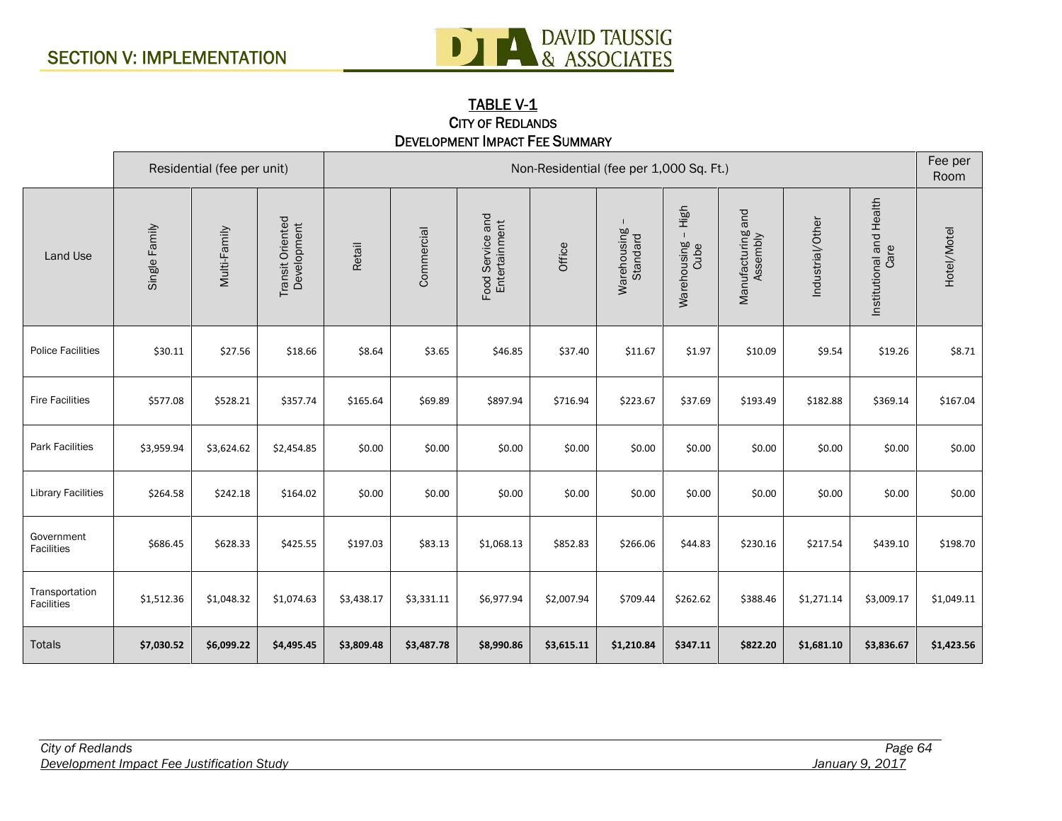## TABLE V-1
### CITY OF REDLANDS
### DEVELOPMENT IMPACT FEE SUMMARY

| | Residential (fee per unit) | | | Non-Residential (fee per 1,000 Sq. Ft.) | | | | | | | | | Fee per Room |
|---|---|---|---|---|---|---|---|---|---|---|---|---|---|
| Land Use | Single Family | Multi-Family | Transit Oriented Development | Retail | Commercial | Food Service and Entertainment | Office | Warehousing – Standard | Warehousing – High Cube | Manufacturing and Assembly | Industrial/Other | Institutional and Health Care | Hotel/Motel |
| Police Facilities | $30.11 | $27.56 | $18.66 | $8.64 | $3.65 | $46.85 | $37.40 | $11.67 | $1.97 | $10.09 | $9.54 | $19.26 | $8.71 |
| Fire Facilities | $577.08 | $528.21 | $357.74 | $165.64 | $69.89 | $897.94 | $716.94 | $223.67 | $37.69 | $193.49 | $182.88 | $369.14 | $167.04 |
| Park Facilities | $3,959.94 | $3,624.62 | $2,454.85 | $0.00 | $0.00 | $0.00 | $0.00 | $0.00 | $0.00 | $0.00 | $0.00 | $0.00 | $0.00 |
| Library Facilities | $264.58 | $242.18 | $164.02 | $0.00 | $0.00 | $0.00 | $0.00 | $0.00 | $0.00 | $0.00 | $0.00 | $0.00 | $0.00 |
| Government Facilities | $686.45 | $628.33 | $425.55 | $197.03 | $83.13 | $1,068.13 | $852.83 | $266.06 | $44.83 | $230.16 | $217.54 | $439.10 | $198.70 |
| Transportation Facilities | $1,512.36 | $1,048.32 | $1,074.63 | $3,438.17 | $3,331.11 | $6,977.94 | $2,007.94 | $709.44 | $262.62 | $388.46 | $1,271.14 | $3,009.17 | $1,049.11 |
| Totals | **$7,030.52** | **$6,099.22** | **$4,495.45** | **$3,809.48** | **$3,487.78** | **$8,990.86** | **$3,615.11** | **$1,210.84** | **$347.11** | **$822.20** | **$1,681.10** | **$3,836.67** | **$1,423.56** |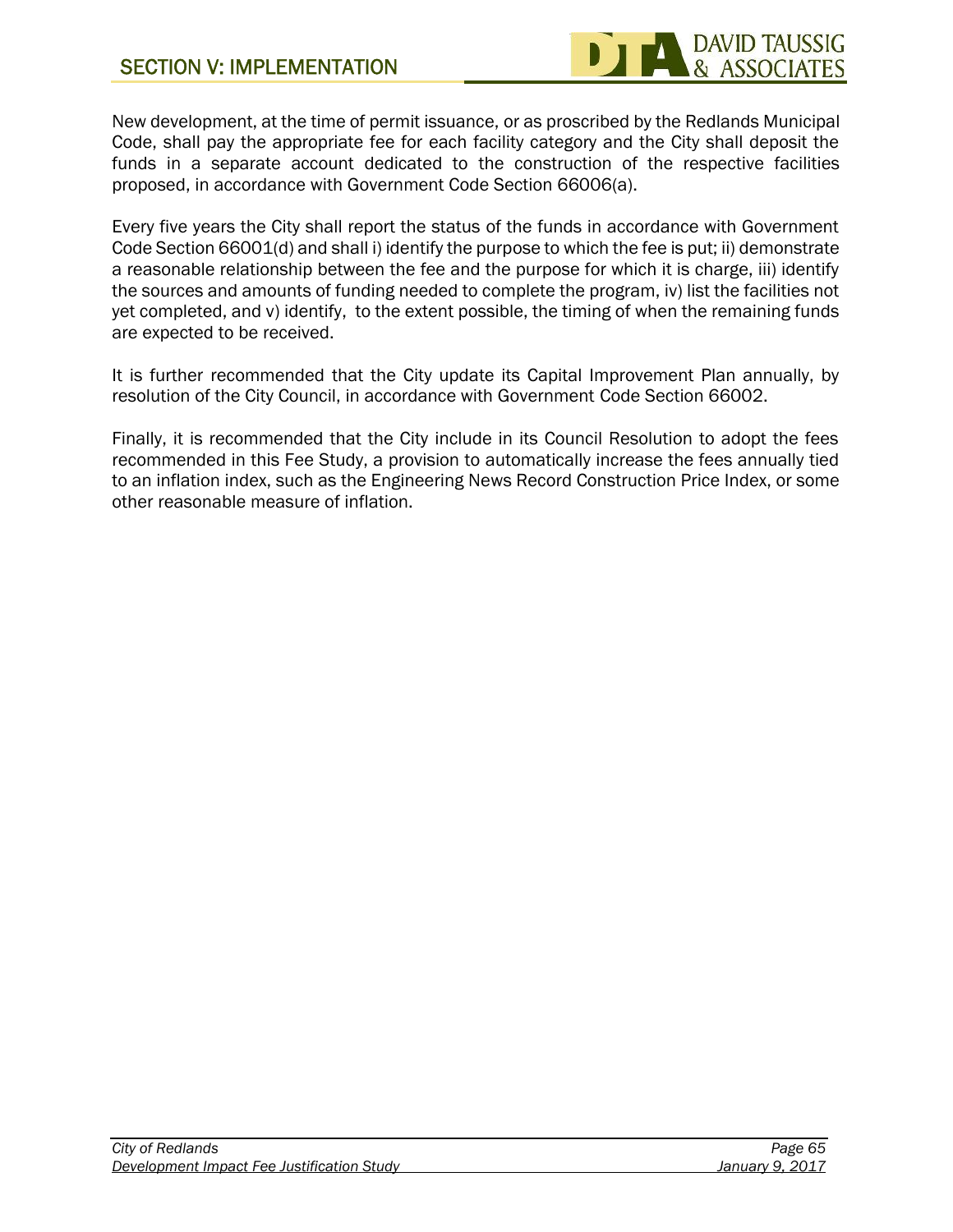New development, at the time of permit issuance, or as proscribed by the Redlands Municipal Code, shall pay the appropriate fee for each facility category and the City shall deposit the funds in a separate account dedicated to the construction of the respective facilities proposed, in accordance with Government Code Section 66006(a).

Every five years the City shall report the status of the funds in accordance with Government Code Section 66001(d) and shall i) identify the purpose to which the fee is put; ii) demonstrate a reasonable relationship between the fee and the purpose for which it is charge, iii) identify the sources and amounts of funding needed to complete the program, iv) list the facilities not yet completed, and v) identify, to the extent possible, the timing of when the remaining funds are expected to be received.

It is further recommended that the City update its Capital Improvement Plan annually, by resolution of the City Council, in accordance with Government Code Section 66002.

Finally, it is recommended that the City include in its Council Resolution to adopt the fees recommended in this Fee Study, a provision to automatically increase the fees annually tied to an inflation index, such as the Engineering News Record Construction Price Index, or some other reasonable measure of inflation.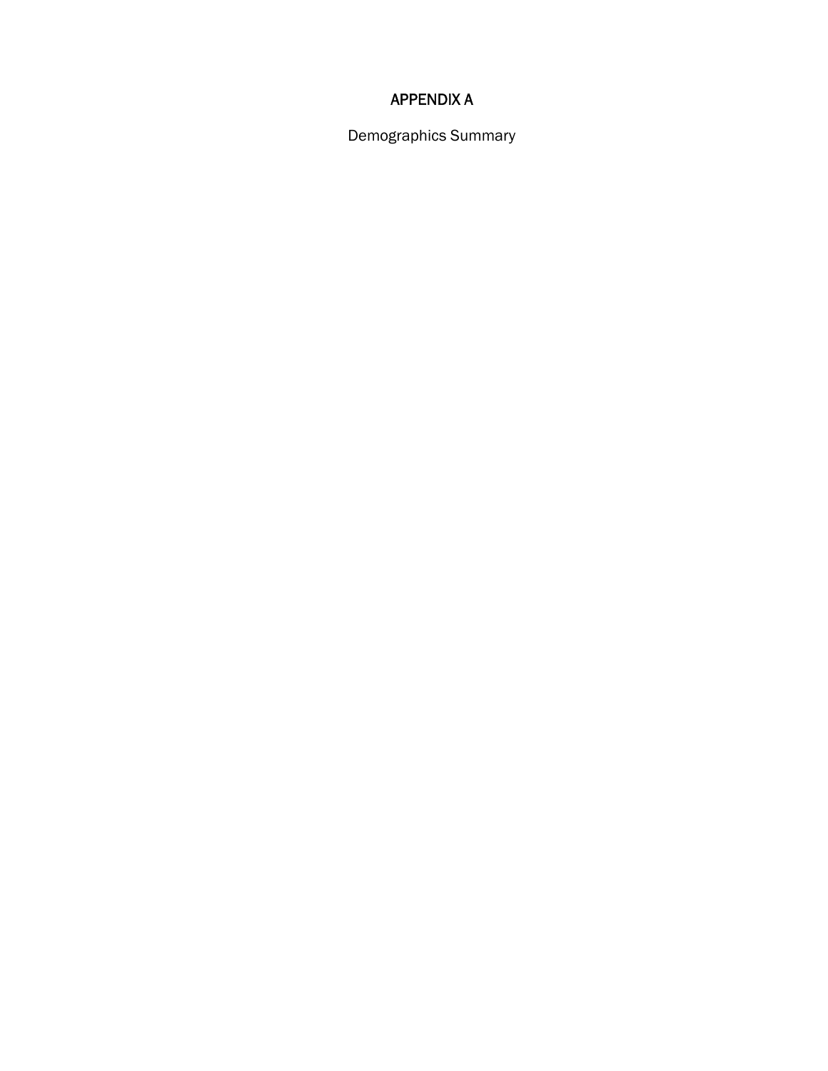# APPENDIX A

Demographics Summary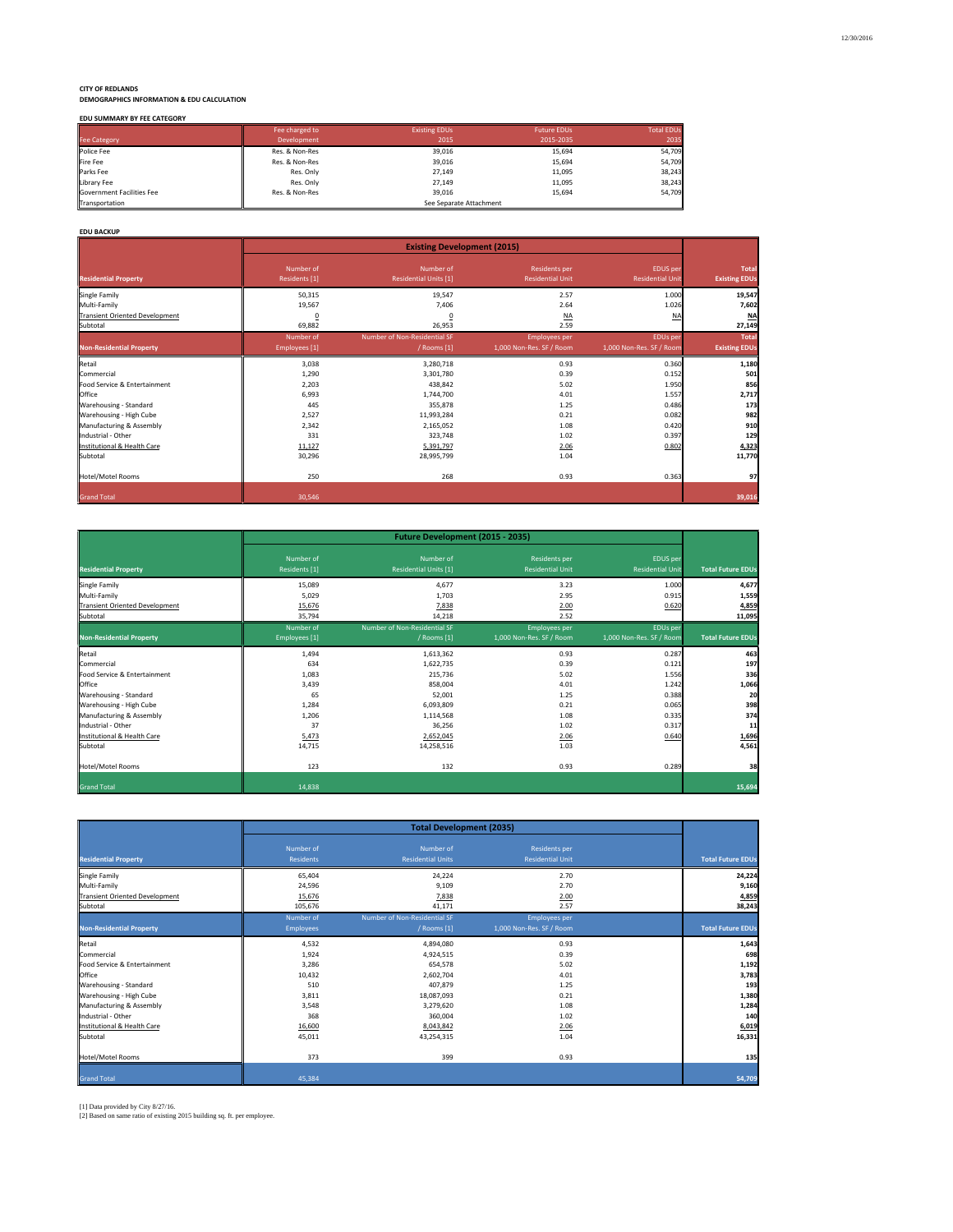**CITY OF REDLANDS**
**DEMOGRAPHICS INFORMATION & EDU CALCULATION**

**EDU SUMMARY BY FEE CATEGORY**

| Fee Category | Fee charged to Development | Existing EDUs 2015 | Future EDUs 2015-2035 | Total EDUs 2035 |
|---|---|---|---|---|
| Police Fee | Res. & Non-Res | 39,016 | 15,694 | 54,709 |
| Fire Fee | Res. & Non-Res | 39,016 | 15,694 | 54,709 |
| Parks Fee | Res. Only | 27,149 | 11,095 | 38,243 |
| Library Fee | Res. Only | 27,149 | 11,095 | 38,243 |
| Government Facilities Fee | Res. & Non-Res | 39,016 | 15,694 | 54,709 |
| Transportation | | See Separate Attachment | | |

**EDU BACKUP**

| | Existing Development (2015) | | | | |
|---|---|---|---|---|---|
| **Residential Property** | Number of Residents [1] | Number of Residential Units [1] | Residents per Residential Unit | EDUS per Residential Unit | **Total Existing EDUs** |
| Single Family | 50,315 | 19,547 | 2.57 | 1.000 | **19,547** |
| Multi-Family | 19,567 | 7,406 | 2.64 | 1.026 | **7,602** |
| Transient Oriented Development | 0 | 0 | NA | NA | **NA** |
| Subtotal | 69,882 | 26,953 | 2.59 | | **27,149** |
| **Non-Residential Property** | Number of Employees [1] | Number of Non-Residential SF / Rooms [1] | Employees per 1,000 Non-Res. SF / Room | EDUs per 1,000 Non-Res. SF / Room | **Total Existing EDUs** |
| Retail | 3,038 | 3,280,718 | 0.93 | 0.360 | **1,180** |
| Commercial | 1,290 | 3,301,780 | 0.39 | 0.152 | **501** |
| Food Service & Entertainment | 2,203 | 438,842 | 5.02 | 1.950 | **856** |
| Office | 6,993 | 1,744,700 | 4.01 | 1.557 | **2,717** |
| Warehousing - Standard | 445 | 355,878 | 1.25 | 0.486 | **173** |
| Warehousing - High Cube | 2,527 | 11,993,284 | 0.21 | 0.082 | **982** |
| Manufacturing & Assembly | 2,342 | 2,165,052 | 1.08 | 0.420 | **910** |
| Industrial - Other | 331 | 323,748 | 1.02 | 0.397 | **129** |
| Institutional & Health Care | 11,127 | 5,391,797 | 2.06 | 0.802 | **4,323** |
| Subtotal | 30,296 | 28,995,799 | 1.04 | | **11,770** |
| Hotel/Motel Rooms | 250 | 268 | 0.93 | 0.363 | **97** |
| Grand Total | 30,546 | | | | **39,016** |

| | Future Development (2015 - 2035) | | | | |
|---|---|---|---|---|---|
| **Residential Property** | Number of Residents [1] | Number of Residential Units [1] | Residents per Residential Unit | EDUS per Residential Unit | **Total Future EDUs** |
| Single Family | 15,089 | 4,677 | 3.23 | 1.000 | **4,677** |
| Multi-Family | 5,029 | 1,703 | 2.95 | 0.915 | **1,559** |
| Transient Oriented Development | 15,676 | 7,838 | 2.00 | 0.620 | **4,859** |
| Subtotal | 35,794 | 14,218 | 2.52 | | **11,095** |
| **Non-Residential Property** | Number of Employees [1] | Number of Non-Residential SF / Rooms [1] | Employees per 1,000 Non-Res. SF / Room | EDUs per 1,000 Non-Res. SF / Room | **Total Future EDUs** |
| Retail | 1,494 | 1,613,362 | 0.93 | 0.287 | **463** |
| Commercial | 634 | 1,622,735 | 0.39 | 0.121 | **197** |
| Food Service & Entertainment | 1,083 | 215,736 | 5.02 | 1.556 | **336** |
| Office | 3,439 | 858,004 | 4.01 | 1.242 | **1,066** |
| Warehousing - Standard | 65 | 52,001 | 1.25 | 0.388 | **20** |
| Warehousing - High Cube | 1,284 | 6,093,809 | 0.21 | 0.065 | **398** |
| Manufacturing & Assembly | 1,206 | 1,114,568 | 1.08 | 0.335 | **374** |
| Industrial - Other | 37 | 36,256 | 1.02 | 0.317 | **11** |
| Institutional & Health Care | 5,473 | 2,652,045 | 2.06 | 0.640 | **1,696** |
| Subtotal | 14,715 | 14,258,516 | 1.03 | | **4,561** |
| Hotel/Motel Rooms | 123 | 132 | 0.93 | 0.289 | **38** |
| Grand Total | 14,838 | | | | **15,694** |

| | Total Development (2035) | | | |
|---|---|---|---|---|
| **Residential Property** | Number of Residents | Number of Residential Units | Residents per Residential Unit | **Total Future EDUs** |
| Single Family | 65,404 | 24,224 | 2.70 | **24,224** |
| Multi-Family | 24,596 | 9,109 | 2.70 | **9,160** |
| Transient Oriented Development | 15,676 | 7,838 | 2.00 | **4,859** |
| Subtotal | 105,676 | 41,171 | 2.57 | **38,243** |
| **Non-Residential Property** | Number of Employees | Number of Non-Residential SF / Rooms [1] | Employees per 1,000 Non-Res. SF / Room | **Total Future EDUs** |
| Retail | 4,532 | 4,894,080 | 0.93 | **1,643** |
| Commercial | 1,924 | 4,924,515 | 0.39 | **698** |
| Food Service & Entertainment | 3,286 | 654,578 | 5.02 | **1,192** |
| Office | 10,432 | 2,602,704 | 4.01 | **3,783** |
| Warehousing - Standard | 510 | 407,879 | 1.25 | **193** |
| Warehousing - High Cube | 3,811 | 18,087,093 | 0.21 | **1,380** |
| Manufacturing & Assembly | 3,548 | 3,279,620 | 1.08 | **1,284** |
| Industrial - Other | 368 | 360,004 | 1.02 | **140** |
| Institutional & Health Care | 16,600 | 8,043,842 | 2.06 | **6,019** |
| Subtotal | 45,011 | 43,254,315 | 1.04 | **16,331** |
| Hotel/Motel Rooms | 373 | 399 | 0.93 | **135** |
| Grand Total | 45,384 | | | **54,709** |

[1] Data provided by City 8/27/16.
[2] Based on same ratio of existing 2015 building sq. ft. per employee.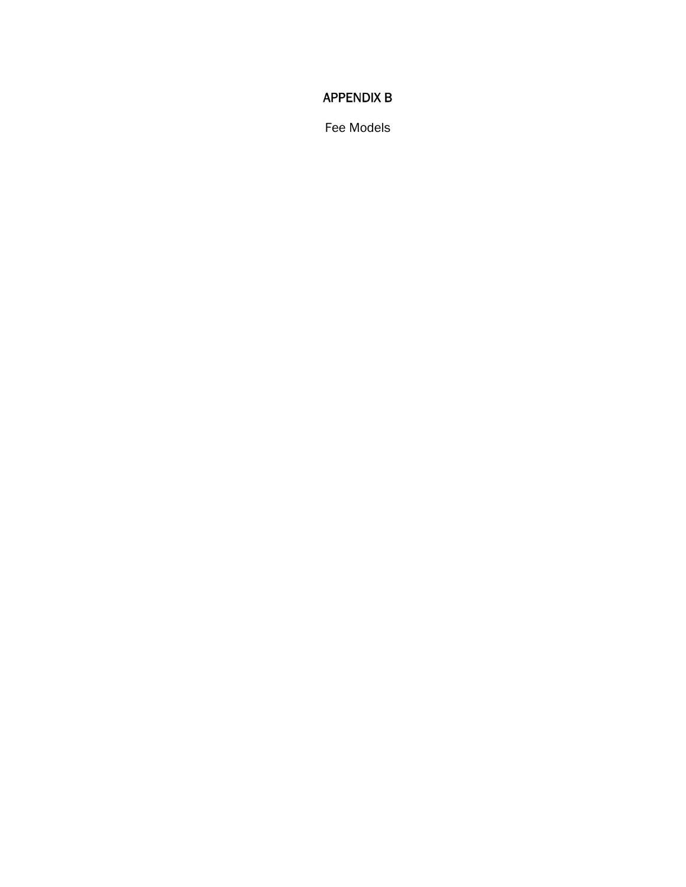# APPENDIX B

Fee Models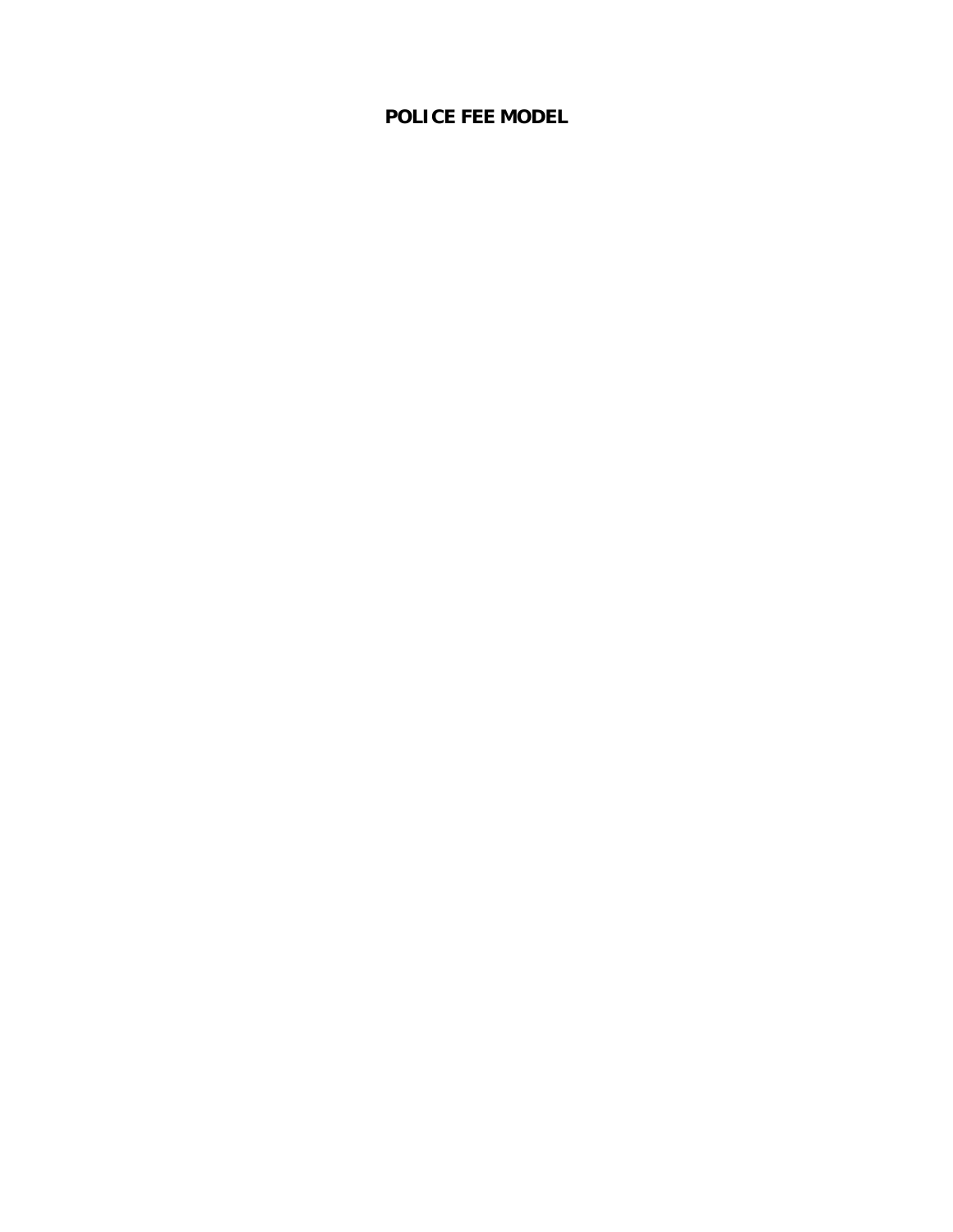# POLICE FEE MODEL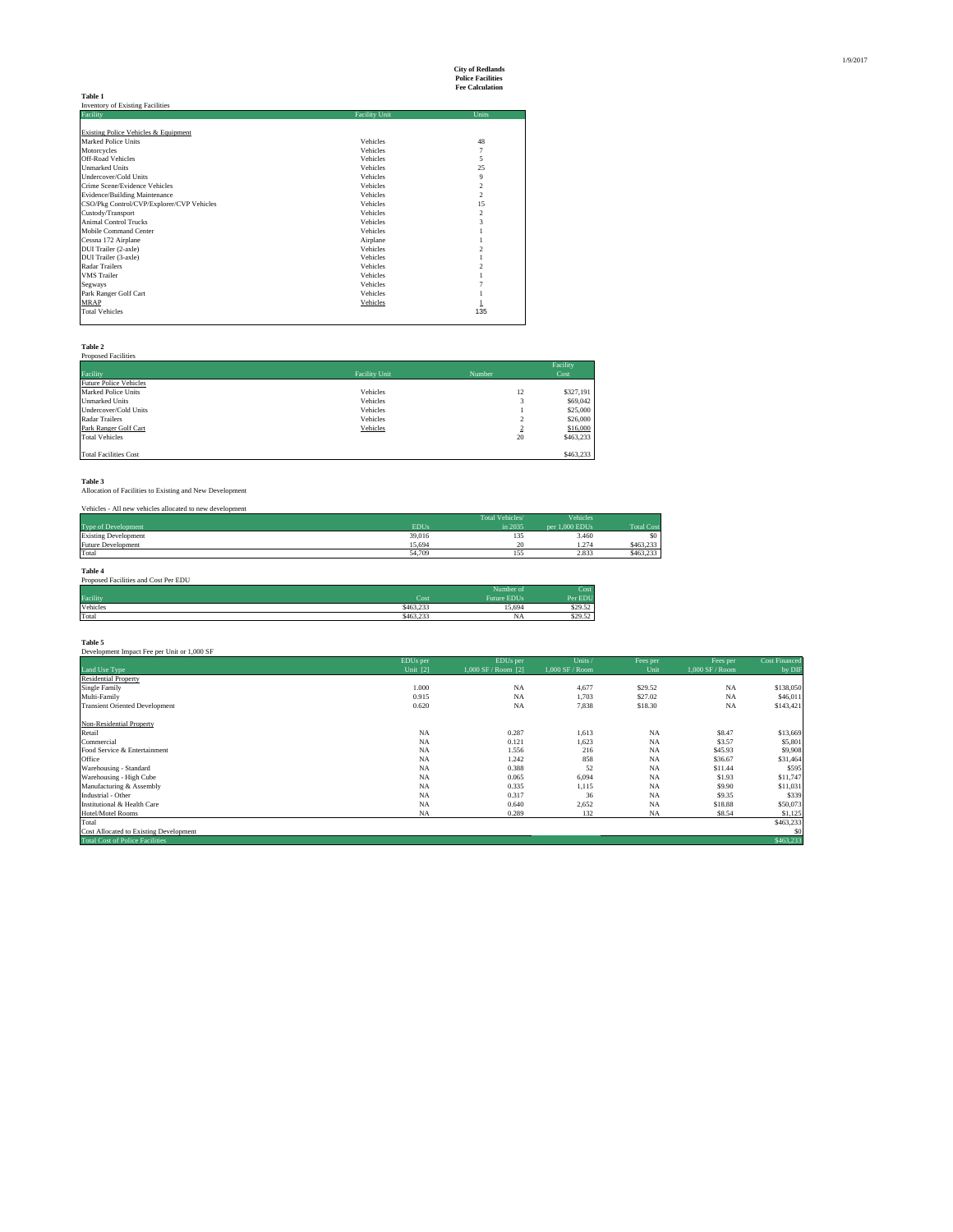**City of Redlands**
**Police Facilities**
**Fee Calculation**

**Table 1**
Inventory of Existing Facilities

| Facility | Facility Unit | Units |
|---|---|---|
| Existing Police Vehicles & Equipment | | |
| Marked Police Units | Vehicles | 48 |
| Motorcycles | Vehicles | 7 |
| Off-Road Vehicles | Vehicles | 5 |
| Unmarked Units | Vehicles | 25 |
| Undercover/Cold Units | Vehicles | 9 |
| Crime Scene/Evidence Vehicles | Vehicles | 2 |
| Evidence/Building Maintenance | Vehicles | 2 |
| CSO/Pkg Control/CVP/Explorer/CVP Vehicles | Vehicles | 15 |
| Custody/Transport | Vehicles | 2 |
| Animal Control Trucks | Vehicles | 3 |
| Mobile Command Center | Vehicles | 1 |
| Cessna 172 Airplane | Airplane | 1 |
| DUI Trailer (2-axle) | Vehicles | 2 |
| DUI Trailer (3-axle) | Vehicles | 1 |
| Radar Trailers | Vehicles | 2 |
| VMS Trailer | Vehicles | 1 |
| Segways | Vehicles | 7 |
| Park Ranger Golf Cart | Vehicles | 1 |
| MRAP | Vehicles | 1 |
| Total Vehicles | | 135 |

**Table 2**
Proposed Facilities

| Facility | Facility Unit | Number | Facility Cost |
|---|---|---|---|
| Future Police Vehicles | | | |
| Marked Police Units | Vehicles | 12 | $327,191 |
| Unmarked Units | Vehicles | 3 | $69,042 |
| Undercover/Cold Units | Vehicles | 1 | $25,000 |
| Radar Trailers | Vehicles | 2 | $26,000 |
| Park Ranger Golf Cart | Vehicles | 2 | $16,000 |
| Total Vehicles | | 20 | $463,233 |
| Total Facilities Cost | | | $463,233 |

**Table 3**
Allocation of Facilities to Existing and New Development

Vehicles - All new vehicles allocated to new development

| Type of Development | EDUs | Total Vehicles/ in 2035 | Vehicles per 1,000 EDUs | Total Cost |
|---|---|---|---|---|
| Existing Development | 39,016 | 135 | 3.460 | $0 |
| Future Development | 15,694 | 20 | 1.274 | $463,233 |
| Total | 54,709 | 155 | 2.833 | $463,233 |

**Table 4**
Proposed Facilities and Cost Per EDU

| Facility | Cost | Number of Future EDUs | Cost Per EDU |
|---|---|---|---|
| Vehicles | $463,233 | 15,694 | $29.52 |
| Total | $463,233 | NA | $29.52 |

**Table 5**
Development Impact Fee per Unit or 1,000 SF

| Land Use Type | EDUs per Unit [2] | EDUs per 1,000 SF / Room [2] | Units / 1,000 SF / Room | Fees per Unit | Fees per 1,000 SF / Room | Cost Financed by DIF |
|---|---|---|---|---|---|---|
| Residential Property | | | | | | |
| Single Family | 1.000 | NA | 4,677 | $29.52 | NA | $138,050 |
| Multi-Family | 0.915 | NA | 1,703 | $27.02 | NA | $46,011 |
| Transient Oriented Development | 0.620 | NA | 7,838 | $18.30 | NA | $143,421 |
| Non-Residential Property | | | | | | |
| Retail | NA | 0.287 | 1,613 | NA | $8.47 | $13,669 |
| Commercial | NA | 0.121 | 1,623 | NA | $3.57 | $5,801 |
| Food Service & Entertainment | NA | 1.556 | 216 | NA | $45.93 | $9,908 |
| Office | NA | 1.242 | 858 | NA | $36.67 | $31,464 |
| Warehousing - Standard | NA | 0.388 | 52 | NA | $11.44 | $595 |
| Warehousing - High Cube | NA | 0.065 | 6,094 | NA | $1.93 | $11,747 |
| Manufacturing & Assembly | NA | 0.335 | 1,115 | NA | $9.90 | $11,031 |
| Industrial - Other | NA | 0.317 | 36 | NA | $9.35 | $339 |
| Institutional & Health Care | NA | 0.640 | 2,652 | NA | $18.88 | $50,073 |
| Hotel/Motel Rooms | NA | 0.289 | 132 | NA | $8.54 | $1,125 |
| Total | | | | | | $463,233 |
| Cost Allocated to Existing Development | | | | | | $0 |
| Total Cost of Police Facilities | | | | | | $463,233 |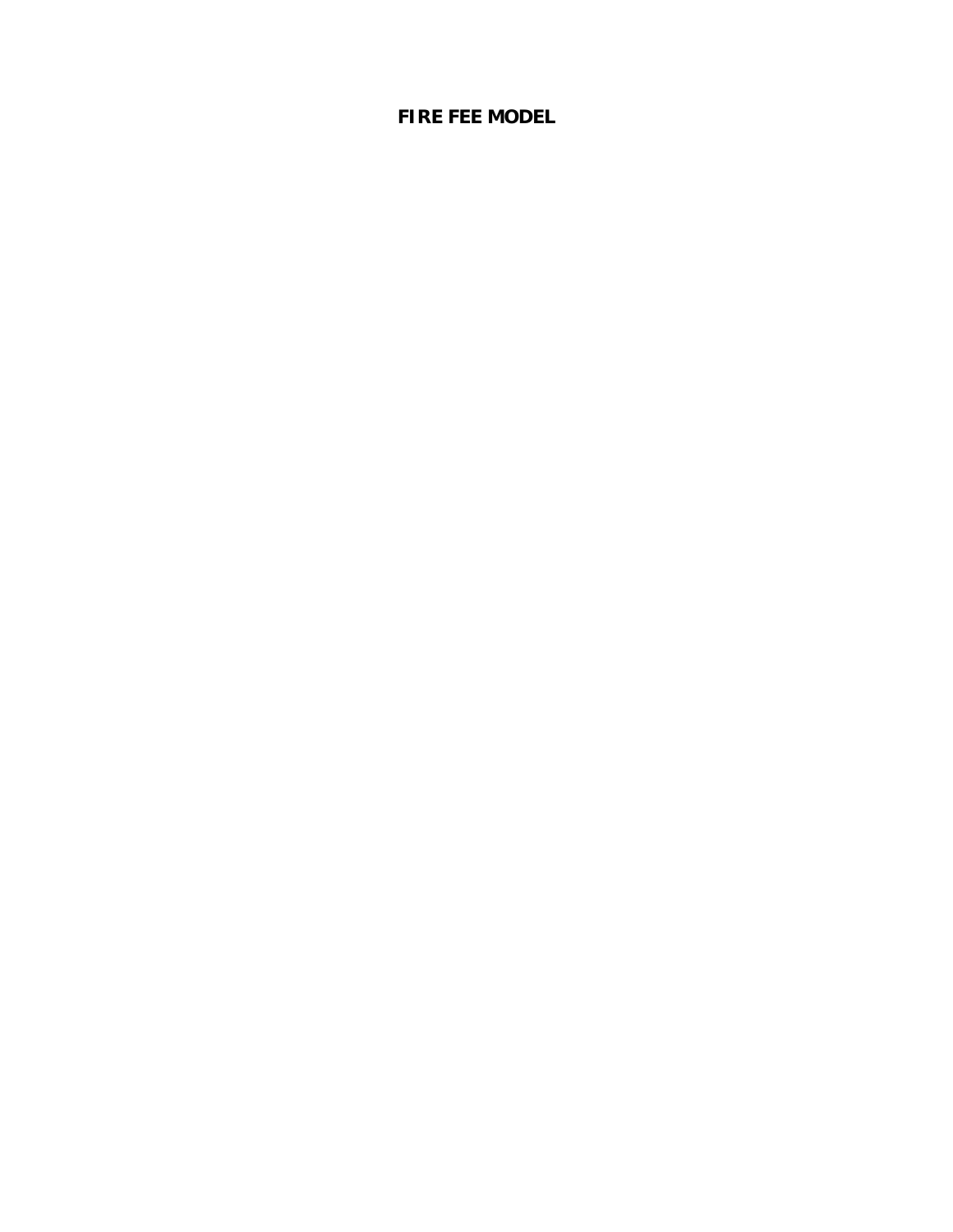# FIRE FEE MODEL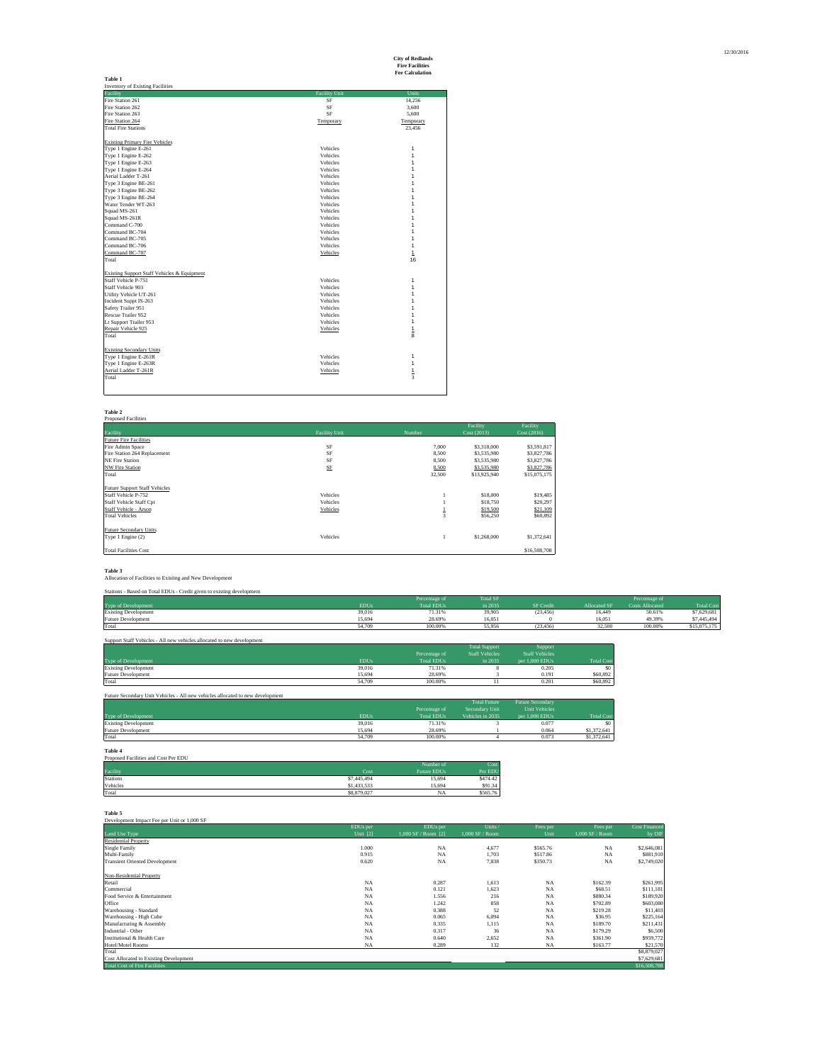**City of Redlands**
**Fire Facilities**
**Fee Calculation**

12/30/2016

**Table 1**
Inventory of Existing Facilities

| Facility | Facility Unit | Units |
|---|---|---|
| Fire Station 261 | SF | 14,256 |
| Fire Station 262 | SF | 3,600 |
| Fire Station 263 | SF | 5,600 |
| Fire Station 264 | Temporary | Temporary |
| Total Fire Stations | | 23,456 |
| | | |
| Existing Primary Fire Vehicles | | |
| Type 1 Engine E-261 | Vehicles | 1 |
| Type 1 Engine E-262 | Vehicles | 1 |
| Type 1 Engine E-263 | Vehicles | 1 |
| Type 1 Engine E-264 | Vehicles | 1 |
| Aerial Ladder T-261 | Vehicles | 1 |
| Type 3 Engine BE-261 | Vehicles | 1 |
| Type 3 Engine BE-262 | Vehicles | 1 |
| Type 3 Engine BE-264 | Vehicles | 1 |
| Water Tender WT-263 | Vehicles | 1 |
| Squad MS-261 | Vehicles | 1 |
| Squad MS-261R | Vehicles | 1 |
| Command C-700 | Vehicles | 1 |
| Command BC-704 | Vehicles | 1 |
| Command BC-705 | Vehicles | 1 |
| Command BC-706 | Vehicles | 1 |
| Command BC-707 | Vehicles | 1 |
| Total | | 16 |
| | | |
| Existing Support Staff Vehicles & Equipment | | |
| Staff Vehicle P-751 | Vehicles | 1 |
| Staff Vehicle 903 | Vehicles | 1 |
| Utility Vehicle UT-261 | Vehicles | 1 |
| Incident Suppt IS-263 | Vehicles | 1 |
| Safety Trailer 951 | Vehicles | 1 |
| Rescue Trailer 952 | Vehicles | 1 |
| Lt Support Trailer 953 | Vehicles | 1 |
| Repair Vehicle 925 | Vehicles | 1 |
| Total | | 8 |
| | | |
| Existing Secondary Units | | |
| Type 1 Engine E-261R | Vehicles | 1 |
| Type 1 Engine E-263R | Vehicles | 1 |
| Aerial Ladder T-261R | Vehicles | 1 |
| Total | | 3 |

**Table 2**
Proposed Facilities

| Facility | Facility Unit | Number | Facility Cost (2013) | Facility Cost (2016) |
|---|---|---|---|---|
| Future Fire Facilities | | | | |
| Fire Admin Space | SF | 7,000 | $3,318,000 | $3,591,817 |
| Fire Station 264 Replacement | SF | 8,500 | $3,535,980 | $3,827,786 |
| NE Fire Station | SF | 8,500 | $3,535,980 | $3,827,786 |
| NW Fire Station | SF | 8,500 | $3,535,980 | $3,827,786 |
| Total | | 32,500 | $13,925,940 | $15,075,175 |
| | | | | |
| Future Support Staff Vehicles | | | | |
| Staff Vehicle P-752 | Vehicles | 1 | $18,000 | $19,485 |
| Staff Vehicle Staff Cpt | Vehicles | 1 | $18,750 | $20,297 |
| Staff Vehicle - Arson | Vehicles | 1 | $19,500 | $21,109 |
| Total Vehicles | | 3 | $56,250 | $60,892 |
| | | | | |
| Future Secondary Units | | | | |
| Type 1 Engine (2) | Vehicles | 1 | $1,268,000 | $1,372,641 |
| | | | | |
| Total Facilities Cost | | | | $16,508,708 |

**Table 3**
Allocation of Facilities to Existing and New Development

Stations - Based on Total EDUs - Credit given to existing development

| Type of Development | EDUs | Percentage of Total EDUs | Total SF in 2035 | SF Credit | Allocated SF | Percentage of Costs Allocated | Total Cost |
|---|---|---|---|---|---|---|---|
| Existing Development | 39,016 | 71.31% | 39,905 | (23,456) | 16,449 | 50.61% | $7,629,681 |
| Future Development | 15,694 | 28.69% | 16,051 | 0 | 16,051 | 49.39% | $7,445,494 |
| Total | 54,709 | 100.00% | 55,956 | (23,456) | 32,500 | 100.00% | $15,075,175 |

Support Staff Vehicles - All new vehicles allocated to new development

| Type of Development | EDUs | Percentage of Total EDUs | Total Support Staff Vehicles in 2035 | Support Staff Vehicles per 1,000 EDUs | Total Cost |
|---|---|---|---|---|---|
| Existing Development | 39,016 | 71.31% | 8 | 0.205 | $0 |
| Future Development | 15,694 | 28.69% | 3 | 0.191 | $60,892 |
| Total | 54,709 | 100.00% | 11 | 0.201 | $60,892 |

Future Secondary Unit Vehicles - All new vehicles allocated to new development

| Type of Development | EDUs | Percentage of Total EDUs | Total Future Secondary Unit Vehicles in 2035 | Future Secondary Unit Vehicles per 1,000 EDUs | Total Cost |
|---|---|---|---|---|---|
| Existing Development | 39,016 | 71.31% | 3 | 0.077 | $0 |
| Future Development | 15,694 | 28.69% | 1 | 0.064 | $1,372,641 |
| Total | 54,709 | 100.00% | 4 | 0.073 | $1,372,641 |

**Table 4**
Proposed Facilities and Cost Per EDU

| Facility | Cost | Number of Future EDUs | Cost Per EDU |
|---|---|---|---|
| Stations | $7,445,494 | 15,694 | $474.42 |
| Vehicles | $1,433,533 | 15,694 | $91.34 |
| Total | $8,879,027 | NA | $565.76 |

**Table 5**
Development Impact Fee per Unit or 1,000 SF

| Land Use Type | EDUs per Unit [2] | EDUs per 1,000 SF / Room [2] | Units / 1,000 SF / Room | Fees per Unit | Fees per 1,000 SF / Room | Cost Financed by DIF |
|---|---|---|---|---|---|---|
| Residential Property | | | | | | |
| Single Family | 1.000 | NA | 4,677 | $565.76 | NA | $2,646,081 |
| Multi-Family | 0.915 | NA | 1,703 | $517.86 | NA | $881,910 |
| Transient Oriented Development | 0.620 | NA | 7,838 | $350.73 | NA | $2,749,020 |
| | | | | | | |
| Non-Residential Property | | | | | | |
| Retail | NA | 0.287 | 1,613 | NA | $162.39 | $261,995 |
| Commercial | NA | 0.121 | 1,623 | NA | $68.51 | $111,181 |
| Food Service & Entertainment | NA | 1.556 | 216 | NA | $880.34 | $189,920 |
| Office | NA | 1.242 | 858 | NA | $702.89 | $603,080 |
| Warehousing - Standard | NA | 0.388 | 52 | NA | $219.28 | $11,403 |
| Warehousing - High Cube | NA | 0.065 | 6,094 | NA | $36.95 | $225,164 |
| Manufacturing & Assembly | NA | 0.335 | 1,115 | NA | $189.70 | $211,431 |
| Industrial - Other | NA | 0.317 | 36 | NA | $179.29 | $6,500 |
| Institutional & Health Care | NA | 0.640 | 2,652 | NA | $361.90 | $959,772 |
| Hotel/Motel Rooms | NA | 0.289 | 132 | NA | $163.77 | $21,570 |
| Total | | | | | | $8,879,027 |
| Cost Allocated to Existing Development | | | | | | $7,629,681 |
| Total Cost of Fire Facilities | | | | | | $16,508,708 |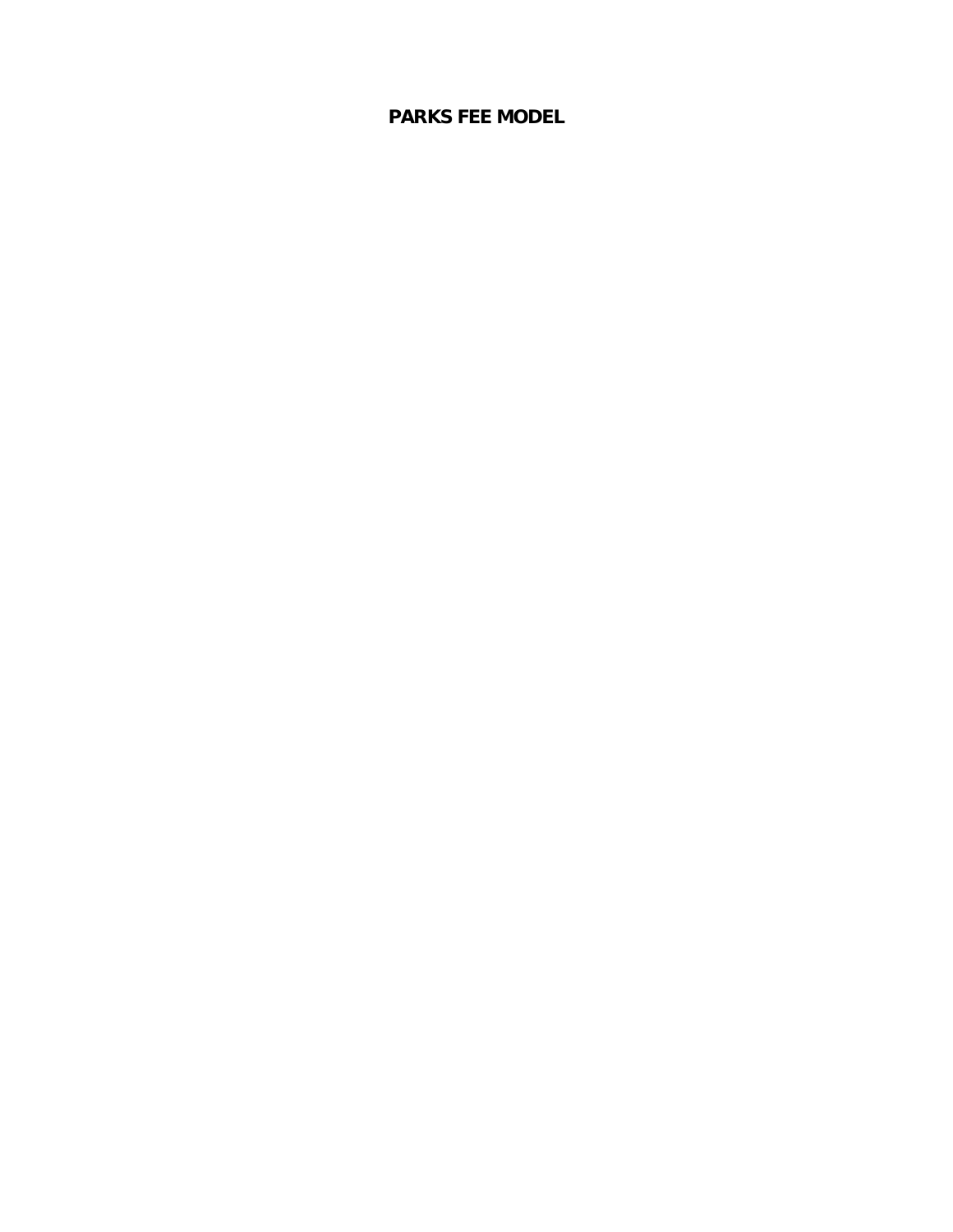# PARKS FEE MODEL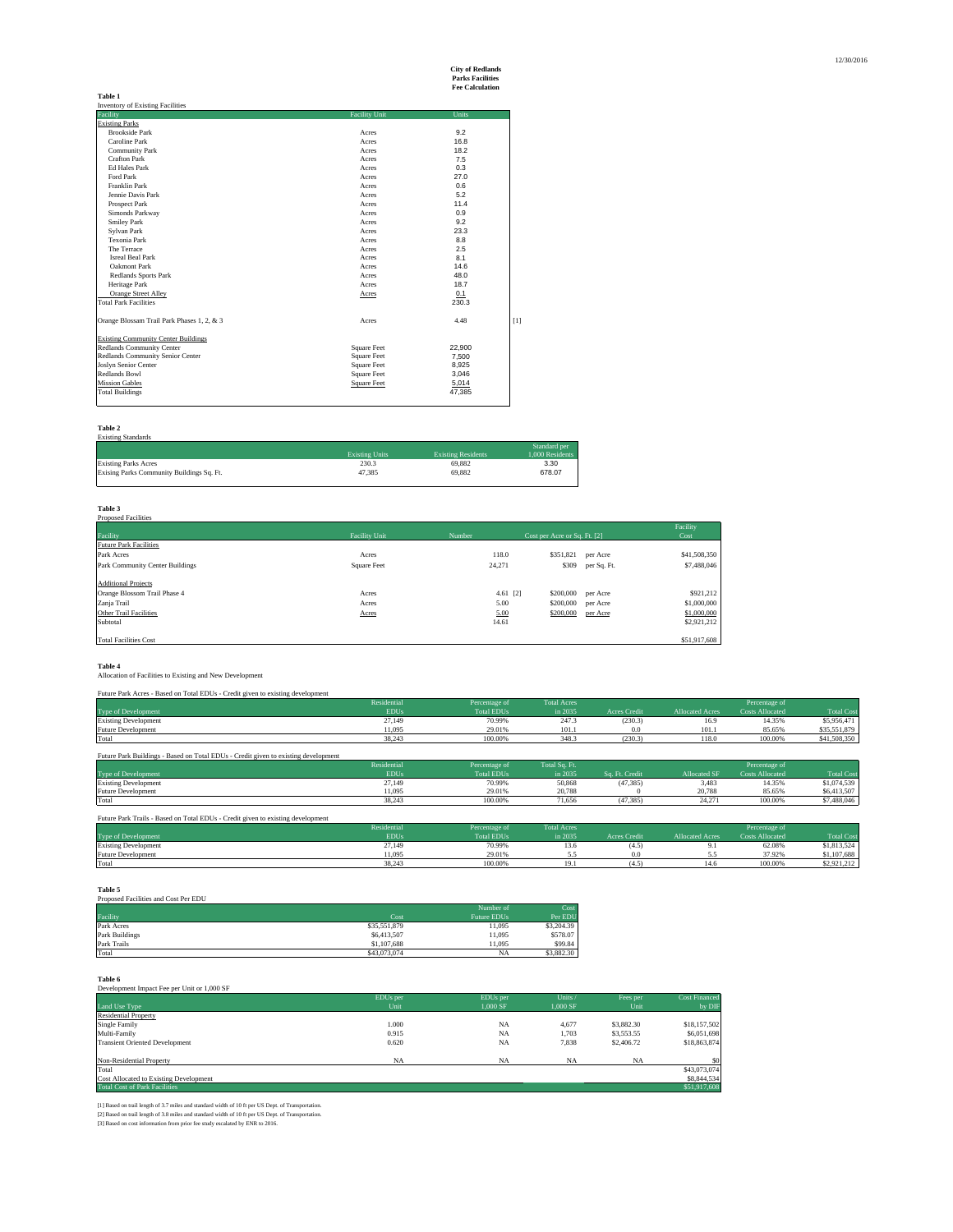**City of Redlands**
**Parks Facilities**
**Fee Calculation**

12/30/2016

**Table 1**
Inventory of Existing Facilities

| Facility | Facility Unit | Units | |
|---|---|---|---|
| Existing Parks | | | |
| Brookside Park | Acres | 9.2 | |
| Caroline Park | Acres | 16.8 | |
| Community Park | Acres | 18.2 | |
| Crafton Park | Acres | 7.5 | |
| Ed Hales Park | Acres | 0.3 | |
| Ford Park | Acres | 27.0 | |
| Franklin Park | Acres | 0.6 | |
| Jennie Davis Park | Acres | 5.2 | |
| Prospect Park | Acres | 11.4 | |
| Simonds Parkway | Acres | 0.9 | |
| Smiley Park | Acres | 9.2 | |
| Sylvan Park | Acres | 23.3 | |
| Texonia Park | Acres | 8.8 | |
| The Terrace | Acres | 2.5 | |
| Isreal Beal Park | Acres | 8.1 | |
| Oakmont Park | Acres | 14.6 | |
| Redlands Sports Park | Acres | 48.0 | |
| Heritage Park | Acres | 18.7 | |
| Orange Street Alley | Acres | 0.1 | |
| Total Park Facilities | | 230.3 | |
| Orange Blossam Trail Park Phases 1, 2, & 3 | Acres | 4.48 | [1] |
| Existing Community Center Buildings | | | |
| Redlands Community Center | Square Feet | 22,900 | |
| Redlands Community Senior Center | Square Feet | 7,500 | |
| Joslyn Senior Center | Square Feet | 8,925 | |
| Redlands Bowl | Square Feet | 3,046 | |
| Mission Gables | Square Feet | 5,014 | |
| Total Buildings | | 47,385 | |

**Table 2**
Existing Standards

| | Existing Units | Existing Residents | Standard per 1,000 Residents |
|---|---|---|---|
| Existing Parks Acres | 230.3 | 69,882 | 3.30 |
| Exising Parks Community Buildings Sq. Ft. | 47,385 | 69,882 | 678.07 |

**Table 3**
Proposed Facilities

| Facility | Facility Unit | Number | Cost per Acre or Sq. Ft. [2] | | Facility Cost |
|---|---|---|---|---|---|
| Future Park Facilities | | | | | |
| Park Acres | Acres | 118.0 | $351,821 | per Acre | $41,508,350 |
| Park Community Center Buildings | Square Feet | 24,271 | $309 | per Sq. Ft. | $7,488,046 |
| Additional Projects | | | | | |
| Orange Blossom Trail Phase 4 | Acres | 4.61 [2] | $200,000 | per Acre | $921,212 |
| Zanja Trail | Acres | 5.00 | $200,000 | per Acre | $1,000,000 |
| Other Trail Facilities | Acres | 5.00 | $200,000 | per Acre | $1,000,000 |
| Subtotal | | 14.61 | | | $2,921,212 |
| Total Facilities Cost | | | | | $51,917,608 |

**Table 4**
Allocation of Facilities to Existing and New Development

Future Park Acres - Based on Total EDUs - Credit given to existing development

| Type of Development | Residential EDUs | Percentage of Total EDUs | Total Acres in 2035 | Acres Credit | Allocated Acres | Percentage of Costs Allocated | Total Cost |
|---|---|---|---|---|---|---|---|
| Existing Development | 27,149 | 70.99% | 247.3 | (230.3) | 16.9 | 14.35% | $5,956,471 |
| Future Development | 11,095 | 29.01% | 101.1 | 0.0 | 101.1 | 85.65% | $35,551,879 |
| Total | 38,243 | 100.00% | 348.3 | (230.3) | 118.0 | 100.00% | $41,508,350 |

Future Park Buildings - Based on Total EDUs - Credit given to existing development

| Type of Development | Residential EDUs | Percentage of Total EDUs | Total Sq. Ft. in 2035 | Sq. Ft. Credit | Allocated SF | Percentage of Costs Allocated | Total Cost |
|---|---|---|---|---|---|---|---|
| Existing Development | 27,149 | 70.99% | 50,868 | (47,385) | 3,483 | 14.35% | $1,074,539 |
| Future Development | 11,095 | 29.01% | 20,788 | 0 | 20,788 | 85.65% | $6,413,507 |
| Total | 38,243 | 100.00% | 71,656 | (47,385) | 24,271 | 100.00% | $7,488,046 |

Future Park Trails - Based on Total EDUs - Credit given to existing development

| Type of Development | Residential EDUs | Percentage of Total EDUs | Total Acres in 2035 | Acres Credit | Allocated Acres | Percentage of Costs Allocated | Total Cost |
|---|---|---|---|---|---|---|---|
| Existing Development | 27,149 | 70.99% | 13.6 | (4.5) | 9.1 | 62.08% | $1,813,524 |
| Future Development | 11,095 | 29.01% | 5.5 | 0.0 | 5.5 | 37.92% | $1,107,688 |
| Total | 38,243 | 100.00% | 19.1 | (4.5) | 14.6 | 100.00% | $2,921,212 |

**Table 5**
Proposed Facilities and Cost Per EDU

| Facility | Cost | Number of Future EDUs | Cost Per EDU |
|---|---|---|---|
| Park Acres | $35,551,879 | 11,095 | $3,204.39 |
| Park Buildings | $6,413,507 | 11,095 | $578.07 |
| Park Trails | $1,107,688 | 11,095 | $99.84 |
| Total | $43,073,074 | NA | $3,882.30 |

**Table 6**
Development Impact Fee per Unit or 1,000 SF

| Land Use Type | EDUs per Unit | EDUs per 1,000 SF | Units / 1,000 SF | Fees per Unit | Cost Financed by DIF |
|---|---|---|---|---|---|
| Residential Property | | | | | |
| Single Family | 1.000 | NA | 4,677 | $3,882.30 | $18,157,502 |
| Multi-Family | 0.915 | NA | 1,703 | $3,553.55 | $6,051,698 |
| Transient Oriented Development | 0.620 | NA | 7,838 | $2,406.72 | $18,863,874 |
| Non-Residential Property | NA | NA | NA | NA | $0 |
| Total | | | | | $43,073,074 |
| Cost Allocated to Existing Development | | | | | $8,844,534 |
| Total Cost of Park Facilities | | | | | $51,917,608 |

[1] Based on trail length of 3.7 miles and standard width of 10 ft per US Dept. of Transportation.
[2] Based on trail length of 3.8 miles and standard width of 10 ft per US Dept. of Transportation.
[3] Based on cost information from prior fee study escalated by ENR to 2016.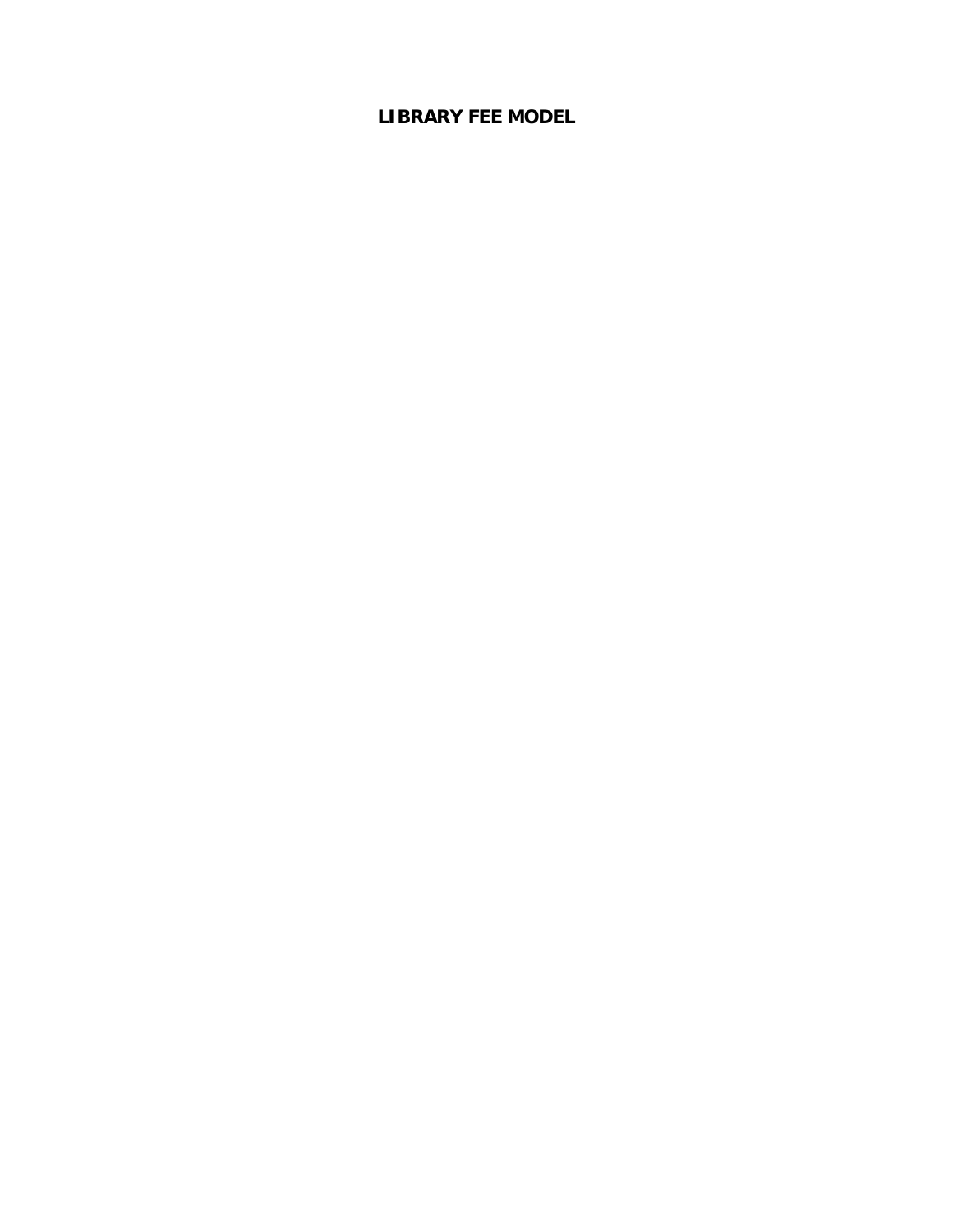# LIBRARY FEE MODEL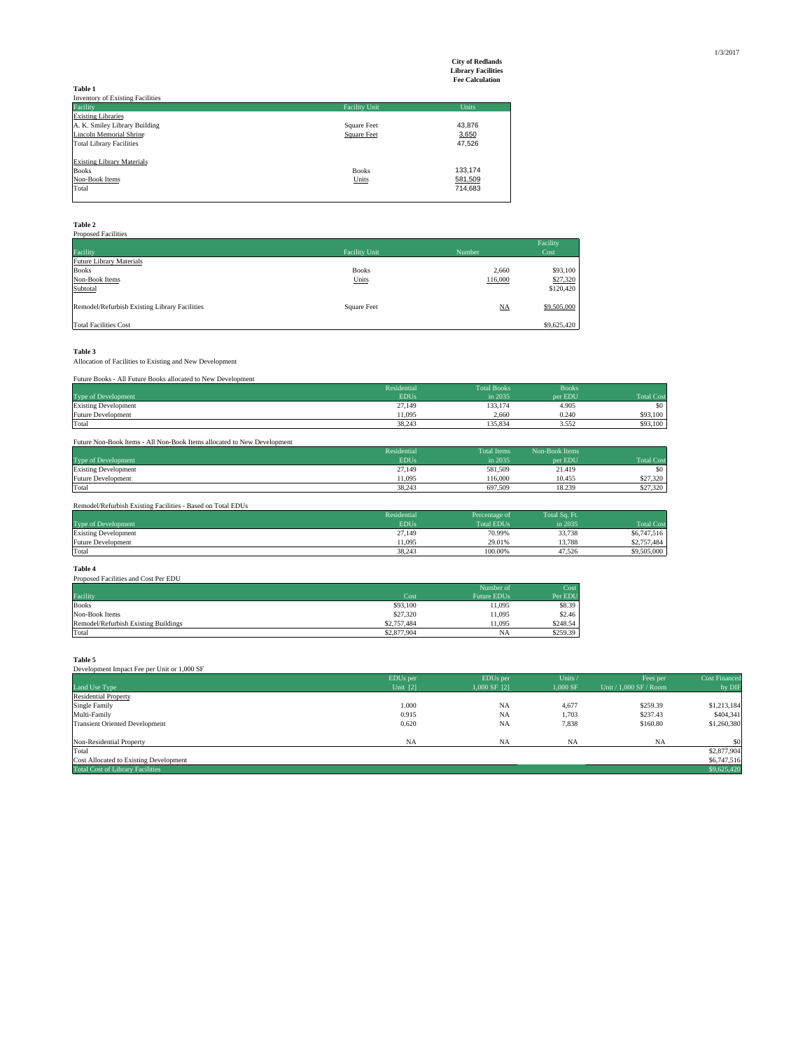**City of Redlands**
**Library Facilities**
**Fee Calculation**

**Table 1**
Inventory of Existing Facilities

| Facility | Facility Unit | Units |
|---|---|---|
| Existing Libraries | | |
| A. K. Smiley Library Building | Square Feet | 43,876 |
| Lincoln Memorial Shrine | Square Feet | 3,650 |
| Total Library Facilities | | 47,526 |
| | | |
| Existing Library Materials | | |
| Books | Books | 133,174 |
| Non-Book Items | Units | 581,509 |
| Total | | 714,683 |

**Table 2**
Proposed Facilities

| Facility | Facility Unit | Number | Facility Cost |
|---|---|---|---|
| Future Library Materials | | | |
| Books | Books | 2,660 | $93,100 |
| Non-Book Items | Units | 116,000 | $27,320 |
| Subtotal | | | $120,420 |
| | | | |
| Remodel/Refurbish Existing Library Facilities | Square Feet | NA | $9,505,000 |
| | | | |
| Total Facilities Cost | | | $9,625,420 |

**Table 3**
Allocation of Facilities to Existing and New Development

Future Books - All Future Books allocated to New Development

| Type of Development | Residential EDUs | Total Books in 2035 | Books per EDU | Total Cost |
|---|---|---|---|---|
| Existing Development | 27,149 | 133,174 | 4.905 | $0 |
| Future Development | 11,095 | 2,660 | 0.240 | $93,100 |
| Total | 38,243 | 135,834 | 3.552 | $93,100 |

Future Non-Book Items - All Non-Book Items allocated to New Development

| Type of Development | Residential EDUs | Total Items in 2035 | Non-Book Items per EDU | Total Cost |
|---|---|---|---|---|
| Existing Development | 27,149 | 581,509 | 21.419 | $0 |
| Future Development | 11,095 | 116,000 | 10.455 | $27,320 |
| Total | 38,243 | 697,509 | 18.239 | $27,320 |

Remodel/Refurbish Existing Facilities - Based on Total EDUs

| Type of Development | Residential EDUs | Percentage of Total EDUs | Total Sq. Ft. in 2035 | Total Cost |
|---|---|---|---|---|
| Existing Development | 27,149 | 70.99% | 33,738 | $6,747,516 |
| Future Development | 11,095 | 29.01% | 13,788 | $2,757,484 |
| Total | 38,243 | 100.00% | 47,526 | $9,505,000 |

**Table 4**
Proposed Facilities and Cost Per EDU

| Facility | Cost | Number of Future EDUs | Cost Per EDU |
|---|---|---|---|
| Books | $93,100 | 11,095 | $8.39 |
| Non-Book Items | $27,320 | 11,095 | $2.46 |
| Remodel/Refurbish Existing Buildings | $2,757,484 | 11,095 | $248.54 |
| Total | $2,877,904 | NA | $259.39 |

**Table 5**
Development Impact Fee per Unit or 1,000 SF

| Land Use Type | EDUs per Unit [2] | EDUs per 1,000 SF [2] | Units / 1,000 SF | Fees per Unit / 1,000 SF / Room | Cost Financed by DIF |
|---|---|---|---|---|---|
| Residential Property | | | | | |
| Single Family | 1.000 | NA | 4,677 | $259.39 | $1,213,184 |
| Multi-Family | 0.915 | NA | 1,703 | $237.43 | $404,341 |
| Transient Oriented Development | 0.620 | NA | 7,838 | $160.80 | $1,260,380 |
| | | | | | |
| Non-Residential Property | NA | NA | NA | NA | $0 |
| Total | | | | | $2,877,904 |
| Cost Allocated to Existing Development | | | | | $6,747,516 |
| Total Cost of Library Facilities | | | | | $9,625,420 |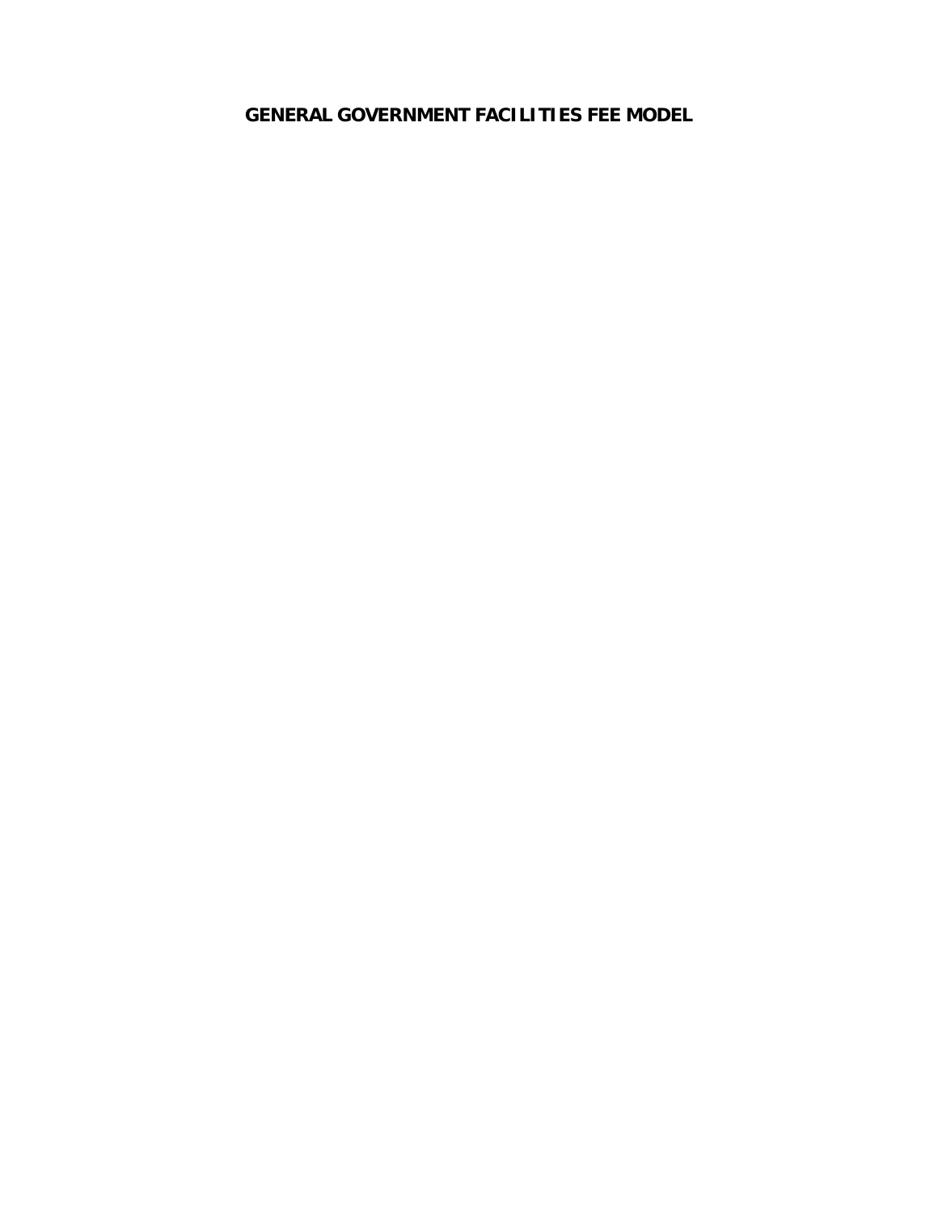# GENERAL GOVERNMENT FACILITIES FEE MODEL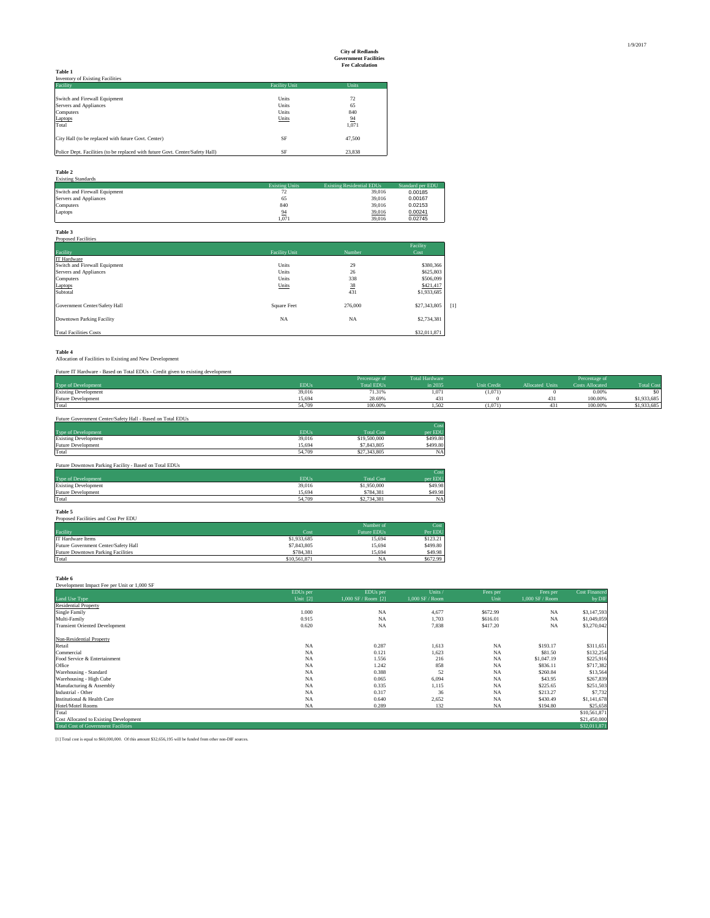1/9/2017

**City of Redlands**
**Government Facilities**
**Fee Calculation**

**Table 1**
Inventory of Existing Facilities

| Facility | Facility Unit | Units |
|---|---|---|
| Switch and Firewall Equipment | Units | 72 |
| Servers and Appliances | Units | 65 |
| Computers | Units | 840 |
| Laptops | Units | 94 |
| Total | | 1,071 |
| City Hall (to be replaced with future Govt. Center) | SF | 47,500 |
| Police Dept. Facilities (to be replaced with future Govt. Center/Safety Hall) | SF | 23,838 |

**Table 2**
Existing Standards

| | Existing Units | Existing Residential EDUs | Standard per EDU |
|---|---|---|---|
| Switch and Firewall Equipment | 72 | 39,016 | 0.00185 |
| Servers and Appliances | 65 | 39,016 | 0.00167 |
| Computers | 840 | 39,016 | 0.02153 |
| Laptops | 94 | 39,016 | 0.00241 |
| | 1,071 | 39,016 | 0.02745 |

**Table 3**
Proposed Facilities

| Facility | Facility Unit | Number | Facility Cost | |
|---|---|---|---|---|
| IT Hardware | | | | |
| Switch and Firewall Equipment | Units | 29 | $380,366 | |
| Servers and Appliances | Units | 26 | $625,803 | |
| Computers | Units | 338 | $506,099 | |
| Laptops | Units | 38 | $421,417 | |
| Subtotal | | 431 | $1,933,685 | |
| Government Center/Safety Hall | Square Feet | 276,000 | $27,343,805 | [1] |
| Downtown Parking Facility | NA | NA | $2,734,381 | |
| Total Facilities Costs | | | $32,011,871 | |

**Table 4**
Allocation of Facilities to Existing and New Development

Future IT Hardware - Based on Total EDUs - Credit given to existing development

| Type of Development | EDUs | Percentage of Total EDUs | Total Hardware in 2035 | Unit Credit | Allocated Units | Percentage of Costs Allocated | Total Cost |
|---|---|---|---|---|---|---|---|
| Existing Development | 39,016 | 71.31% | 1,071 | (1,071) | 0 | 0.00% | $0 |
| Future Development | 15,694 | 28.69% | 431 | 0 | 431 | 100.00% | $1,933,685 |
| Total | 54,709 | 100.00% | 1,502 | (1,071) | 431 | 100.00% | $1,933,685 |

Future Government Center/Safety Hall - Based on Total EDUs

| Type of Development | EDUs | Total Cost | Cost per EDU |
|---|---|---|---|
| Existing Development | 39,016 | $19,500,000 | $499.80 |
| Future Development | 15,694 | $7,843,805 | $499.80 |
| Total | 54,709 | $27,343,805 | NA |

Future Downtown Parking Facility - Based on Total EDUs

| Type of Development | EDUs | Total Cost | Cost per EDU |
|---|---|---|---|
| Existing Development | 39,016 | $1,950,000 | $49.98 |
| Future Development | 15,694 | $784,381 | $49.98 |
| Total | 54,709 | $2,734,381 | NA |

**Table 5**
Proposed Facilities and Cost Per EDU

| Facility | Cost | Number of Future EDUs | Cost Per EDU |
|---|---|---|---|
| IT Hardware Items | $1,933,685 | 15,694 | $123.21 |
| Future Government Center/Safety Hall | $7,843,805 | 15,694 | $499.80 |
| Future Downtown Parking Facilities | $784,381 | 15,694 | $49.98 |
| Total | $10,561,871 | NA | $672.99 |

**Table 6**
Development Impact Fee per Unit or 1,000 SF

| Land Use Type | EDUs per Unit [2] | EDUs per 1,000 SF / Room [2] | Units / 1,000 SF / Room | Fees per Unit | Fees per 1,000 SF / Room | Cost Financed by DIF |
|---|---|---|---|---|---|---|
| Residential Property | | | | | | |
| Single Family | 1.000 | NA | 4,677 | $672.99 | NA | $3,147,593 |
| Multi-Family | 0.915 | NA | 1,703 | $616.01 | NA | $1,049,059 |
| Transient Oriented Development | 0.620 | NA | 7,838 | $417.20 | NA | $3,270,042 |
| Non-Residential Property | | | | | | |
| Retail | NA | 0.287 | 1,613 | NA | $193.17 | $311,651 |
| Commercial | NA | 0.121 | 1,623 | NA | $81.50 | $132,254 |
| Food Service & Entertainment | NA | 1.556 | 216 | NA | $1,047.19 | $225,916 |
| Office | NA | 1.242 | 858 | NA | $836.11 | $717,382 |
| Warehousing - Standard | NA | 0.388 | 52 | NA | $260.84 | $13,564 |
| Warehousing - High Cube | NA | 0.065 | 6,094 | NA | $43.95 | $267,839 |
| Manufacturing & Assembly | NA | 0.335 | 1,115 | NA | $225.65 | $251,503 |
| Industrial - Other | NA | 0.317 | 36 | NA | $213.27 | $7,732 |
| Institutional & Health Care | NA | 0.640 | 2,652 | NA | $430.49 | $1,141,678 |
| Hotel/Motel Rooms | NA | 0.289 | 132 | NA | $194.80 | $25,658 |
| Total | | | | | | $10,561,871 |
| Cost Allocated to Existing Development | | | | | | $21,450,000 |
| Total Cost of Government Facilities | | | | | | $32,011,871 |

[1] Total cost is equal to $60,000,000. Of this amount $32,656,195 will be funded from other non-DIF sources.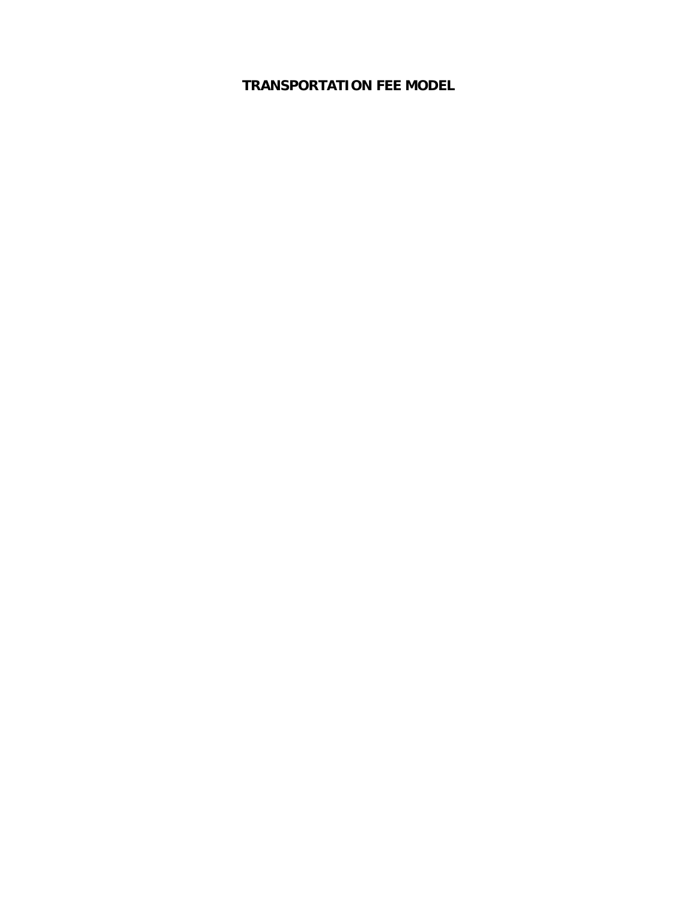# TRANSPORTATION FEE MODEL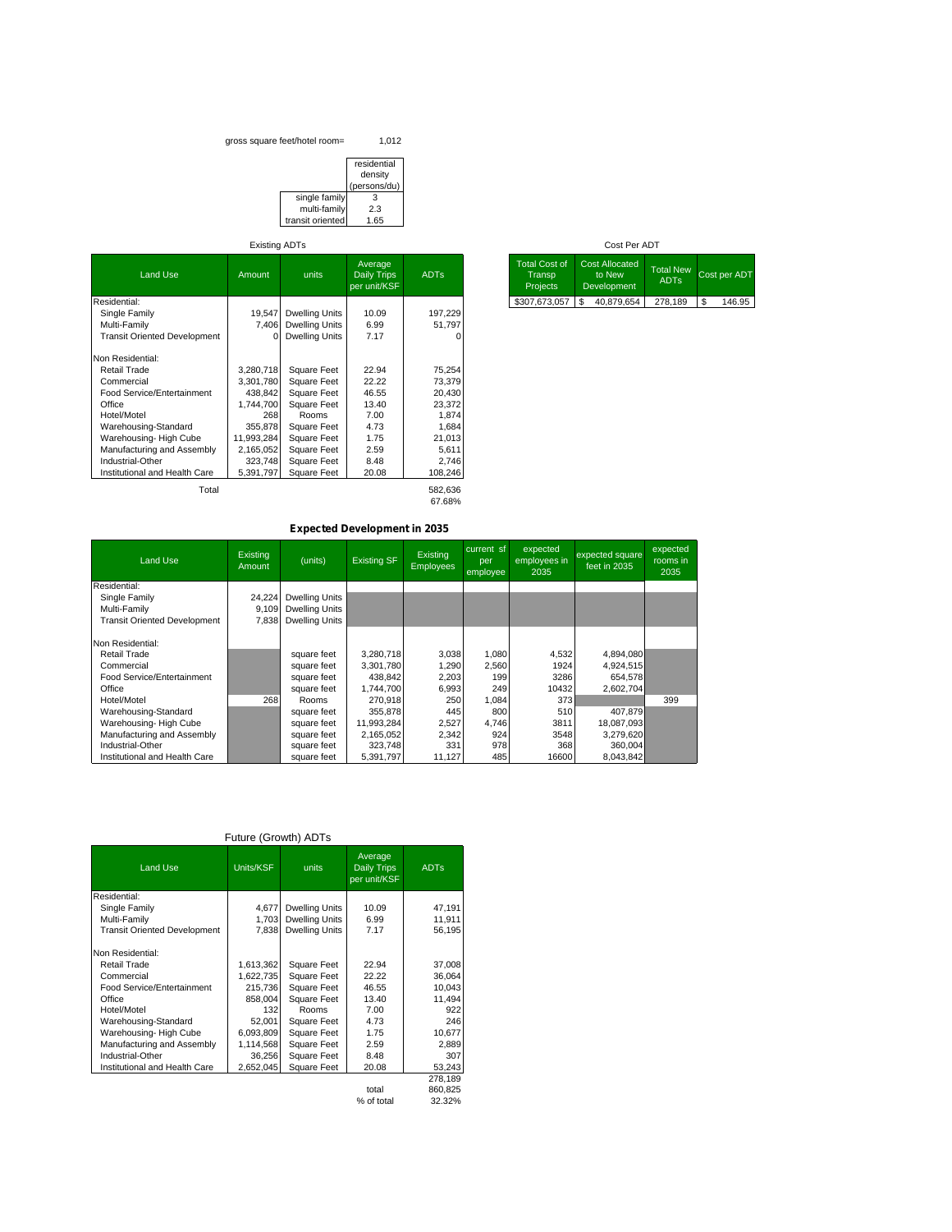gross square feet/hotel room= 1,012

| | residential density (persons/du) |
|---|---|
| single family | 3 |
| multi-family | 2.3 |
| transit oriented | 1.65 |

Existing ADTs

| Land Use | Amount | units | Average Daily Trips per unit/KSF | ADTs |
|---|---|---|---|---|
| Residential: | | | | |
| Single Family | 19,547 | Dwelling Units | 10.09 | 197,229 |
| Multi-Family | 7,406 | Dwelling Units | 6.99 | 51,797 |
| Transit Oriented Development | 0 | Dwelling Units | 7.17 | 0 |
| Non Residential: | | | | |
| Retail Trade | 3,280,718 | Square Feet | 22.94 | 75,254 |
| Commercial | 3,301,780 | Square Feet | 22.22 | 73,379 |
| Food Service/Entertainment | 438,842 | Square Feet | 46.55 | 20,430 |
| Office | 1,744,700 | Square Feet | 13.40 | 23,372 |
| Hotel/Motel | 268 | Rooms | 7.00 | 1,874 |
| Warehousing-Standard | 355,878 | Square Feet | 4.73 | 1,684 |
| Warehousing- High Cube | 11,993,284 | Square Feet | 1.75 | 21,013 |
| Manufacturing and Assembly | 2,165,052 | Square Feet | 2.59 | 5,611 |
| Industrial-Other | 323,748 | Square Feet | 8.48 | 2,746 |
| Institutional and Health Care | 5,391,797 | Square Feet | 20.08 | 108,246 |
| Total | | | | 582,636 |
| | | | | 67.68% |

Cost Per ADT

| Total Cost of Transp Projects | Cost Allocated to New Development | Total New ADTs | Cost per ADT |
|---|---|---|---|
| $307,673,057 | $ 40,879,654 | 278,189 | $ 146.95 |

**Expected Development in 2035**

| Land Use | Existing Amount | (units) | Existing SF | Existing Employees | current sf per employee | expected employees in 2035 | expected square feet in 2035 | expected rooms in 2035 |
|---|---|---|---|---|---|---|---|---|
| Residential: | | | | | | | | |
| Single Family | 24,224 | Dwelling Units | | | | | | |
| Multi-Family | 9,109 | Dwelling Units | | | | | | |
| Transit Oriented Development | 7,838 | Dwelling Units | | | | | | |
| Non Residential: | | | | | | | | |
| Retail Trade | | square feet | 3,280,718 | 3,038 | 1,080 | 4,532 | 4,894,080 | |
| Commercial | | square feet | 3,301,780 | 1,290 | 2,560 | 1924 | 4,924,515 | |
| Food Service/Entertainment | | square feet | 438,842 | 2,203 | 199 | 3286 | 654,578 | |
| Office | | square feet | 1,744,700 | 6,993 | 249 | 10432 | 2,602,704 | |
| Hotel/Motel | 268 | Rooms | 270,918 | 250 | 1,084 | 373 | | 399 |
| Warehousing-Standard | | square feet | 355,878 | 445 | 800 | 510 | 407,879 | |
| Warehousing- High Cube | | square feet | 11,993,284 | 2,527 | 4,746 | 3811 | 18,087,093 | |
| Manufacturing and Assembly | | square feet | 2,165,052 | 2,342 | 924 | 3548 | 3,279,620 | |
| Industrial-Other | | square feet | 323,748 | 331 | 978 | 368 | 360,004 | |
| Institutional and Health Care | | square feet | 5,391,797 | 11,127 | 485 | 16600 | 8,043,842 | |

Future (Growth) ADTs

| Land Use | Units/KSF | units | Average Daily Trips per unit/KSF | ADTs |
|---|---|---|---|---|
| Residential: | | | | |
| Single Family | 4,677 | Dwelling Units | 10.09 | 47,191 |
| Multi-Family | 1,703 | Dwelling Units | 6.99 | 11,911 |
| Transit Oriented Development | 7,838 | Dwelling Units | 7.17 | 56,195 |
| Non Residential: | | | | |
| Retail Trade | 1,613,362 | Square Feet | 22.94 | 37,008 |
| Commercial | 1,622,735 | Square Feet | 22.22 | 36,064 |
| Food Service/Entertainment | 215,736 | Square Feet | 46.55 | 10,043 |
| Office | 858,004 | Square Feet | 13.40 | 11,494 |
| Hotel/Motel | 132 | Rooms | 7.00 | 922 |
| Warehousing-Standard | 52,001 | Square Feet | 4.73 | 246 |
| Warehousing- High Cube | 6,093,809 | Square Feet | 1.75 | 10,677 |
| Manufacturing and Assembly | 1,114,568 | Square Feet | 2.59 | 2,889 |
| Industrial-Other | 36,256 | Square Feet | 8.48 | 307 |
| Institutional and Health Care | 2,652,045 | Square Feet | 20.08 | 53,243 |
| | | | | 278,189 |
| | | | total | 860,825 |
| | | | % of total | 32.32% |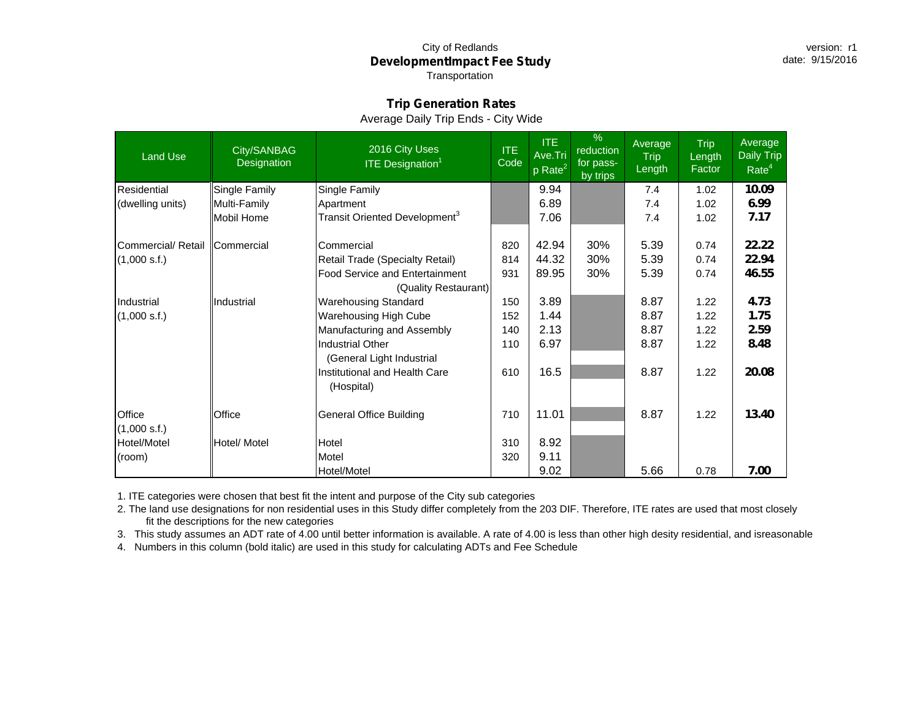City of Redlands
**Development Impact Fee Study**
Transportation

version: r1
date: 9/15/2016

## Trip Generation Rates

Average Daily Trip Ends - City Wide

| Land Use | City/SANBAG Designation | 2016 City Uses ITE Designation[1] | ITE Code | ITE Ave.Trip Rate[2] | % reduction for pass-by trips | Average Trip Length | Trip Length Factor | Average Daily Trip Rate[4] |
|---|---|---|---|---|---|---|---|---|
| Residential | Single Family | Single Family | | 9.94 | | 7.4 | 1.02 | **10.09** |
| (dwelling units) | Multi-Family | Apartment | | 6.89 | | 7.4 | 1.02 | **6.99** |
| | Mobil Home | Transit Oriented Development[3] | | 7.06 | | 7.4 | 1.02 | **7.17** |
| Commercial/ Retail | Commercial | Commercial | 820 | 42.94 | 30% | 5.39 | 0.74 | **22.22** |
| (1,000 s.f.) | | Retail Trade (Specialty Retail) | 814 | 44.32 | 30% | 5.39 | 0.74 | **22.94** |
| | | Food Service and Entertainment (Quality Restaurant) | 931 | 89.95 | 30% | 5.39 | 0.74 | **46.55** |
| Industrial | Industrial | Warehousing Standard | 150 | 3.89 | | 8.87 | 1.22 | **4.73** |
| (1,000 s.f.) | | Warehousing High Cube | 152 | 1.44 | | 8.87 | 1.22 | **1.75** |
| | | Manufacturing and Assembly | 140 | 2.13 | | 8.87 | 1.22 | **2.59** |
| | | Industrial Other (General Light Industrial | 110 | 6.97 | | 8.87 | 1.22 | **8.48** |
| | | Institutional and Health Care (Hospital) | 610 | 16.5 | | 8.87 | 1.22 | **20.08** |
| Office (1,000 s.f.) | Office | General Office Building | 710 | 11.01 | | 8.87 | 1.22 | **13.40** |
| Hotel/Motel | Hotel/ Motel | Hotel | 310 | 8.92 | | | | |
| (room) | | Motel | 320 | 9.11 | | | | |
| | | Hotel/Motel | | 9.02 | | 5.66 | 0.78 | **7.00** |

1. ITE categories were chosen that best fit the intent and purpose of the City sub categories
2. The land use designations for non residential uses in this Study differ completely from the 203 DIF. Therefore, ITE rates are used that most closely fit the descriptions for the new categories
3. This study assumes an ADT rate of 4.00 until better information is available. A rate of 4.00 is less than other high desity residential, and isreasonable
4. Numbers in this column (bold italic) are used in this study for calculating ADTs and Fee Schedule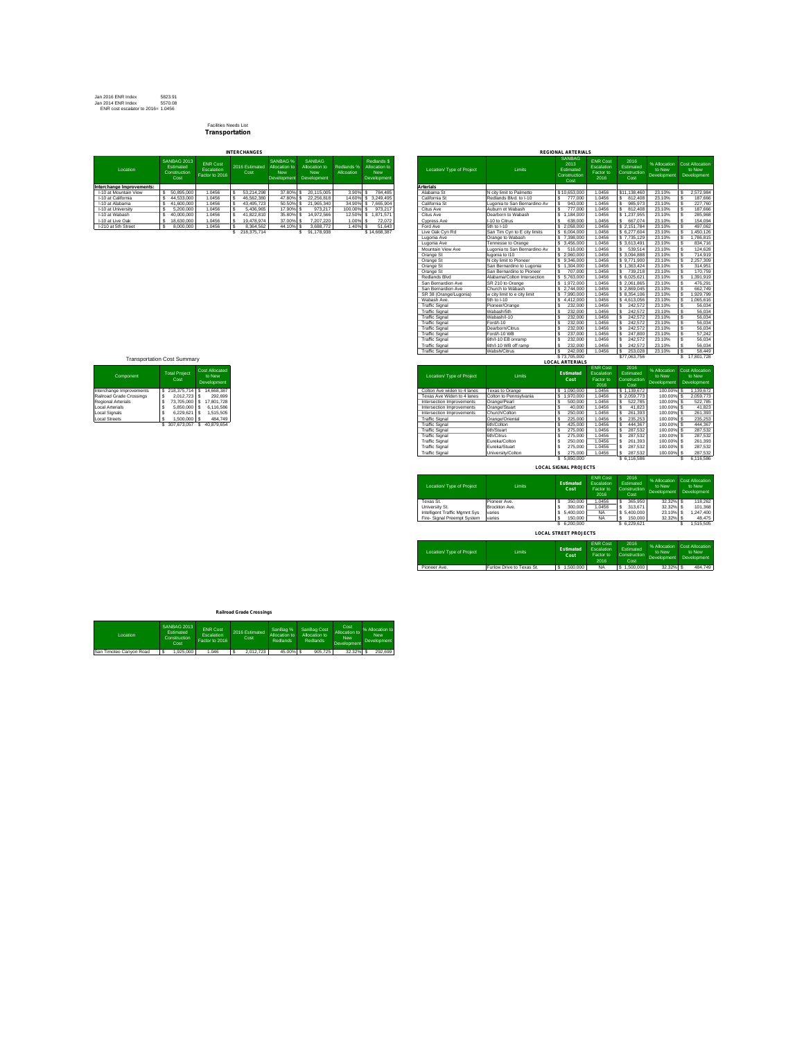Jan 2016 ENR Index 5823.91
Jan 2014 ENR Index 5570.08
ENR cost escalator to 2016= 1.0456

Facilities Needs List

**Transportation**

**INTERCHANGES**

| Location | SANBAG 2013 Estimated Construction Cost | ENR Cost Escalation Factor to 2016 | 2016 Estimated Cost | SANBAG % Allocation to New Development | SANBAG Allocation to New Development | Redlands % Allocation | Redlands $ Allocation to New Development |
|---|---|---|---|---|---|---|---|
| **Interchange Improvements:** | | | | | | | |
| I-10 at Mountain View | $ 50,895,000 | 1.0456 | $ 53,214,298 | 37.80% | $ 20,115,005 | 3.90% | $ 784,485 |
| I-10 at California | $ 44,533,000 | 1.0456 | $ 46,562,380 | 47.80% | $ 22,256,818 | 14.60% | $ 3,249,495 |
| I-10 at Alabama | $ 41,600,000 | 1.0456 | $ 43,495,723 | 50.50% | $ 21,965,340 | 34.90% | $ 7,665,904 |
| I-10 at University | $ 5,200,000 | 1.0456 | $ 5,436,965 | 17.90% | $ 973,217 | 100.00% | $ 973,217 |
| I-10 at Wabash | $ 40,000,000 | 1.0456 | $ 41,822,810 | 35.80% | $ 14,972,566 | 12.50% | $ 1,871,571 |
| I-10 at Live Oak | $ 18,630,000 | 1.0456 | $ 19,478,974 | 37.00% | $ 7,207,220 | 1.00% | $ 72,072 |
| I-210 at 5th Street | $ 8,000,000 | 1.0456 | $ 8,364,562 | 44.10% | $ 3,688,772 | 1.40% | $ 51,643 |
| | | | $ 218,375,714 | | $ 91,178,938 | | $ 14,668,387 |

**REGIONAL ARTERIALS**

| Location/ Type of Project | Limits | SANBAG 2013 Estimated Construction Cost | ENR Cost Escalation Factor to 2016 | 2016 Estimated Construction Cost | % Allocation to New Development | Cost Allocation to New Development |
|---|---|---|---|---|---|---|
| **Arterials** | | | | | | |
| Alabama St | N city limit to Palmetto | $ 10,653,000 | 1.0456 | $11,138,460 | 23.10% | $ 2,572,984 |
| California St | Redlands Blvd. to I-10 | $ 777,000 | 1.0456 | $ 812,408 | 23.10% | $ 187,666 |
| California St | Lugonia to San Bernardino Av | $ 943,000 | 1.0456 | $ 985,973 | 23.10% | $ 227,760 |
| Citus Ave | Auburn at Wabash | $ 777,000 | 1.0456 | $ 812,408 | 23.10% | $ 187,666 |
| Citus Ave | Dearborn to Wabash | $ 1,184,000 | 1.0456 | $ 1,237,955 | 23.10% | $ 285,968 |
| Cypress Ave | I-10 to Citrus | $ 638,000 | 1.0456 | $ 667,074 | 23.10% | $ 154,094 |
| Ford Ave | 5th to I-10 | $ 2,058,000 | 1.0456 | $ 2,151,784 | 23.10% | $ 497,062 |
| Live Oak Cyn Rd | San Tim Cyn to E city limits | $ 6,004,000 | 1.0456 | $ 6,277,604 | 23.10% | $ 1,450,126 |
| Lugonia Ave | Orange to Wabash | $ 7,398,000 | 1.0456 | $ 7,735,129 | 23.10% | $ 1,786,815 |
| Lugonia Ave | Tennesse to Orange | $ 3,456,000 | 1.0456 | $ 3,613,491 | 23.10% | $ 834,716 |
| Mountain View Ave | Lugonia to San Bernardino Av | $ 516,000 | 1.0456 | $ 539,514 | 23.10% | $ 124,628 |
| Orange St | lugonia to I10 | $ 2,960,000 | 1.0456 | $ 3,094,888 | 23.10% | $ 714,919 |
| Orange St | N city limit to Pioneer | $ 9,346,000 | 1.0456 | $ 9,771,900 | 23.10% | $ 2,257,309 |
| Orange St | San Bernardino to Lugonia | $ 1,304,000 | 1.0456 | $ 1,363,424 | 23.10% | $ 314,951 |
| Orange St | San Bernardino to Pioneer | $ 707,000 | 1.0456 | $ 739,218 | 23.10% | $ 170,759 |
| Redlands Blvd | Alabama/Colton Intersection | $ 5,763,000 | 1.0456 | $ 6,025,621 | 23.10% | $ 1,391,919 |
| San Bernardino Ave | SR 210 to Orange | $ 1,972,000 | 1.0456 | $ 2,061,865 | 23.10% | $ 476,291 |
| San Bernardino Ave | Church to Wabash | $ 2,744,000 | 1.0456 | $ 2,869,045 | 23.10% | $ 662,749 |
| SR 38 (Orange/Lugonia) | w city limit to e city limit | $ 7,990,000 | 1.0456 | $ 8,354,106 | 23.10% | $ 1,929,799 |
| Wabash Ave. | 5th to I-10 | $ 4,412,000 | 1.0456 | $ 4,613,056 | 23.10% | $ 1,065,616 |
| Traffic Signal | Pioneer/Orange | $ 232,000 | 1.0456 | $ 242,572 | 23.10% | $ 56,034 |
| Traffic Signal | Wabash/5th | $ 232,000 | 1.0456 | $ 242,572 | 23.10% | $ 56,034 |
| Traffic Signal | Wabash/I-10 | $ 232,000 | 1.0456 | $ 242,572 | 23.10% | $ 56,034 |
| Traffic Signal | Ford/I-10 | $ 232,000 | 1.0456 | $ 242,572 | 23.10% | $ 56,034 |
| Traffic Signal | Dearborn/Citrus | $ 232,000 | 1.0456 | $ 242,572 | 23.10% | $ 56,034 |
| Traffic Signal | Ford/I-10 WB | $ 237,000 | 1.0456 | $ 247,800 | 23.10% | $ 57,242 |
| Traffic Signal | 6th/I-10 EB onramp | $ 232,000 | 1.0456 | $ 242,572 | 23.10% | $ 56,034 |
| Traffic Signal | 6th/I-10 WB off ramp | $ 232,000 | 1.0456 | $ 242,572 | 23.10% | $ 56,034 |
| Traffic Signal | Wabsh/Citrus | $ 242,000 | 1.0456 | $ 253,028 | 23.10% | $ 58,449 |
| | | $ 73,705,000 | | $77,063,756 | | $ 17,801,728 |

**LOCAL ARTERIALS**

| Location/ Type of Project | Limits | Estimated Cost | ENR Cost Escalation Factor to 2016 | 2016 Estimated Construction Cost | % Allocation to New Development | Cost Allocation to New Development |
|---|---|---|---|---|---|---|
| Colton Ave widen to 4 lanes | Texas to Orange | $ 1,090,000 | 1.0456 | $ 1,139,672 | 100.00% | $ 1,139,672 |
| Texas Ave Widen to 4 lanes | Colton to Pennsylvania | $ 1,970,000 | 1.0456 | $ 2,059,773 | 100.00% | $ 2,059,773 |
| Intersection Improvements | Orange/Pearl | $ 500,000 | 1.0456 | $ 522,785 | 100.00% | $ 522,785 |
| Intersection Improvements | Orange/Stuart | $ 40,000 | 1.0456 | $ 41,823 | 100.00% | $ 41,823 |
| Intersection Improvements | Church/Colton | $ 250,000 | 1.0456 | $ 261,393 | 100.00% | $ 261,393 |
| Traffic Signal | Orange/Oriental | $ 225,000 | 1.0456 | $ 235,253 | 100.00% | $ 235,253 |
| Traffic Signal | 6th/Colton | $ 425,000 | 1.0456 | $ 444,367 | 100.00% | $ 444,367 |
| Traffic Signal | 6th/Stuart | $ 275,000 | 1.0456 | $ 287,532 | 100.00% | $ 287,532 |
| Traffic Signal | 6th/Citrus | $ 275,000 | 1.0456 | $ 287,532 | 100.00% | $ 287,532 |
| Traffic Signal | Eureka/Colton | $ 250,000 | 1.0456 | $ 261,393 | 100.00% | $ 261,393 |
| Traffic Signal | Eureka/Stuart | $ 275,000 | 1.0456 | $ 287,532 | 100.00% | $ 287,532 |
| Traffic Signal | University/Colton | $ 275,000 | 1.0456 | $ 287,532 | 100.00% | $ 287,532 |
| | | $ 5,850,000 | | $ 6,116,586 | | $ 6,116,586 |

**LOCAL SIGNAL PROJECTS**

| Location/ Type of Project | Limits | Estimated Cost | ENR Cost Escalation Factor to 2016 | 2016 Estimated Construction Cost | % Allocation to New Development | Cost Allocation to New Development |
|---|---|---|---|---|---|---|
| Texas St. | Pioneer Ave. | $ 350,000 | 1.0456 | $ 365,950 | 32.32% | $ 118,262 |
| University St. | Brockton Ave. | $ 300,000 | 1.0456 | $ 313,671 | 32.32% | $ 101,368 |
| Intelligent Traffic Mgmnt Sys | varies | $ 5,400,000 | NA | $ 5,400,000 | 23.10% | $ 1,247,400 |
| Fire- Signal Preempt System | varies | $ 150,000 | NA | $ 150,000 | 32.32% | $ 48,475 |
| | | $ 6,200,000 | | $ 6,229,621 | | $ 1,515,505 |

**LOCAL STREET PROJECTS**

| Location/ Type of Project | Limits | Estimated Cost | ENR Cost Escalation Factor to 2016 | 2016 Estimated Construction Cost | % Allocation to New Development | Cost Allocation to New Development |
|---|---|---|---|---|---|---|
| Pioneer Ave. | Furlow Drive to Texas St. | $ 1,500,000 | NA | $ 1,500,000 | 32.32% | $ 484,749 |

Transportation Cost Summary

| Component | Total Project Cost | Cost Allocated to New Development |
|---|---|---|
| Interchange Improvements | $ 218,375,714 | $ 14,668,387 |
| Railroad Grade Crossings | $ 2,012,723 | $ 292,699 |
| Regional Arterials | $ 73,705,000 | $ 17,801,728 |
| Local Arterials | $ 5,850,000 | $ 6,116,586 |
| Local Signals | $ 6,229,621 | $ 1,515,505 |
| Local Streets | $ 1,500,000 | $ 484,749 |
| | $ 307,673,057 | $ 40,879,654 |

**Railroad Grade Crossings**

| Location | SANBAG 2013 Estimated Construction Cost | ENR Cost Escalation Factor to 2016 | 2016 Estimated Cost | SanBag % Allocation to Redlands | SanBag Cost Allocation to Redlands | Cost Allocation to New Development | % Allocation to New Development |
|---|---|---|---|---|---|---|---|
| San Timoteo Canyon Road | $ 1,925,000 | 1.046 | $ 2,012,723 | 45.00% | $ 905,725 | 32.32% | $ 292,699 |